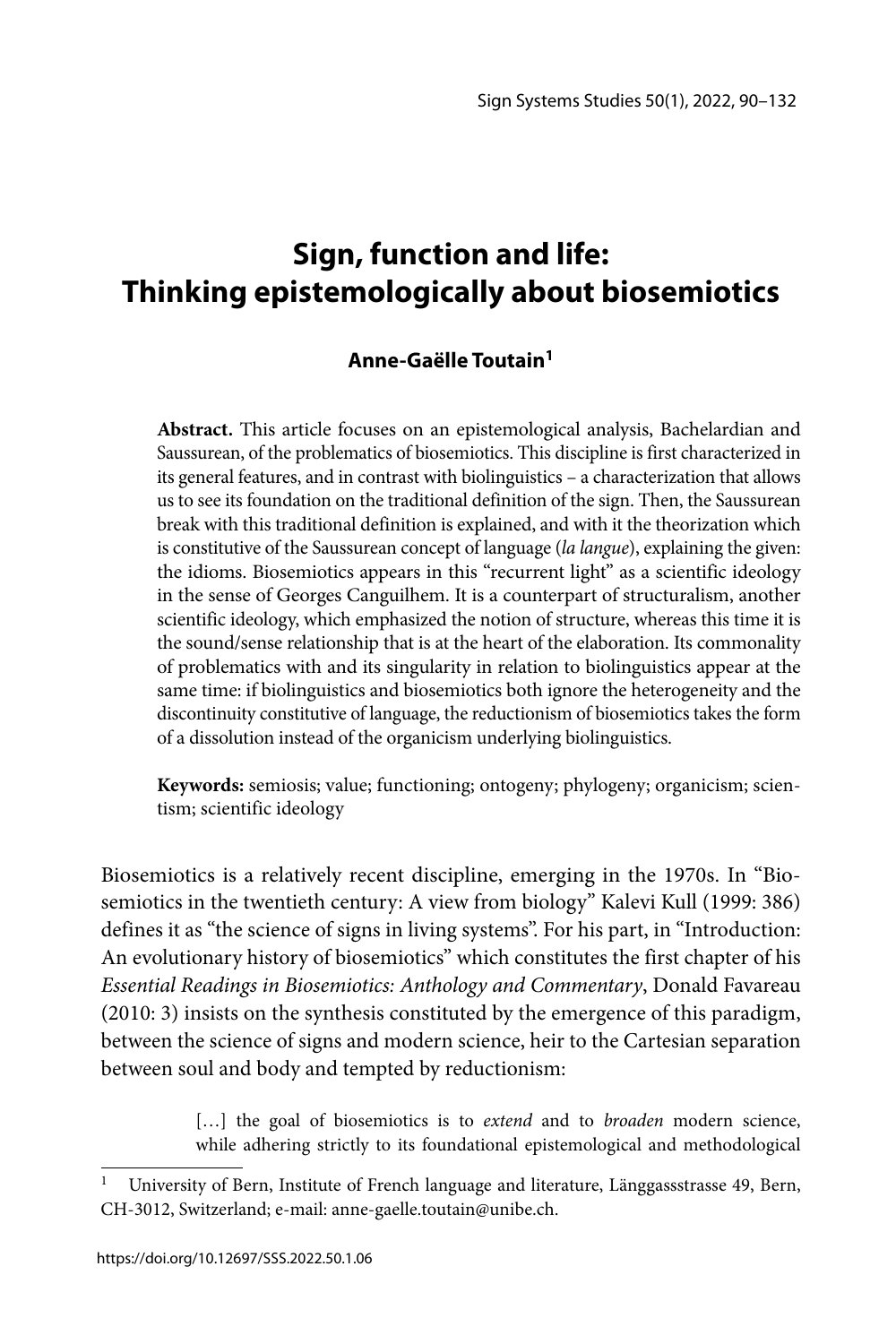# Sign, function and life: Thinking epistemologically about biosemiotics

**Anne-Gaëlle Toutain[1]**

**Abstract.** This article focuses on an epistemological analysis, Bachelardian and Saussurean, of the problematics of biosemiotics. This discipline is first characterized in its general features, and in contrast with biolinguistics – a characterization that allows us to see its foundation on the traditional definition of the sign. Then, the Saussurean break with this traditional definition is explained, and with it the theorization which is constitutive of the Saussurean concept of language (*la langue*), explaining the given: the idioms. Biosemiotics appears in this "recurrent light" as a scientific ideology in the sense of Georges Canguilhem. It is a counterpart of structuralism, another scientific ideology, which emphasized the notion of structure, whereas this time it is the sound/sense relationship that is at the heart of the elaboration. Its commonality of problematics with and its singularity in relation to biolinguistics appear at the same time: if biolinguistics and biosemiotics both ignore the heterogeneity and the discontinuity constitutive of language, the reductionism of biosemiotics takes the form of a dissolution instead of the organicism underlying biolinguistics.

**Keywords:** semiosis; value; functioning; ontogeny; phylogeny; organicism; scientism; scientific ideology

Biosemiotics is a relatively recent discipline, emerging in the 1970s. In "Biosemiotics in the twentieth century: A view from biology" Kalevi Kull (1999: 386) defines it as "the science of signs in living systems". For his part, in "Introduction: An evolutionary history of biosemiotics" which constitutes the first chapter of his *Essential Readings in Biosemiotics: Anthology and Commentary*, Donald Favareau (2010: 3) insists on the synthesis constituted by the emergence of this paradigm, between the science of signs and modern science, heir to the Cartesian separation between soul and body and tempted by reductionism:

> […] the goal of biosemiotics is to *extend* and to *broaden* modern science, while adhering strictly to its foundational epistemological and methodological

[1] University of Bern, Institute of French language and literature, Länggassstrasse 49, Bern, CH-3012, Switzerland; e-mail: anne-gaelle.toutain@unibe.ch.

https://doi.org/10.12697/SSS.2022.50.1.06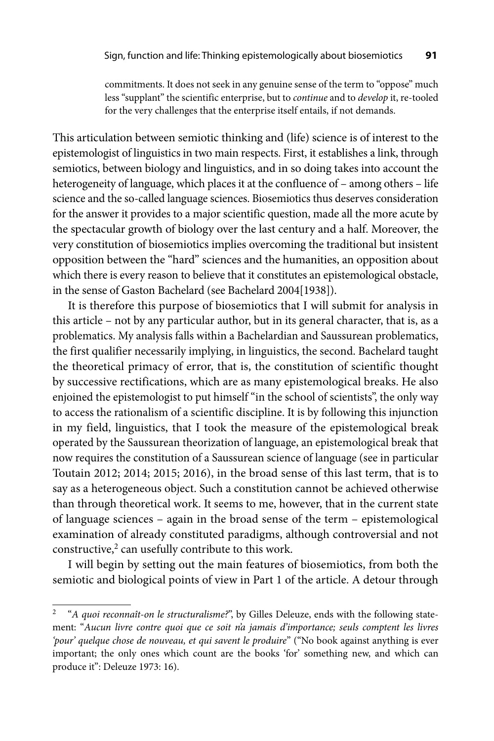commitments. It does not seek in any genuine sense of the term to "oppose" much less "supplant" the scientific enterprise, but to *continue* and to *develop* it, re-tooled for the very challenges that the enterprise itself entails, if not demands.

This articulation between semiotic thinking and (life) science is of interest to the epistemologist of linguistics in two main respects. First, it establishes a link, through semiotics, between biology and linguistics, and in so doing takes into account the heterogeneity of language, which places it at the confluence of – among others – life science and the so-called language sciences. Biosemiotics thus deserves consideration for the answer it provides to a major scientific question, made all the more acute by the spectacular growth of biology over the last century and a half. Moreover, the very constitution of biosemiotics implies overcoming the traditional but insistent opposition between the "hard" sciences and the humanities, an opposition about which there is every reason to believe that it constitutes an epistemological obstacle, in the sense of Gaston Bachelard (see Bachelard 2004[1938]).

It is therefore this purpose of biosemiotics that I will submit for analysis in this article – not by any particular author, but in its general character, that is, as a problematics. My analysis falls within a Bachelardian and Saussurean problematics, the first qualifier necessarily implying, in linguistics, the second. Bachelard taught the theoretical primacy of error, that is, the constitution of scientific thought by successive rectifications, which are as many epistemological breaks. He also enjoined the epistemologist to put himself "in the school of scientists", the only way to access the rationalism of a scientific discipline. It is by following this injunction in my field, linguistics, that I took the measure of the epistemological break operated by the Saussurean theorization of language, an epistemological break that now requires the constitution of a Saussurean science of language (see in particular Toutain 2012; 2014; 2015; 2016), in the broad sense of this last term, that is to say as a heterogeneous object. Such a constitution cannot be achieved otherwise than through theoretical work. It seems to me, however, that in the current state of language sciences – again in the broad sense of the term – epistemological examination of already constituted paradigms, although controversial and not constructive,[2] can usefully contribute to this work.

I will begin by setting out the main features of biosemiotics, from both the semiotic and biological points of view in Part 1 of the article. A detour through

[2] "*A quoi reconnaît-on le structuralisme?*", by Gilles Deleuze, ends with the following statement: "*Aucun livre contre quoi que ce soit n'a jamais d'importance; seuls comptent les livres 'pour' quelque chose de nouveau, et qui savent le produire*" ("No book against anything is ever important; the only ones which count are the books 'for' something new, and which can produce it": Deleuze 1973: 16).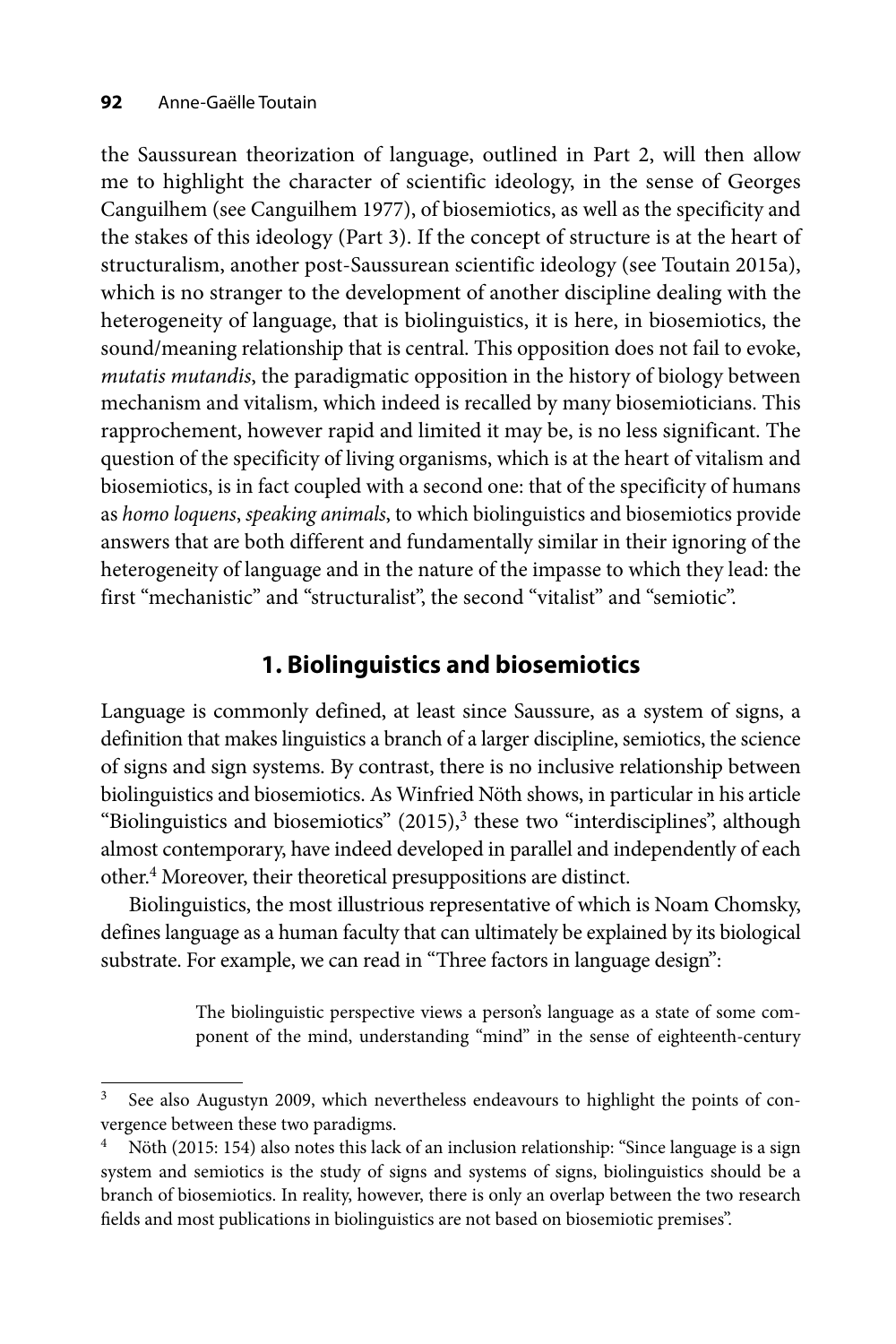the Saussurean theorization of language, outlined in Part 2, will then allow me to highlight the character of scientific ideology, in the sense of Georges Canguilhem (see Canguilhem 1977), of biosemiotics, as well as the specificity and the stakes of this ideology (Part 3). If the concept of structure is at the heart of structuralism, another post-Saussurean scientific ideology (see Toutain 2015a), which is no stranger to the development of another discipline dealing with the heterogeneity of language, that is biolinguistics, it is here, in biosemiotics, the sound/meaning relationship that is central. This opposition does not fail to evoke, *mutatis mutandis*, the paradigmatic opposition in the history of biology between mechanism and vitalism, which indeed is recalled by many biosemioticians. This rapprochement, however rapid and limited it may be, is no less significant. The question of the specificity of living organisms, which is at the heart of vitalism and biosemiotics, is in fact coupled with a second one: that of the specificity of humans as *homo loquens*, *speaking animals*, to which biolinguistics and biosemiotics provide answers that are both different and fundamentally similar in their ignoring of the heterogeneity of language and in the nature of the impasse to which they lead: the first "mechanistic" and "structuralist", the second "vitalist" and "semiotic".

## 1. Biolinguistics and biosemiotics

Language is commonly defined, at least since Saussure, as a system of signs, a definition that makes linguistics a branch of a larger discipline, semiotics, the science of signs and sign systems. By contrast, there is no inclusive relationship between biolinguistics and biosemiotics. As Winfried Nöth shows, in particular in his article "Biolinguistics and biosemiotics" (2015),[3] these two "interdisciplines", although almost contemporary, have indeed developed in parallel and independently of each other.[4] Moreover, their theoretical presuppositions are distinct.

Biolinguistics, the most illustrious representative of which is Noam Chomsky, defines language as a human faculty that can ultimately be explained by its biological substrate. For example, we can read in "Three factors in language design":

> The biolinguistic perspective views a person's language as a state of some component of the mind, understanding "mind" in the sense of eighteenth-century

---

[3] See also Augustyn 2009, which nevertheless endeavours to highlight the points of convergence between these two paradigms.

[4] Nöth (2015: 154) also notes this lack of an inclusion relationship: "Since language is a sign system and semiotics is the study of signs and systems of signs, biolinguistics should be a branch of biosemiotics. In reality, however, there is only an overlap between the two research fields and most publications in biolinguistics are not based on biosemiotic premises".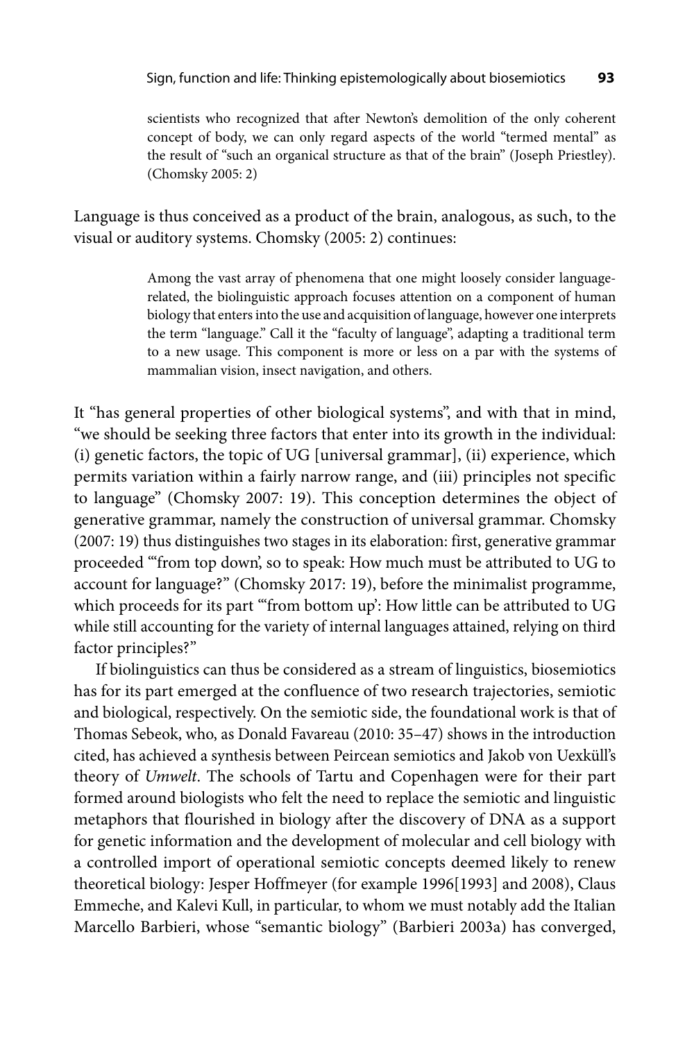> scientists who recognized that after Newton's demolition of the only coherent concept of body, we can only regard aspects of the world "termed mental" as the result of "such an organical structure as that of the brain" (Joseph Priestley). (Chomsky 2005: 2)

Language is thus conceived as a product of the brain, analogous, as such, to the visual or auditory systems. Chomsky (2005: 2) continues:

> Among the vast array of phenomena that one might loosely consider language-related, the biolinguistic approach focuses attention on a component of human biology that enters into the use and acquisition of language, however one interprets the term "language." Call it the "faculty of language", adapting a traditional term to a new usage. This component is more or less on a par with the systems of mammalian vision, insect navigation, and others.

It "has general properties of other biological systems", and with that in mind, "we should be seeking three factors that enter into its growth in the individual: (i) genetic factors, the topic of UG [universal grammar], (ii) experience, which permits variation within a fairly narrow range, and (iii) principles not specific to language" (Chomsky 2007: 19). This conception determines the object of generative grammar, namely the construction of universal grammar. Chomsky (2007: 19) thus distinguishes two stages in its elaboration: first, generative grammar proceeded "'from top down', so to speak: How much must be attributed to UG to account for language?" (Chomsky 2017: 19), before the minimalist programme, which proceeds for its part "'from bottom up': How little can be attributed to UG while still accounting for the variety of internal languages attained, relying on third factor principles?"

If biolinguistics can thus be considered as a stream of linguistics, biosemiotics has for its part emerged at the confluence of two research trajectories, semiotic and biological, respectively. On the semiotic side, the foundational work is that of Thomas Sebeok, who, as Donald Favareau (2010: 35–47) shows in the introduction cited, has achieved a synthesis between Peircean semiotics and Jakob von Uexküll's theory of *Umwelt*. The schools of Tartu and Copenhagen were for their part formed around biologists who felt the need to replace the semiotic and linguistic metaphors that flourished in biology after the discovery of DNA as a support for genetic information and the development of molecular and cell biology with a controlled import of operational semiotic concepts deemed likely to renew theoretical biology: Jesper Hoffmeyer (for example 1996[1993] and 2008), Claus Emmeche, and Kalevi Kull, in particular, to whom we must notably add the Italian Marcello Barbieri, whose "semantic biology" (Barbieri 2003a) has converged,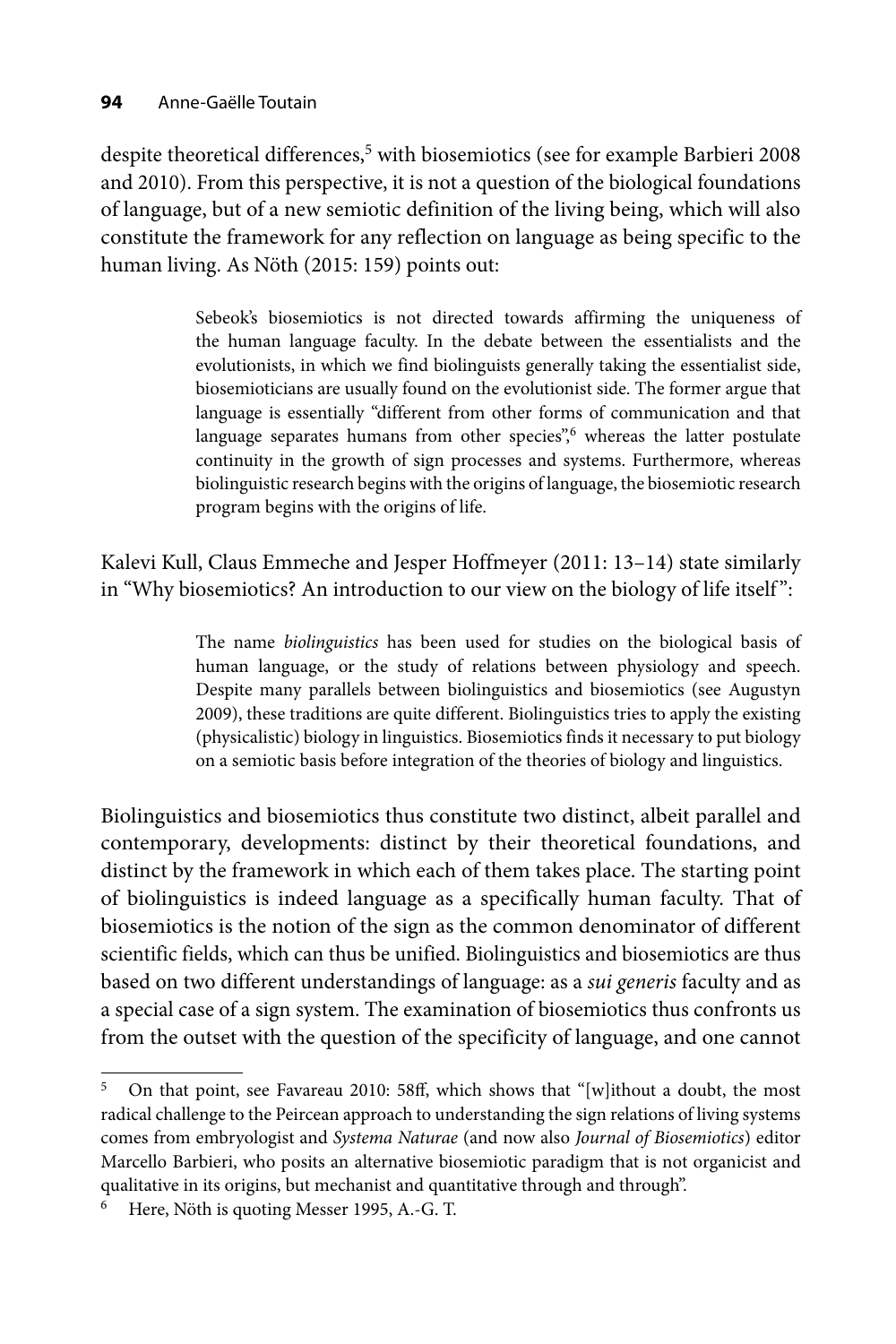despite theoretical differences,[5] with biosemiotics (see for example Barbieri 2008 and 2010). From this perspective, it is not a question of the biological foundations of language, but of a new semiotic definition of the living being, which will also constitute the framework for any reflection on language as being specific to the human living. As Nöth (2015: 159) points out:

> Sebeok's biosemiotics is not directed towards affirming the uniqueness of the human language faculty. In the debate between the essentialists and the evolutionists, in which we find biolinguists generally taking the essentialist side, biosemioticians are usually found on the evolutionist side. The former argue that language is essentially "different from other forms of communication and that language separates humans from other species",[6] whereas the latter postulate continuity in the growth of sign processes and systems. Furthermore, whereas biolinguistic research begins with the origins of language, the biosemiotic research program begins with the origins of life.

Kalevi Kull, Claus Emmeche and Jesper Hoffmeyer (2011: 13–14) state similarly in "Why biosemiotics? An introduction to our view on the biology of life itself":

> The name *biolinguistics* has been used for studies on the biological basis of human language, or the study of relations between physiology and speech. Despite many parallels between biolinguistics and biosemiotics (see Augustyn 2009), these traditions are quite different. Biolinguistics tries to apply the existing (physicalistic) biology in linguistics. Biosemiotics finds it necessary to put biology on a semiotic basis before integration of the theories of biology and linguistics.

Biolinguistics and biosemiotics thus constitute two distinct, albeit parallel and contemporary, developments: distinct by their theoretical foundations, and distinct by the framework in which each of them takes place. The starting point of biolinguistics is indeed language as a specifically human faculty. That of biosemiotics is the notion of the sign as the common denominator of different scientific fields, which can thus be unified. Biolinguistics and biosemiotics are thus based on two different understandings of language: as a *sui generis* faculty and as a special case of a sign system. The examination of biosemiotics thus confronts us from the outset with the question of the specificity of language, and one cannot

---

[5] On that point, see Favareau 2010: 58ff, which shows that "[w]ithout a doubt, the most radical challenge to the Peircean approach to understanding the sign relations of living systems comes from embryologist and *Systema Naturae* (and now also *Journal of Biosemiotics*) editor Marcello Barbieri, who posits an alternative biosemiotic paradigm that is not organicist and qualitative in its origins, but mechanist and quantitative through and through".

[6] Here, Nöth is quoting Messer 1995, A.-G. T.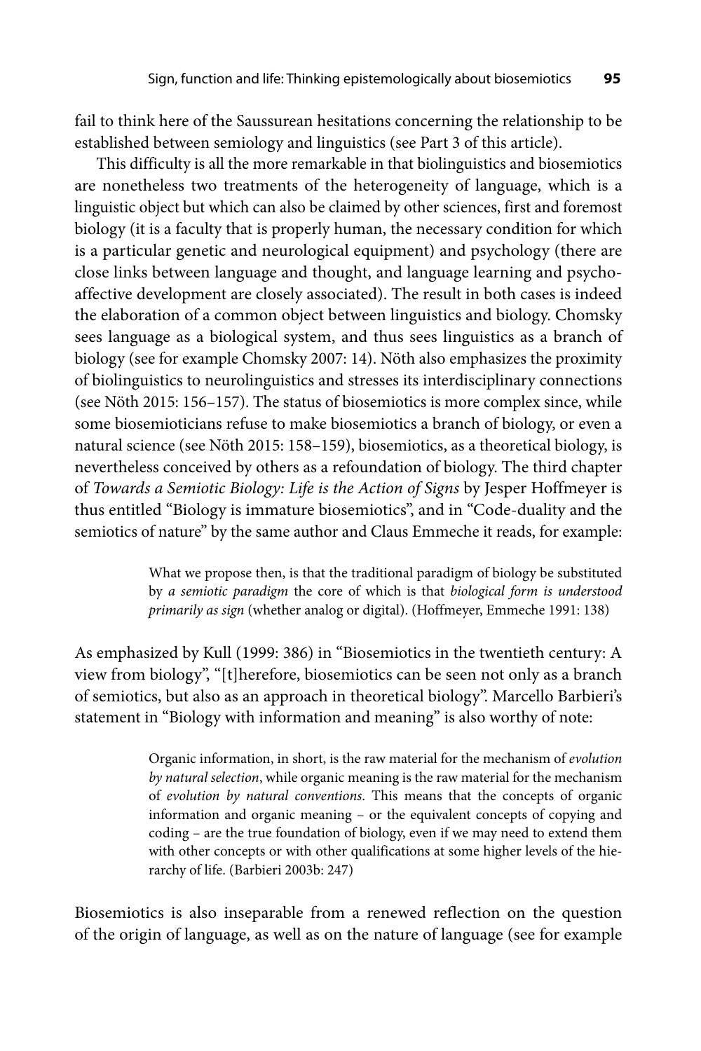fail to think here of the Saussurean hesitations concerning the relationship to be established between semiology and linguistics (see Part 3 of this article).

This difficulty is all the more remarkable in that biolinguistics and biosemiotics are nonetheless two treatments of the heterogeneity of language, which is a linguistic object but which can also be claimed by other sciences, first and foremost biology (it is a faculty that is properly human, the necessary condition for which is a particular genetic and neurological equipment) and psychology (there are close links between language and thought, and language learning and psycho-affective development are closely associated). The result in both cases is indeed the elaboration of a common object between linguistics and biology. Chomsky sees language as a biological system, and thus sees linguistics as a branch of biology (see for example Chomsky 2007: 14). Nöth also emphasizes the proximity of biolinguistics to neurolinguistics and stresses its interdisciplinary connections (see Nöth 2015: 156–157). The status of biosemiotics is more complex since, while some biosemioticians refuse to make biosemiotics a branch of biology, or even a natural science (see Nöth 2015: 158–159), biosemiotics, as a theoretical biology, is nevertheless conceived by others as a refoundation of biology. The third chapter of *Towards a Semiotic Biology: Life is the Action of Signs* by Jesper Hoffmeyer is thus entitled "Biology is immature biosemiotics", and in "Code-duality and the semiotics of nature" by the same author and Claus Emmeche it reads, for example:

> What we propose then, is that the traditional paradigm of biology be substituted by *a semiotic paradigm* the core of which is that *biological form is understood primarily as sign* (whether analog or digital). (Hoffmeyer, Emmeche 1991: 138)

As emphasized by Kull (1999: 386) in "Biosemiotics in the twentieth century: A view from biology", "[t]herefore, biosemiotics can be seen not only as a branch of semiotics, but also as an approach in theoretical biology". Marcello Barbieri's statement in "Biology with information and meaning" is also worthy of note:

> Organic information, in short, is the raw material for the mechanism of *evolution by natural selection*, while organic meaning is the raw material for the mechanism of *evolution by natural conventions*. This means that the concepts of organic information and organic meaning – or the equivalent concepts of copying and coding – are the true foundation of biology, even if we may need to extend them with other concepts or with other qualifications at some higher levels of the hierarchy of life. (Barbieri 2003b: 247)

Biosemiotics is also inseparable from a renewed reflection on the question of the origin of language, as well as on the nature of language (see for example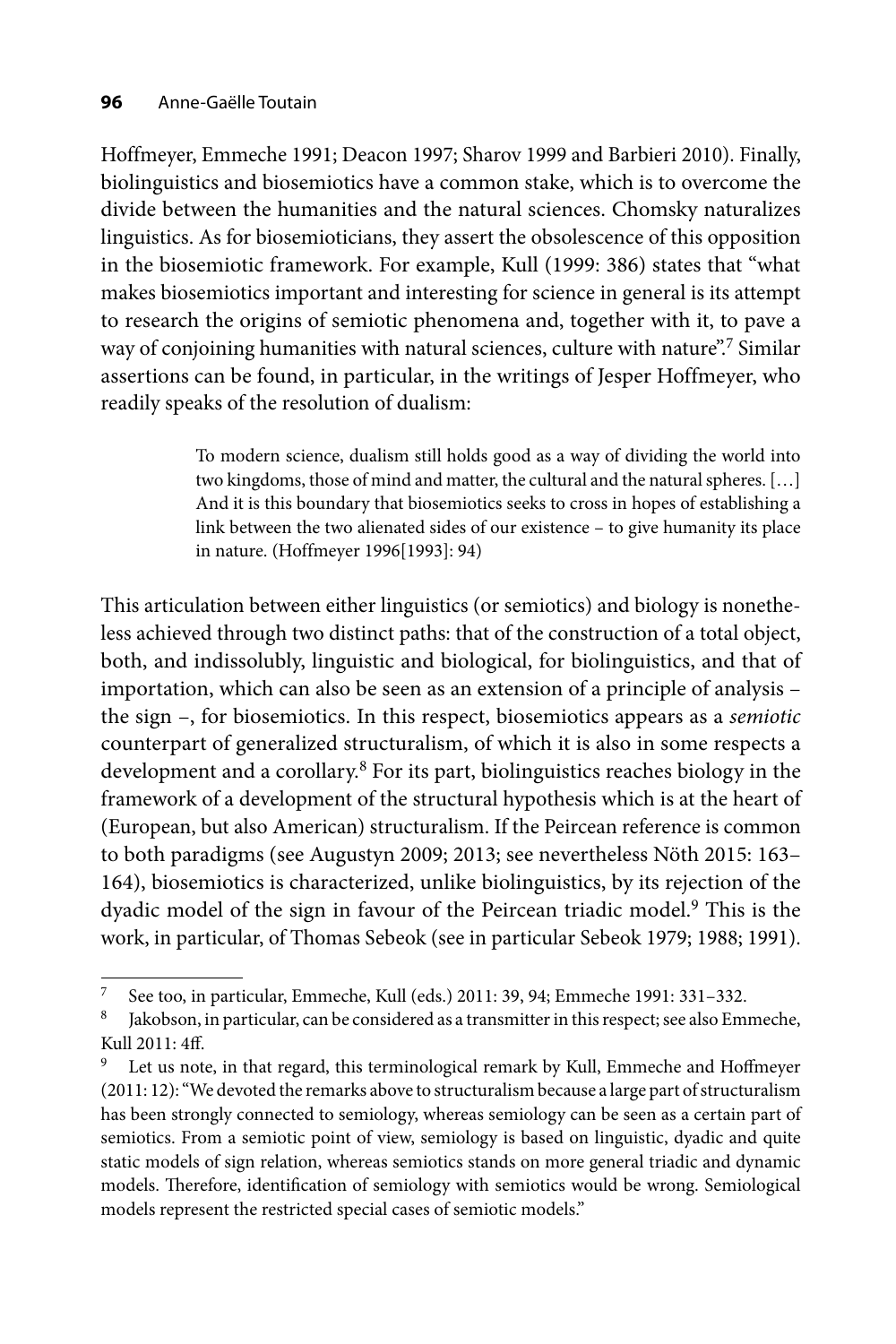Hoffmeyer, Emmeche 1991; Deacon 1997; Sharov 1999 and Barbieri 2010). Finally, biolinguistics and biosemiotics have a common stake, which is to overcome the divide between the humanities and the natural sciences. Chomsky naturalizes linguistics. As for biosemioticians, they assert the obsolescence of this opposition in the biosemiotic framework. For example, Kull (1999: 386) states that "what makes biosemiotics important and interesting for science in general is its attempt to research the origins of semiotic phenomena and, together with it, to pave a way of conjoining humanities with natural sciences, culture with nature".[7] Similar assertions can be found, in particular, in the writings of Jesper Hoffmeyer, who readily speaks of the resolution of dualism:

> To modern science, dualism still holds good as a way of dividing the world into two kingdoms, those of mind and matter, the cultural and the natural spheres. […] And it is this boundary that biosemiotics seeks to cross in hopes of establishing a link between the two alienated sides of our existence – to give humanity its place in nature. (Hoffmeyer 1996[1993]: 94)

This articulation between either linguistics (or semiotics) and biology is nonetheless achieved through two distinct paths: that of the construction of a total object, both, and indissolubly, linguistic and biological, for biolinguistics, and that of importation, which can also be seen as an extension of a principle of analysis – the sign –, for biosemiotics. In this respect, biosemiotics appears as a *semiotic* counterpart of generalized structuralism, of which it is also in some respects a development and a corollary.[8] For its part, biolinguistics reaches biology in the framework of a development of the structural hypothesis which is at the heart of (European, but also American) structuralism. If the Peircean reference is common to both paradigms (see Augustyn 2009; 2013; see nevertheless Nöth 2015: 163–164), biosemiotics is characterized, unlike biolinguistics, by its rejection of the dyadic model of the sign in favour of the Peircean triadic model.[9] This is the work, in particular, of Thomas Sebeok (see in particular Sebeok 1979; 1988; 1991).

---

[7] See too, in particular, Emmeche, Kull (eds.) 2011: 39, 94; Emmeche 1991: 331–332.

[8] Jakobson, in particular, can be considered as a transmitter in this respect; see also Emmeche, Kull 2011: 4ff.

[9] Let us note, in that regard, this terminological remark by Kull, Emmeche and Hoffmeyer (2011: 12): "We devoted the remarks above to structuralism because a large part of structuralism has been strongly connected to semiology, whereas semiology can be seen as a certain part of semiotics. From a semiotic point of view, semiology is based on linguistic, dyadic and quite static models of sign relation, whereas semiotics stands on more general triadic and dynamic models. Therefore, identification of semiology with semiotics would be wrong. Semiological models represent the restricted special cases of semiotic models."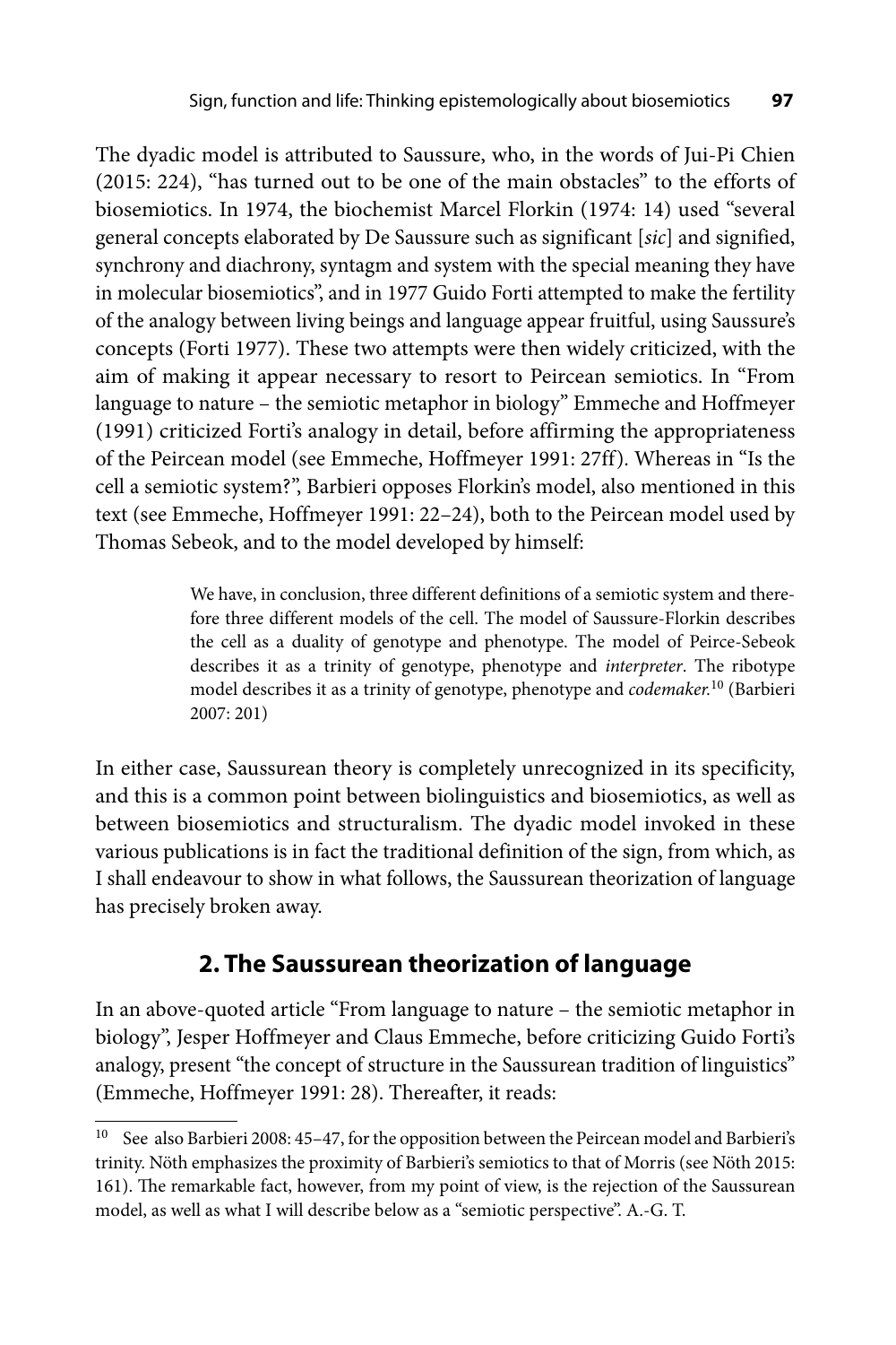The dyadic model is attributed to Saussure, who, in the words of Jui-Pi Chien (2015: 224), "has turned out to be one of the main obstacles" to the efforts of biosemiotics. In 1974, the biochemist Marcel Florkin (1974: 14) used "several general concepts elaborated by De Saussure such as significant [*sic*] and signified, synchrony and diachrony, syntagm and system with the special meaning they have in molecular biosemiotics", and in 1977 Guido Forti attempted to make the fertility of the analogy between living beings and language appear fruitful, using Saussure's concepts (Forti 1977). These two attempts were then widely criticized, with the aim of making it appear necessary to resort to Peircean semiotics. In "From language to nature – the semiotic metaphor in biology" Emmeche and Hoffmeyer (1991) criticized Forti's analogy in detail, before affirming the appropriateness of the Peircean model (see Emmeche, Hoffmeyer 1991: 27ff). Whereas in "Is the cell a semiotic system?", Barbieri opposes Florkin's model, also mentioned in this text (see Emmeche, Hoffmeyer 1991: 22–24), both to the Peircean model used by Thomas Sebeok, and to the model developed by himself:

> We have, in conclusion, three different definitions of a semiotic system and therefore three different models of the cell. The model of Saussure-Florkin describes the cell as a duality of genotype and phenotype. The model of Peirce-Sebeok describes it as a trinity of genotype, phenotype and *interpreter*. The ribotype model describes it as a trinity of genotype, phenotype and *codemaker.*[10] (Barbieri 2007: 201)

In either case, Saussurean theory is completely unrecognized in its specificity, and this is a common point between biolinguistics and biosemiotics, as well as between biosemiotics and structuralism. The dyadic model invoked in these various publications is in fact the traditional definition of the sign, from which, as I shall endeavour to show in what follows, the Saussurean theorization of language has precisely broken away.

## 2. The Saussurean theorization of language

In an above-quoted article "From language to nature – the semiotic metaphor in biology", Jesper Hoffmeyer and Claus Emmeche, before criticizing Guido Forti's analogy, present "the concept of structure in the Saussurean tradition of linguistics" (Emmeche, Hoffmeyer 1991: 28). Thereafter, it reads:

---

[10] See also Barbieri 2008: 45–47, for the opposition between the Peircean model and Barbieri's trinity. Nöth emphasizes the proximity of Barbieri's semiotics to that of Morris (see Nöth 2015: 161). The remarkable fact, however, from my point of view, is the rejection of the Saussurean model, as well as what I will describe below as a "semiotic perspective". A.-G. T.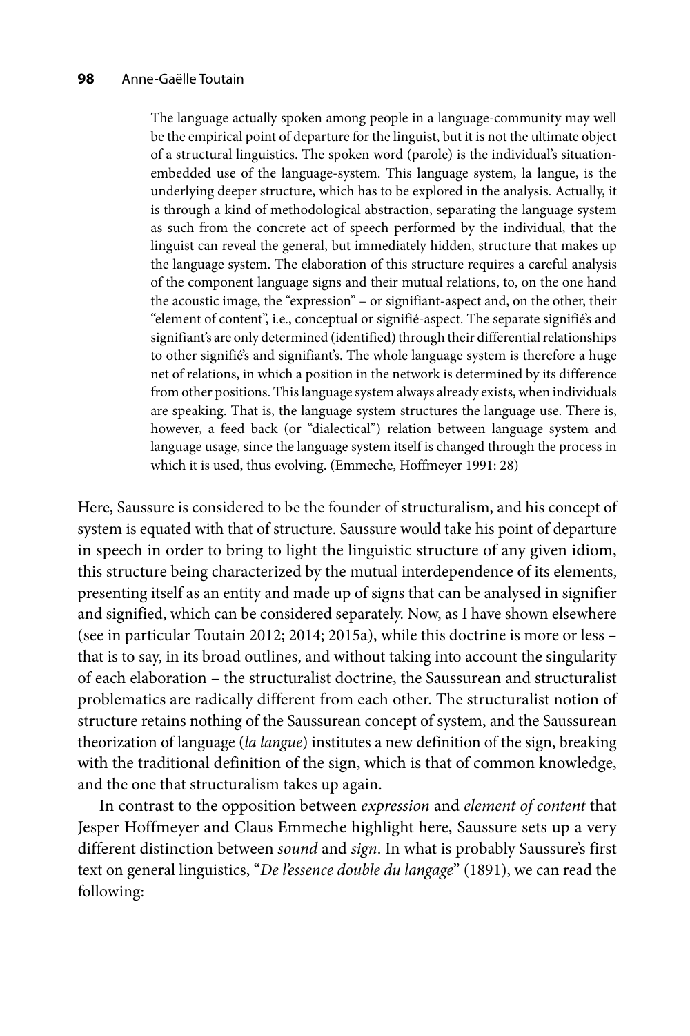> The language actually spoken among people in a language-community may well be the empirical point of departure for the linguist, but it is not the ultimate object of a structural linguistics. The spoken word (parole) is the individual's situation-embedded use of the language-system. This language system, la langue, is the underlying deeper structure, which has to be explored in the analysis. Actually, it is through a kind of methodological abstraction, separating the language system as such from the concrete act of speech performed by the individual, that the linguist can reveal the general, but immediately hidden, structure that makes up the language system. The elaboration of this structure requires a careful analysis of the component language signs and their mutual relations, to, on the one hand the acoustic image, the "expression" – or signifiant-aspect and, on the other, their "element of content", i.e., conceptual or signifié-aspect. The separate signifié's and signifiant's are only determined (identified) through their differential relationships to other signifié's and signifiant's. The whole language system is therefore a huge net of relations, in which a position in the network is determined by its difference from other positions. This language system always already exists, when individuals are speaking. That is, the language system structures the language use. There is, however, a feed back (or "dialectical") relation between language system and language usage, since the language system itself is changed through the process in which it is used, thus evolving. (Emmeche, Hoffmeyer 1991: 28)

Here, Saussure is considered to be the founder of structuralism, and his concept of system is equated with that of structure. Saussure would take his point of departure in speech in order to bring to light the linguistic structure of any given idiom, this structure being characterized by the mutual interdependence of its elements, presenting itself as an entity and made up of signs that can be analysed in signifier and signified, which can be considered separately. Now, as I have shown elsewhere (see in particular Toutain 2012; 2014; 2015a), while this doctrine is more or less – that is to say, in its broad outlines, and without taking into account the singularity of each elaboration – the structuralist doctrine, the Saussurean and structuralist problematics are radically different from each other. The structuralist notion of structure retains nothing of the Saussurean concept of system, and the Saussurean theorization of language (*la langue*) institutes a new definition of the sign, breaking with the traditional definition of the sign, which is that of common knowledge, and the one that structuralism takes up again.

In contrast to the opposition between *expression* and *element of content* that Jesper Hoffmeyer and Claus Emmeche highlight here, Saussure sets up a very different distinction between *sound* and *sign*. In what is probably Saussure's first text on general linguistics, "*De l'essence double du langage*" (1891), we can read the following: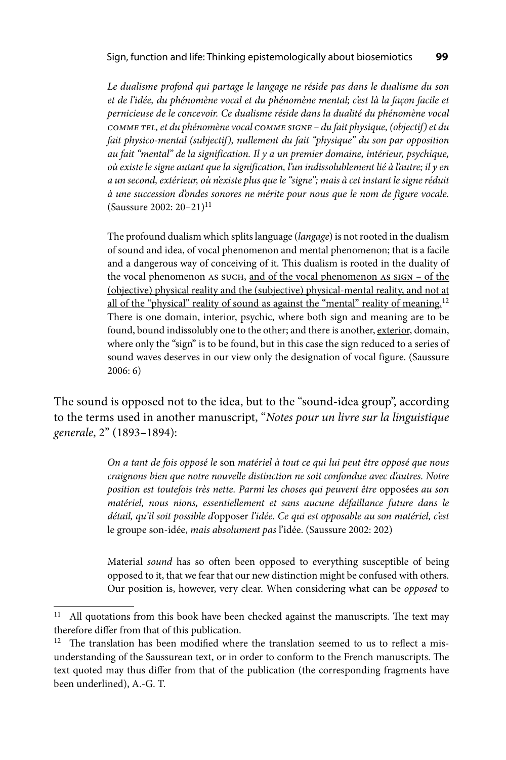> *Le dualisme profond qui partage le langage ne réside pas dans le dualisme du son et de l'idée, du phénomène vocal et du phénomène mental; c'est là la façon facile et pernicieuse de le concevoir. Ce dualisme réside dans la dualité du phénomène vocal* COMME TEL, *et du phénomène vocal* COMME SIGNE *– du fait physique, (objectif) et du fait physico-mental (subjectif), nullement du fait "physique" du son par opposition au fait "mental" de la signification. Il y a un premier domaine, intérieur, psychique, où existe le signe autant que la signification, l'un indissolublement lié à l'autre; il y en a un second, extérieur, où n'existe plus que le "signe"; mais à cet instant le signe réduit à une succession d'ondes sonores ne mérite pour nous que le nom de figure vocale.* (Saussure 2002: 20–21)[11]

> The profound dualism which splits language (*langage*) is not rooted in the dualism of sound and idea, of vocal phenomenon and mental phenomenon; that is a facile and a dangerous way of conceiving of it. This dualism is rooted in the duality of the vocal phenomenon AS SUCH, <u>and of the vocal phenomenon AS SIGN – of the (objective) physical reality and the (subjective) physical-mental reality, and not at all of the "physical" reality of sound as against the "mental" reality of meaning.</u>[12] There is one domain, interior, psychic, where both sign and meaning are to be found, bound indissolubly one to the other; and there is another, <u>exterior</u>, domain, where only the "sign" is to be found, but in this case the sign reduced to a series of sound waves deserves in our view only the designation of vocal figure. (Saussure 2006: 6)

The sound is opposed not to the idea, but to the "sound-idea group", according to the terms used in another manuscript, "*Notes pour un livre sur la linguistique generale*, 2" (1893–1894):

> *On a tant de fois opposé le* son *matériel à tout ce qui lui peut être opposé que nous craignons bien que notre nouvelle distinction ne soit confondue avec d'autres. Notre position est toutefois très nette. Parmi les choses qui peuvent être* opposées *au son matériel, nous nions, essentiellement et sans aucune défaillance future dans le détail, qu'il soit possible d'*opposer *l'idée. Ce qui est opposable au son matériel, c'est* le groupe son-idée, *mais absolument pas* l'idée. (Saussure 2002: 202)

> Material *sound* has so often been opposed to everything susceptible of being opposed to it, that we fear that our new distinction might be confused with others. Our position is, however, very clear. When considering what can be *opposed* to

[11] All quotations from this book have been checked against the manuscripts. The text may therefore differ from that of this publication.

[12] The translation has been modified where the translation seemed to us to reflect a misunderstanding of the Saussurean text, or in order to conform to the French manuscripts. The text quoted may thus differ from that of the publication (the corresponding fragments have been underlined), A.-G. T.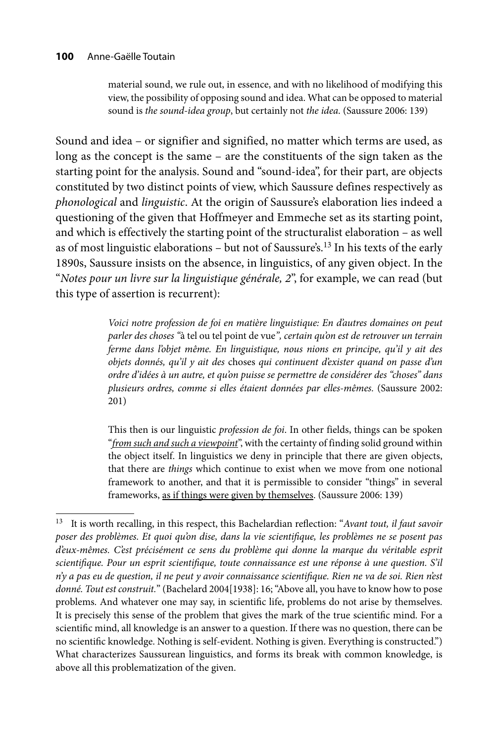> material sound, we rule out, in essence, and with no likelihood of modifying this view, the possibility of opposing sound and idea. What can be opposed to material sound is *the sound-idea group*, but certainly not *the idea*. (Saussure 2006: 139)

Sound and idea – or signifier and signified, no matter which terms are used, as long as the concept is the same – are the constituents of the sign taken as the starting point for the analysis. Sound and "sound-idea", for their part, are objects constituted by two distinct points of view, which Saussure defines respectively as *phonological* and *linguistic*. At the origin of Saussure's elaboration lies indeed a questioning of the given that Hoffmeyer and Emmeche set as its starting point, and which is effectively the starting point of the structuralist elaboration – as well as of most linguistic elaborations – but not of Saussure's.[13] In his texts of the early 1890s, Saussure insists on the absence, in linguistics, of any given object. In the "*Notes pour un livre sur la linguistique générale, 2*", for example, we can read (but this type of assertion is recurrent):

> *Voici notre profession de foi en matière linguistique: En d'autres domaines on peut parler des choses "*à tel ou tel point de vue*", certain qu'on est de retrouver un terrain ferme dans l'objet même. En linguistique, nous nions en principe, qu'il y ait des objets donnés, qu'il y ait des* choses *qui continuent d'exister quand on passe d'un ordre d'idées à un autre, et qu'on puisse se permettre de considérer des "choses" dans plusieurs ordres, comme si elles étaient données par elles-mêmes.* (Saussure 2002: 201)

> This then is our linguistic *profession de foi*. In other fields, things can be spoken "*from such and such a viewpoint*", with the certainty of finding solid ground within the object itself. In linguistics we deny in principle that there are given objects, that there are *things* which continue to exist when we move from one notional framework to another, and that it is permissible to consider "things" in several frameworks, as if things were given by themselves. (Saussure 2006: 139)

---

[13] It is worth recalling, in this respect, this Bachelardian reflection: "*Avant tout, il faut savoir poser des problèmes. Et quoi qu'on dise, dans la vie scientifique, les problèmes ne se posent pas d'eux-mêmes. C'est précisément ce sens du problème qui donne la marque du véritable esprit scientifique. Pour un esprit scientifique, toute connaissance est une réponse à une question. S'il n'y a pas eu de question, il ne peut y avoir connaissance scientifique. Rien ne va de soi. Rien n'est donné. Tout est construit.*" (Bachelard 2004[1938]: 16; "Above all, you have to know how to pose problems. And whatever one may say, in scientific life, problems do not arise by themselves. It is precisely this sense of the problem that gives the mark of the true scientific mind. For a scientific mind, all knowledge is an answer to a question. If there was no question, there can be no scientific knowledge. Nothing is self-evident. Nothing is given. Everything is constructed.") What characterizes Saussurean linguistics, and forms its break with common knowledge, is above all this problematization of the given.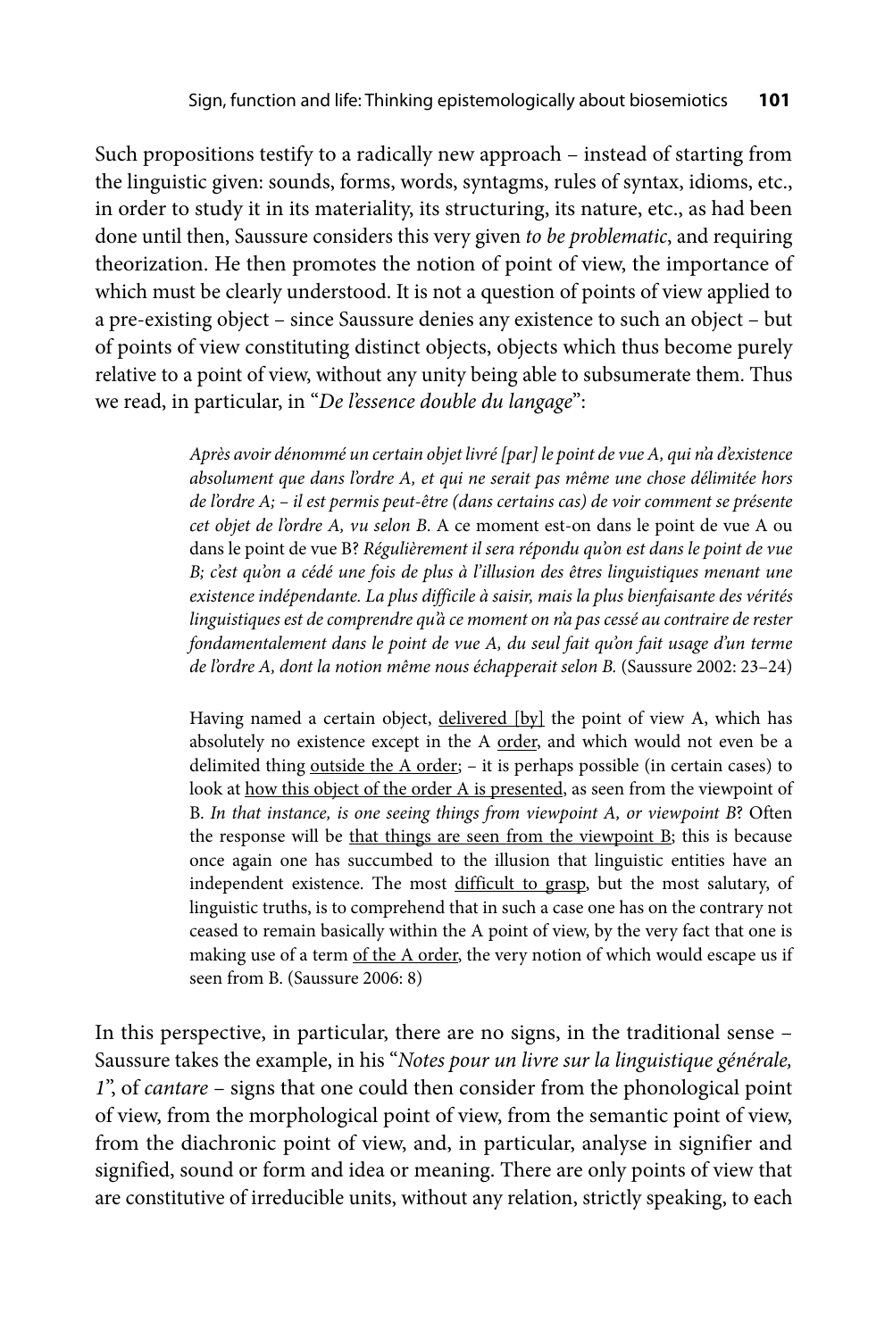Such propositions testify to a radically new approach – instead of starting from the linguistic given: sounds, forms, words, syntagms, rules of syntax, idioms, etc., in order to study it in its materiality, its structuring, its nature, etc., as had been done until then, Saussure considers this very given *to be problematic*, and requiring theorization. He then promotes the notion of point of view, the importance of which must be clearly understood. It is not a question of points of view applied to a pre-existing object – since Saussure denies any existence to such an object – but of points of view constituting distinct objects, objects which thus become purely relative to a point of view, without any unity being able to subsumerate them. Thus we read, in particular, in "*De l'essence double du langage*":

> *Après avoir dénommé un certain objet livré [par] le point de vue A, qui n'a d'existence absolument que dans l'ordre A, et qui ne serait pas même une chose délimitée hors de l'ordre A; – il est permis peut-être (dans certains cas) de voir comment se présente cet objet de l'ordre A, vu selon B.* A ce moment est-on dans le point de vue A ou dans le point de vue B? *Régulièrement il sera répondu qu'on est dans le point de vue B; c'est qu'on a cédé une fois de plus à l'illusion des êtres linguistiques menant une existence indépendante. La plus difficile à saisir, mais la plus bienfaisante des vérités linguistiques est de comprendre qu'à ce moment on n'a pas cessé au contraire de rester fondamentalement dans le point de vue A, du seul fait qu'on fait usage d'un terme de l'ordre A, dont la notion même nous échapperait selon B.* (Saussure 2002: 23–24)

> Having named a certain object, <u>delivered [by]</u> the point of view A, which has absolutely no existence except in the A <u>order</u>, and which would not even be a delimited thing <u>outside the A order</u>; – it is perhaps possible (in certain cases) to look at <u>how this object of the order A is presented</u>, as seen from the viewpoint of B. *In that instance, is one seeing things from viewpoint A, or viewpoint B*? Often the response will be <u>that things are seen from the viewpoint B</u>; this is because once again one has succumbed to the illusion that linguistic entities have an independent existence. The most <u>difficult to grasp</u>, but the most salutary, of linguistic truths, is to comprehend that in such a case one has on the contrary not ceased to remain basically within the A point of view, by the very fact that one is making use of a term <u>of the A order</u>, the very notion of which would escape us if seen from B. (Saussure 2006: 8)

In this perspective, in particular, there are no signs, in the traditional sense – Saussure takes the example, in his "*Notes pour un livre sur la linguistique générale, 1*", of *cantare* – signs that one could then consider from the phonological point of view, from the morphological point of view, from the semantic point of view, from the diachronic point of view, and, in particular, analyse in signifier and signified, sound or form and idea or meaning. There are only points of view that are constitutive of irreducible units, without any relation, strictly speaking, to each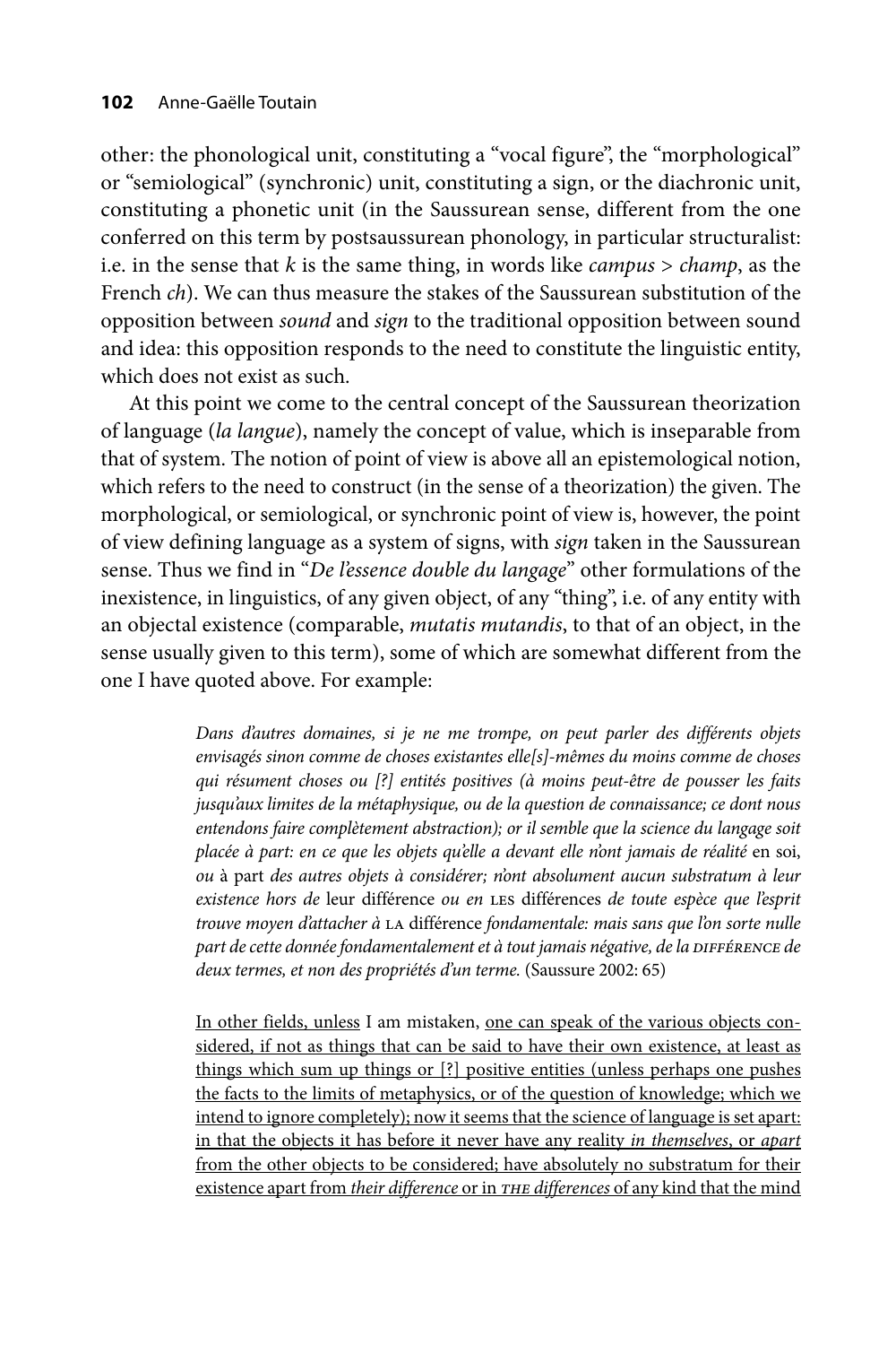other: the phonological unit, constituting a "vocal figure", the "morphological" or "semiological" (synchronic) unit, constituting a sign, or the diachronic unit, constituting a phonetic unit (in the Saussurean sense, different from the one conferred on this term by postsaussurean phonology, in particular structuralist: i.e. in the sense that *k* is the same thing, in words like *campus* > *champ*, as the French *ch*). We can thus measure the stakes of the Saussurean substitution of the opposition between *sound* and *sign* to the traditional opposition between sound and idea: this opposition responds to the need to constitute the linguistic entity, which does not exist as such.

At this point we come to the central concept of the Saussurean theorization of language (*la langue*), namely the concept of value, which is inseparable from that of system. The notion of point of view is above all an epistemological notion, which refers to the need to construct (in the sense of a theorization) the given. The morphological, or semiological, or synchronic point of view is, however, the point of view defining language as a system of signs, with *sign* taken in the Saussurean sense. Thus we find in "*De l'essence double du langage*" other formulations of the inexistence, in linguistics, of any given object, of any "thing", i.e. of any entity with an objectal existence (comparable, *mutatis mutandis*, to that of an object, in the sense usually given to this term), some of which are somewhat different from the one I have quoted above. For example:

> *Dans d'autres domaines, si je ne me trompe, on peut parler des différents objets envisagés sinon comme de choses existantes elle[s]-mêmes du moins comme de choses qui résument choses ou [?] entités positives (à moins peut-être de pousser les faits jusqu'aux limites de la métaphysique, ou de la question de connaissance; ce dont nous entendons faire complètement abstraction); or il semble que la science du langage soit placée à part: en ce que les objets qu'elle a devant elle n'ont jamais de réalité* en soi, *ou* à part *des autres objets à considérer; n'ont absolument aucun substratum à leur existence hors de* leur différence *ou en* LES différences *de toute espèce que l'esprit trouve moyen d'attacher à* LA différence *fondamentale: mais sans que l'on sorte nulle part de cette donnée fondamentalement et à tout jamais négative, de la* DIFFÉRENCE *de deux termes, et non des propriétés d'un terme.* (Saussure 2002: 65)
>
> <u>In other fields, unless</u> I am mistaken, <u>one can speak of the various objects considered, if not as things that can be said to have their own existence, at least as things which sum up things or [?] positive entities (unless perhaps one pushes the facts to the limits of metaphysics, or of the question of knowledge; which we intend to ignore completely); now it seems that the science of language is set apart: in that the objects it has before it never have any reality *in themselves*, or *apart* from the other objects to be considered; have absolutely no substratum for their existence apart from *their difference* or in *THE differences* of any kind that the mind</u>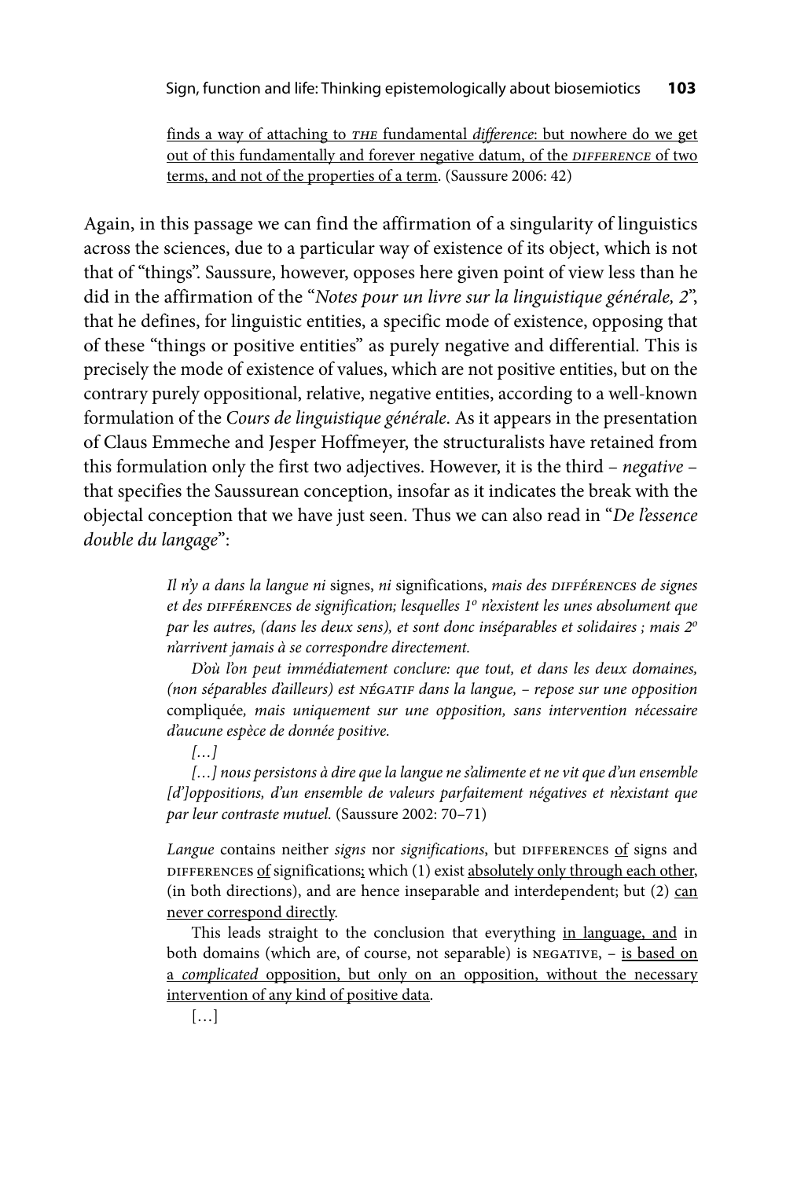finds a way of attaching to *THE* fundamental *difference*: but nowhere do we get out of this fundamentally and forever negative datum, of the *DIFFERENCE* of two terms, and not of the properties of a term. (Saussure 2006: 42)

Again, in this passage we can find the affirmation of a singularity of linguistics across the sciences, due to a particular way of existence of its object, which is not that of "things". Saussure, however, opposes here given point of view less than he did in the affirmation of the "*Notes pour un livre sur la linguistique générale, 2*", that he defines, for linguistic entities, a specific mode of existence, opposing that of these "things or positive entities" as purely negative and differential. This is precisely the mode of existence of values, which are not positive entities, but on the contrary purely oppositional, relative, negative entities, according to a well-known formulation of the *Cours de linguistique générale*. As it appears in the presentation of Claus Emmeche and Jesper Hoffmeyer, the structuralists have retained from this formulation only the first two adjectives. However, it is the third – *negative* – that specifies the Saussurean conception, insofar as it indicates the break with the objectal conception that we have just seen. Thus we can also read in "*De l'essence double du langage*":

> *Il n'y a dans la langue ni* signes, *ni* significations, *mais des* DIFFÉRENCES *de signes et des* DIFFÉRENCES *de signification; lesquelles 1º n'existent les unes absolument que par les autres, (dans les deux sens), et sont donc inséparables et solidaires ; mais 2º n'arrivent jamais à se correspondre directement.*
>
> *D'où l'on peut immédiatement conclure: que tout, et dans les deux domaines, (non séparables d'ailleurs) est* NÉGATIF *dans la langue, – repose sur une opposition* compliquée*, mais uniquement sur une opposition, sans intervention nécessaire d'aucune espèce de donnée positive.*
>
> *[…]*
>
> *[…] nous persistons à dire que la langue ne s'alimente et ne vit que d'un ensemble [d']oppositions, d'un ensemble de valeurs parfaitement négatives et n'existant que par leur contraste mutuel.* (Saussure 2002: 70–71)
>
> *Langue* contains neither *signs* nor *significations*, but DIFFERENCES of signs and DIFFERENCES of significations; which (1) exist absolutely only through each other, (in both directions), and are hence inseparable and interdependent; but (2) can never correspond directly.
>
> This leads straight to the conclusion that everything in language, and in both domains (which are, of course, not separable) is NEGATIVE, – is based on a *complicated* opposition, but only on an opposition, without the necessary intervention of any kind of positive data.
>
> […]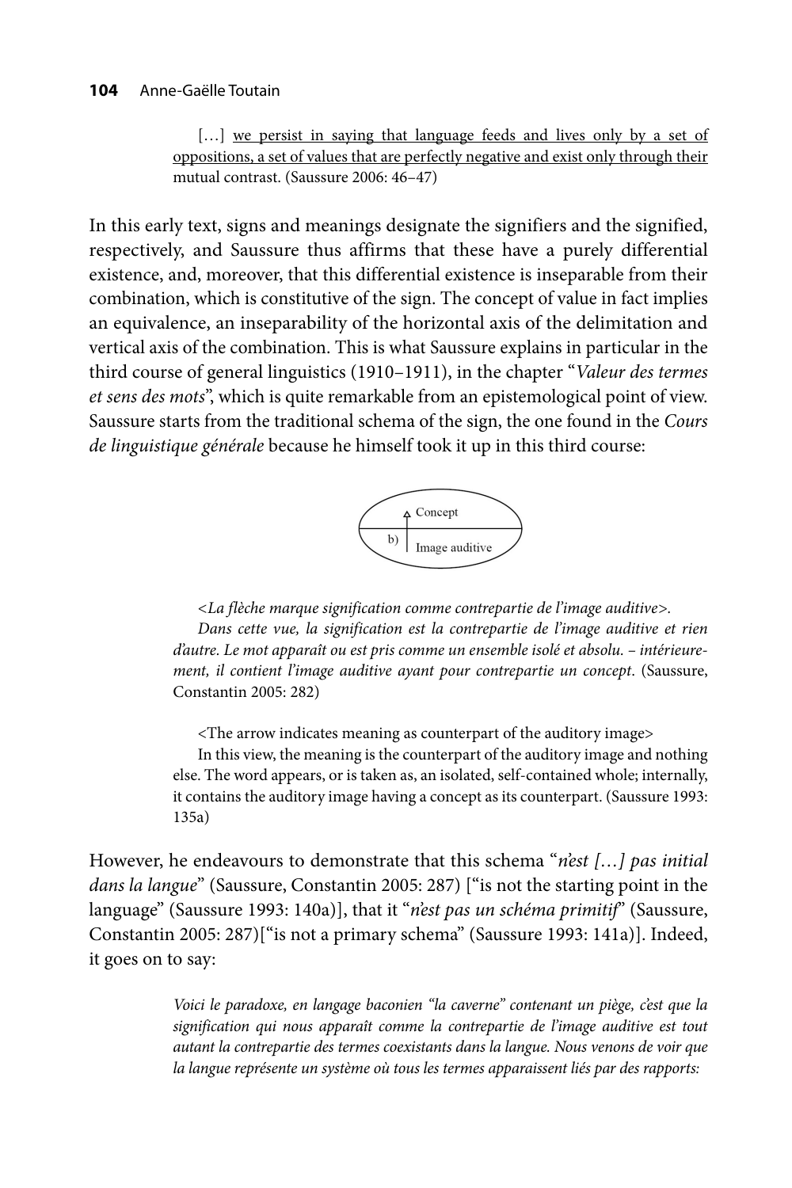[…] <u>we persist in saying that language feeds and lives only by a set of oppositions, a set of values that are perfectly negative and exist only through their</u> mutual contrast. (Saussure 2006: 46–47)

In this early text, signs and meanings designate the signifiers and the signified, respectively, and Saussure thus affirms that these have a purely differential existence, and, moreover, that this differential existence is inseparable from their combination, which is constitutive of the sign. The concept of value in fact implies an equivalence, an inseparability of the horizontal axis of the delimitation and vertical axis of the combination. This is what Saussure explains in particular in the third course of general linguistics (1910–1911), in the chapter "*Valeur des termes et sens des mots*", which is quite remarkable from an epistemological point of view. Saussure starts from the traditional schema of the sign, the one found in the *Cours de linguistique générale* because he himself took it up in this third course:

b) Concept / Image auditive

> *<La flèche marque signification comme contrepartie de l'image auditive>.*
> *Dans cette vue, la signification est la contrepartie de l'image auditive et rien d'autre. Le mot apparaît ou est pris comme un ensemble isolé et absolu. – intérieurement, il contient l'image auditive ayant pour contrepartie un concept*. (Saussure, Constantin 2005: 282)

> <The arrow indicates meaning as counterpart of the auditory image>
> In this view, the meaning is the counterpart of the auditory image and nothing else. The word appears, or is taken as, an isolated, self-contained whole; internally, it contains the auditory image having a concept as its counterpart. (Saussure 1993: 135a)

However, he endeavours to demonstrate that this schema "*n'est […] pas initial dans la langue*" (Saussure, Constantin 2005: 287) ["is not the starting point in the language" (Saussure 1993: 140a)], that it "*n'est pas un schéma primitif*" (Saussure, Constantin 2005: 287)["is not a primary schema" (Saussure 1993: 141a)]. Indeed, it goes on to say:

> *Voici le paradoxe, en langage baconien "la caverne" contenant un piège, c'est que la signification qui nous apparaît comme la contrepartie de l'image auditive est tout autant la contrepartie des termes coexistants dans la langue. Nous venons de voir que la langue représente un système où tous les termes apparaissent liés par des rapports:*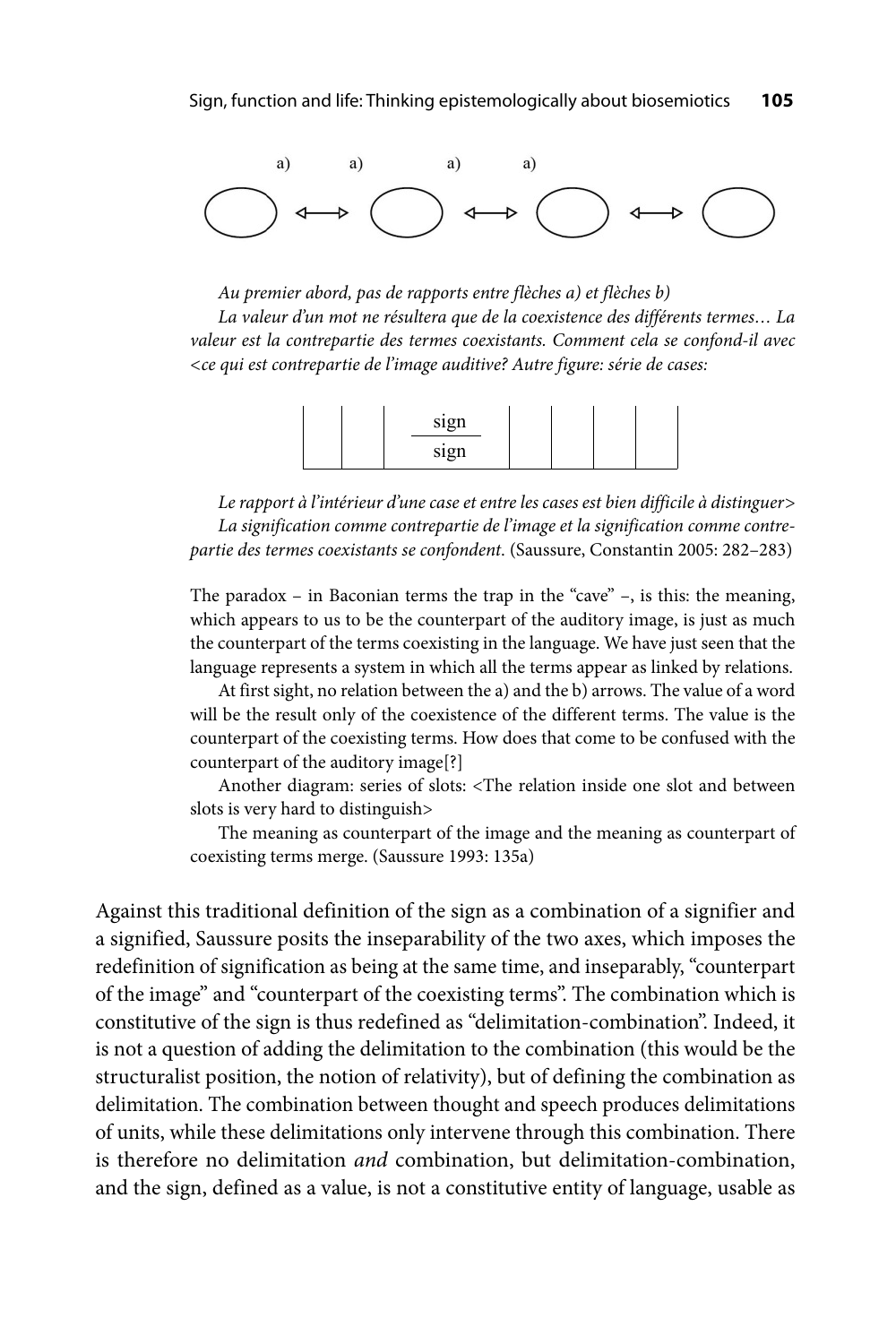a) a) a) a)

*Au premier abord, pas de rapports entre flèches a) et flèches b)*
*La valeur d'un mot ne résultera que de la coexistence des différents termes… La valeur est la contrepartie des termes coexistants. Comment cela se confond-il avec <ce qui est contrepartie de l'image auditive? Autre figure: série de cases:*

| | | sign / sign | | | | |
|---|---|---|---|---|---|---|

*Le rapport à l'intérieur d'une case et entre les cases est bien difficile à distinguer>*
*La signification comme contrepartie de l'image et la signification comme contrepartie des termes coexistants se confondent.* (Saussure, Constantin 2005: 282–283)

The paradox – in Baconian terms the trap in the "cave" –, is this: the meaning, which appears to us to be the counterpart of the auditory image, is just as much the counterpart of the terms coexisting in the language. We have just seen that the language represents a system in which all the terms appear as linked by relations.

At first sight, no relation between the a) and the b) arrows. The value of a word will be the result only of the coexistence of the different terms. The value is the counterpart of the coexisting terms. How does that come to be confused with the counterpart of the auditory image[?]

Another diagram: series of slots: <The relation inside one slot and between slots is very hard to distinguish>

The meaning as counterpart of the image and the meaning as counterpart of coexisting terms merge. (Saussure 1993: 135a)

Against this traditional definition of the sign as a combination of a signifier and a signified, Saussure posits the inseparability of the two axes, which imposes the redefinition of signification as being at the same time, and inseparably, "counterpart of the image" and "counterpart of the coexisting terms". The combination which is constitutive of the sign is thus redefined as "delimitation-combination". Indeed, it is not a question of adding the delimitation to the combination (this would be the structuralist position, the notion of relativity), but of defining the combination as delimitation. The combination between thought and speech produces delimitations of units, while these delimitations only intervene through this combination. There is therefore no delimitation *and* combination, but delimitation-combination, and the sign, defined as a value, is not a constitutive entity of language, usable as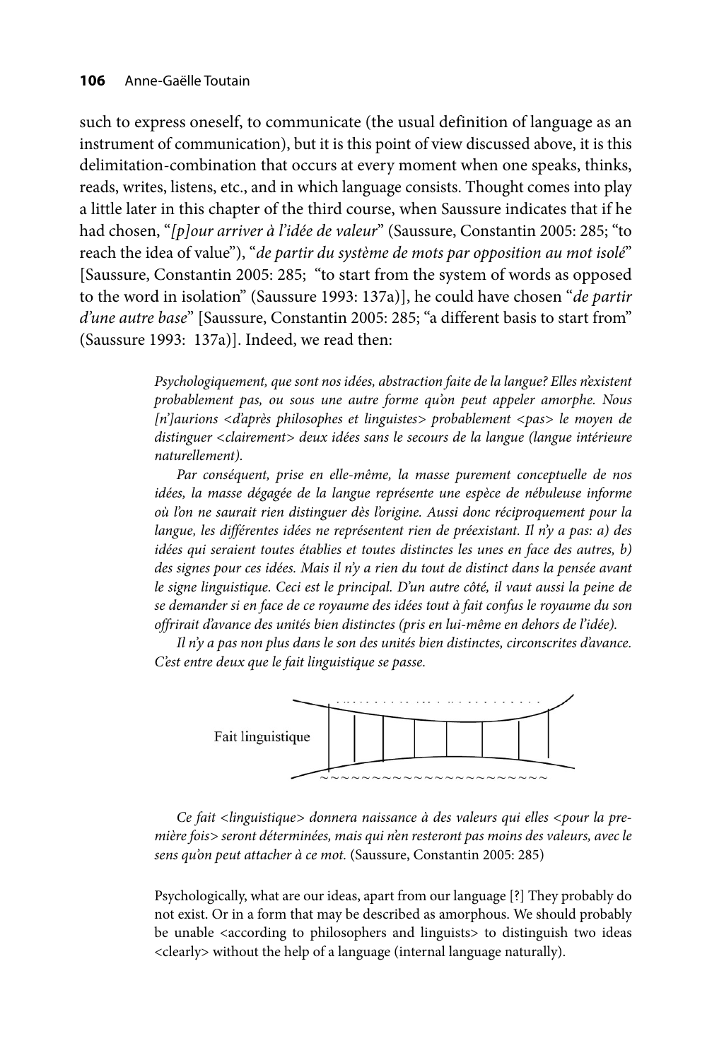such to express oneself, to communicate (the usual definition of language as an instrument of communication), but it is this point of view discussed above, it is this delimitation-combination that occurs at every moment when one speaks, thinks, reads, writes, listens, etc., and in which language consists. Thought comes into play a little later in this chapter of the third course, when Saussure indicates that if he had chosen, "*[p]our arriver à l'idée de valeur*" (Saussure, Constantin 2005: 285; "to reach the idea of value"), "*de partir du système de mots par opposition au mot isolé*" [Saussure, Constantin 2005: 285; "to start from the system of words as opposed to the word in isolation" (Saussure 1993: 137a)], he could have chosen "*de partir d'une autre base*" [Saussure, Constantin 2005: 285; "a different basis to start from" (Saussure 1993: 137a)]. Indeed, we read then:

> *Psychologiquement, que sont nos idées, abstraction faite de la langue? Elles n'existent probablement pas, ou sous une autre forme qu'on peut appeler amorphe. Nous [n']aurions <d'après philosophes et linguistes> probablement <pas> le moyen de distinguer <clairement> deux idées sans le secours de la langue (langue intérieure naturellement).*
>
> *Par conséquent, prise en elle-même, la masse purement conceptuelle de nos idées, la masse dégagée de la langue représente une espèce de nébuleuse informe où l'on ne saurait rien distinguer dès l'origine. Aussi donc réciproquement pour la langue, les différentes idées ne représentent rien de préexistant. Il n'y a pas: a) des idées qui seraient toutes établies et toutes distinctes les unes en face des autres, b) des signes pour ces idées. Mais il n'y a rien du tout de distinct dans la pensée avant le signe linguistique. Ceci est le principal. D'un autre côté, il vaut aussi la peine de se demander si en face de ce royaume des idées tout à fait confus le royaume du son offrirait d'avance des unités bien distinctes (pris en lui-même en dehors de l'idée).*
>
> *Il n'y a pas non plus dans le son des unités bien distinctes, circonscrites d'avance. C'est entre deux que le fait linguistique se passe.*
>
> Fait linguistique
>
> *Ce fait <linguistique> donnera naissance à des valeurs qui elles <pour la première fois> seront déterminées, mais qui n'en resteront pas moins des valeurs, avec le sens qu'on peut attacher à ce mot.* (Saussure, Constantin 2005: 285)

> Psychologically, what are our ideas, apart from our language [?] They probably do not exist. Or in a form that may be described as amorphous. We should probably be unable <according to philosophers and linguists> to distinguish two ideas <clearly> without the help of a language (internal language naturally).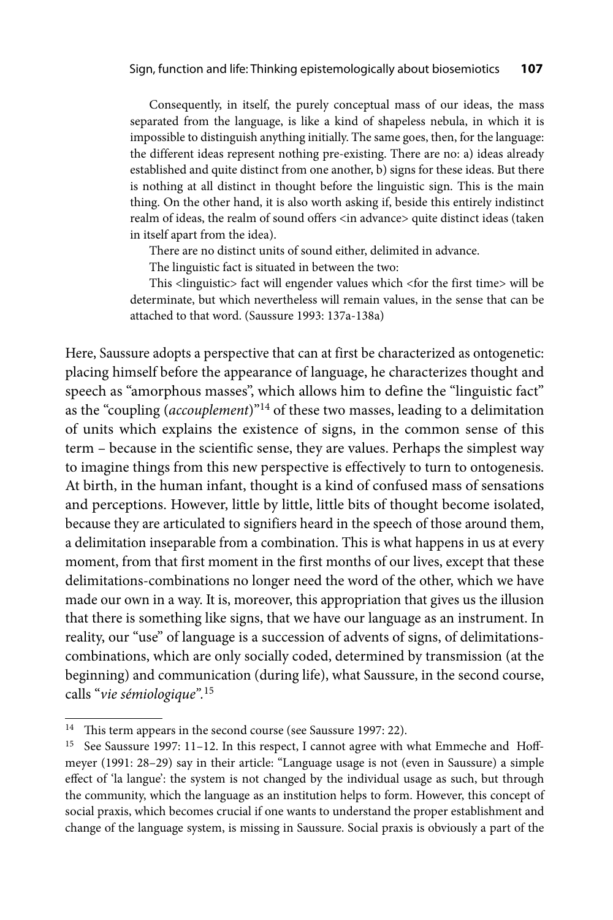> Consequently, in itself, the purely conceptual mass of our ideas, the mass separated from the language, is like a kind of shapeless nebula, in which it is impossible to distinguish anything initially. The same goes, then, for the language: the different ideas represent nothing pre-existing. There are no: a) ideas already established and quite distinct from one another, b) signs for these ideas. But there is nothing at all distinct in thought before the linguistic sign. This is the main thing. On the other hand, it is also worth asking if, beside this entirely indistinct realm of ideas, the realm of sound offers <in advance> quite distinct ideas (taken in itself apart from the idea).
>
> There are no distinct units of sound either, delimited in advance.
>
> The linguistic fact is situated in between the two:
>
> This <linguistic> fact will engender values which <for the first time> will be determinate, but which nevertheless will remain values, in the sense that can be attached to that word. (Saussure 1993: 137a-138a)

Here, Saussure adopts a perspective that can at first be characterized as ontogenetic: placing himself before the appearance of language, he characterizes thought and speech as "amorphous masses", which allows him to define the "linguistic fact" as the "coupling (*accouplement*)"[14] of these two masses, leading to a delimitation of units which explains the existence of signs, in the common sense of this term – because in the scientific sense, they are values. Perhaps the simplest way to imagine things from this new perspective is effectively to turn to ontogenesis. At birth, in the human infant, thought is a kind of confused mass of sensations and perceptions. However, little by little, little bits of thought become isolated, because they are articulated to signifiers heard in the speech of those around them, a delimitation inseparable from a combination. This is what happens in us at every moment, from that first moment in the first months of our lives, except that these delimitations-combinations no longer need the word of the other, which we have made our own in a way. It is, moreover, this appropriation that gives us the illusion that there is something like signs, that we have our language as an instrument. In reality, our "use" of language is a succession of advents of signs, of delimitations-combinations, which are only socially coded, determined by transmission (at the beginning) and communication (during life), what Saussure, in the second course, calls "*vie sémiologique*".[15]

---

[14] This term appears in the second course (see Saussure 1997: 22).

[15] See Saussure 1997: 11–12. In this respect, I cannot agree with what Emmeche and Hoffmeyer (1991: 28–29) say in their article: "Language usage is not (even in Saussure) a simple effect of 'la langue': the system is not changed by the individual usage as such, but through the community, which the language as an institution helps to form. However, this concept of social praxis, which becomes crucial if one wants to understand the proper establishment and change of the language system, is missing in Saussure. Social praxis is obviously a part of the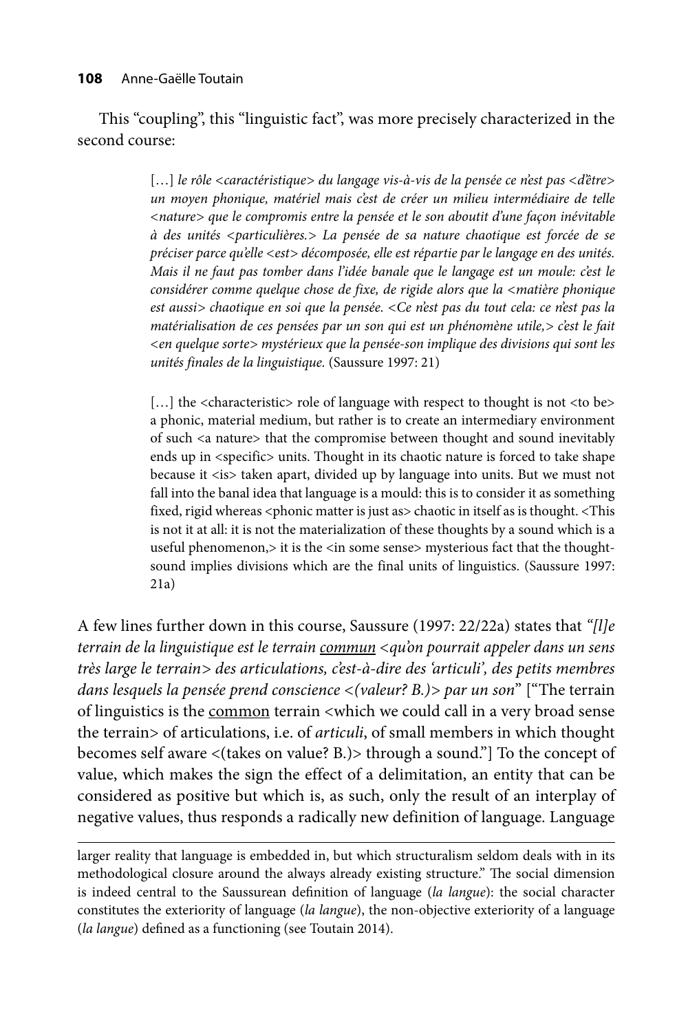This "coupling", this "linguistic fact", was more precisely characterized in the second course:

> […] *le rôle <caractéristique> du langage vis-à-vis de la pensée ce n'est pas <d'être> un moyen phonique, matériel mais c'est de créer un milieu intermédiaire de telle <nature> que le compromis entre la pensée et le son aboutit d'une façon inévitable à des unités <particulières.> La pensée de sa nature chaotique est forcée de se préciser parce qu'elle <est> décomposée, elle est répartie par le langage en des unités. Mais il ne faut pas tomber dans l'idée banale que le langage est un moule: c'est le considérer comme quelque chose de fixe, de rigide alors que la <matière phonique est aussi> chaotique en soi que la pensée. <Ce n'est pas du tout cela: ce n'est pas la matérialisation de ces pensées par un son qui est un phénomène utile,> c'est le fait <en quelque sorte> mystérieux que la pensée-son implique des divisions qui sont les unités finales de la linguistique.* (Saussure 1997: 21)
>
> […] the <characteristic> role of language with respect to thought is not <to be> a phonic, material medium, but rather is to create an intermediary environment of such <a nature> that the compromise between thought and sound inevitably ends up in <specific> units. Thought in its chaotic nature is forced to take shape because it <is> taken apart, divided up by language into units. But we must not fall into the banal idea that language is a mould: this is to consider it as something fixed, rigid whereas <phonic matter is just as> chaotic in itself as is thought. <This is not it at all: it is not the materialization of these thoughts by a sound which is a useful phenomenon,> it is the <in some sense> mysterious fact that the thought-sound implies divisions which are the final units of linguistics. (Saussure 1997: 21a)

A few lines further down in this course, Saussure (1997: 22/22a) states that *"[l]e terrain de la linguistique est le terrain <u>commun</u> <qu'on pourrait appeler dans un sens très large le terrain> des articulations, c'est-à-dire des 'articuli', des petits membres dans lesquels la pensée prend conscience <(valeur? B.)> par un son*" ["The terrain of linguistics is the <u>common</u> terrain <which we could call in a very broad sense the terrain> of articulations, i.e. of *articuli*, of small members in which thought becomes self aware <(takes on value? B.)> through a sound."] To the concept of value, which makes the sign the effect of a delimitation, an entity that can be considered as positive but which is, as such, only the result of an interplay of negative values, thus responds a radically new definition of language. Language

---

larger reality that language is embedded in, but which structuralism seldom deals with in its methodological closure around the always already existing structure." The social dimension is indeed central to the Saussurean definition of language (*la langue*): the social character constitutes the exteriority of language (*la langue*), the non-objective exteriority of a language (*la langue*) defined as a functioning (see Toutain 2014).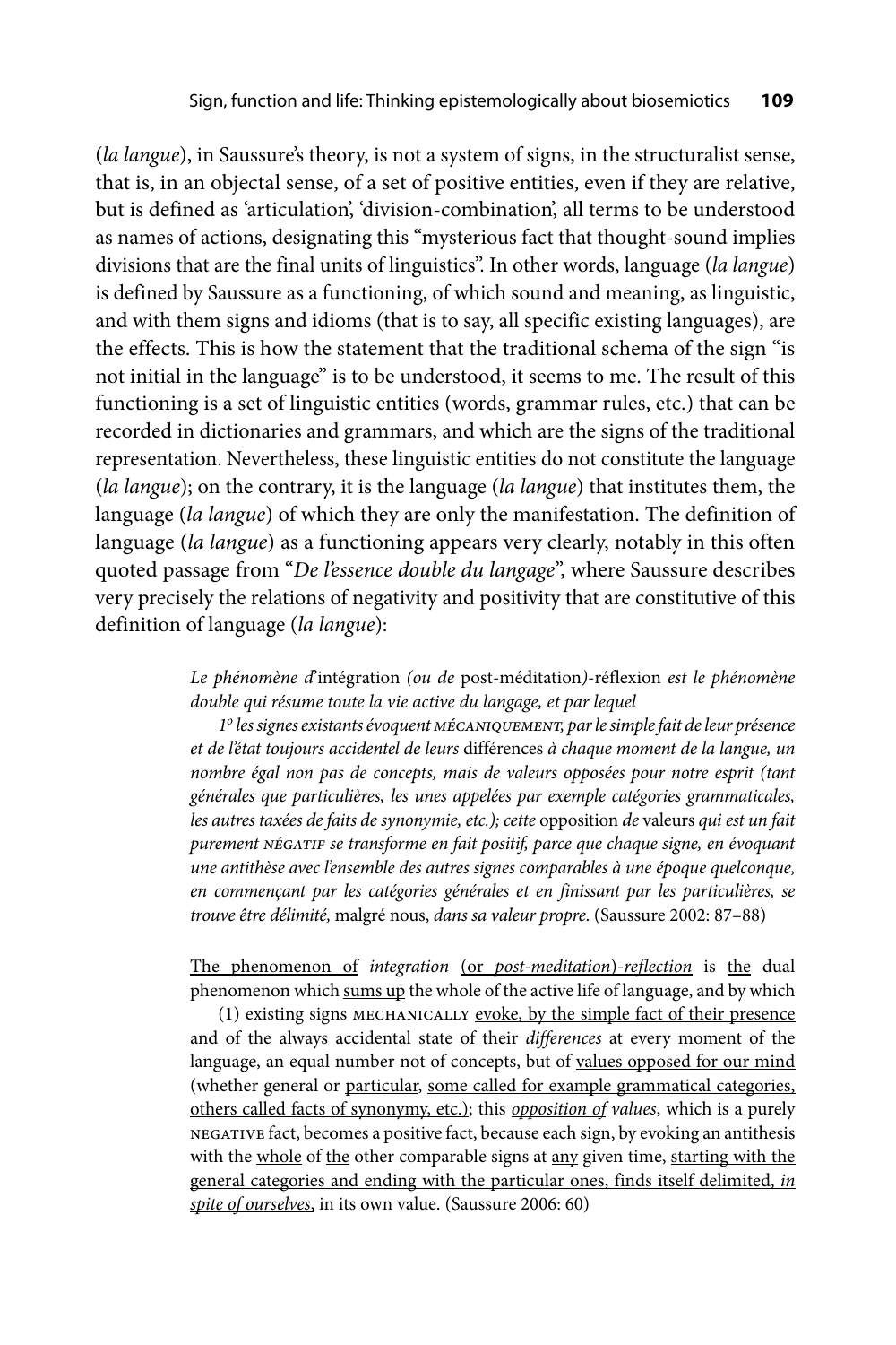(*la langue*), in Saussure's theory, is not a system of signs, in the structuralist sense, that is, in an objectal sense, of a set of positive entities, even if they are relative, but is defined as 'articulation', 'division-combination', all terms to be understood as names of actions, designating this "mysterious fact that thought-sound implies divisions that are the final units of linguistics". In other words, language (*la langue*) is defined by Saussure as a functioning, of which sound and meaning, as linguistic, and with them signs and idioms (that is to say, all specific existing languages), are the effects. This is how the statement that the traditional schema of the sign "is not initial in the language" is to be understood, it seems to me. The result of this functioning is a set of linguistic entities (words, grammar rules, etc.) that can be recorded in dictionaries and grammars, and which are the signs of the traditional representation. Nevertheless, these linguistic entities do not constitute the language (*la langue*); on the contrary, it is the language (*la langue*) that institutes them, the language (*la langue*) of which they are only the manifestation. The definition of language (*la langue*) as a functioning appears very clearly, notably in this often quoted passage from "*De l'essence double du langage*", where Saussure describes very precisely the relations of negativity and positivity that are constitutive of this definition of language (*la langue*):

> *Le phénomène d'*intégration *(ou de* post-méditation*)-*réflexion *est le phénomène double qui résume toute la vie active du langage, et par lequel*
>
> *1º les signes existants évoquent* MÉCANIQUEMENT, *par le simple fait de leur présence et de l'état toujours accidentel de leurs* différences *à chaque moment de la langue, un nombre égal non pas de concepts, mais de valeurs opposées pour notre esprit (tant générales que particulières, les unes appelées par exemple catégories grammaticales, les autres taxées de faits de synonymie, etc.); cette* opposition *de* valeurs *qui est un fait purement* NÉGATIF *se transforme en fait positif, parce que chaque signe, en évoquant une antithèse avec l'ensemble des autres signes comparables à une époque quelconque, en commençant par les catégories générales et en finissant par les particulières, se trouve être délimité,* malgré nous, *dans sa valeur propre*. (Saussure 2002: 87–88)

> The phenomenon of *integration* (or *post-meditation*)*-reflection* is the dual phenomenon which sums up the whole of the active life of language, and by which
>
> (1) existing signs MECHANICALLY evoke, by the simple fact of their presence and of the always accidental state of their *differences* at every moment of the language, an equal number not of concepts, but of values opposed for our mind (whether general or particular, some called for example grammatical categories, others called facts of synonymy, etc.); this *opposition of values*, which is a purely NEGATIVE fact, becomes a positive fact, because each sign, by evoking an antithesis with the whole of the other comparable signs at any given time, starting with the general categories and ending with the particular ones, finds itself delimited, *in spite of ourselves*, in its own value. (Saussure 2006: 60)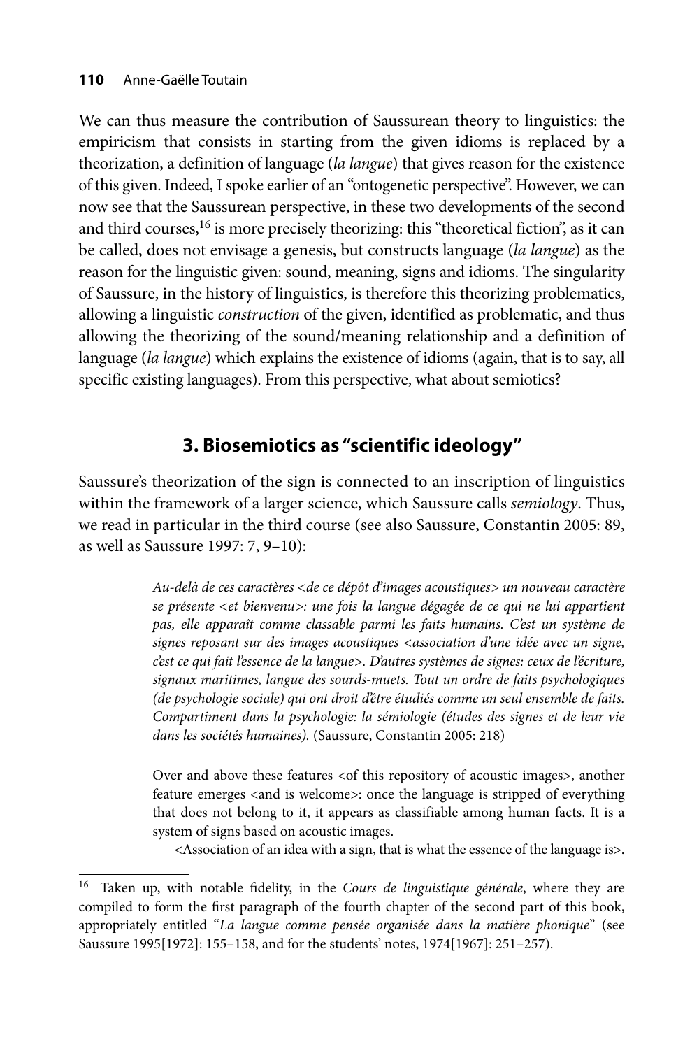We can thus measure the contribution of Saussurean theory to linguistics: the empiricism that consists in starting from the given idioms is replaced by a theorization, a definition of language (*la langue*) that gives reason for the existence of this given. Indeed, I spoke earlier of an "ontogenetic perspective". However, we can now see that the Saussurean perspective, in these two developments of the second and third courses,[16] is more precisely theorizing: this "theoretical fiction", as it can be called, does not envisage a genesis, but constructs language (*la langue*) as the reason for the linguistic given: sound, meaning, signs and idioms. The singularity of Saussure, in the history of linguistics, is therefore this theorizing problematics, allowing a linguistic *construction* of the given, identified as problematic, and thus allowing the theorizing of the sound/meaning relationship and a definition of language (*la langue*) which explains the existence of idioms (again, that is to say, all specific existing languages). From this perspective, what about semiotics?

## 3. Biosemiotics as "scientific ideology"

Saussure's theorization of the sign is connected to an inscription of linguistics within the framework of a larger science, which Saussure calls *semiology*. Thus, we read in particular in the third course (see also Saussure, Constantin 2005: 89, as well as Saussure 1997: 7, 9–10):

> *Au-delà de ces caractères <de ce dépôt d'images acoustiques> un nouveau caractère se présente <et bienvenu>: une fois la langue dégagée de ce qui ne lui appartient pas, elle apparaît comme classable parmi les faits humains. C'est un système de signes reposant sur des images acoustiques <association d'une idée avec un signe, c'est ce qui fait l'essence de la langue>. D'autres systèmes de signes: ceux de l'écriture, signaux maritimes, langue des sourds-muets. Tout un ordre de faits psychologiques (de psychologie sociale) qui ont droit d'être étudiés comme un seul ensemble de faits. Compartiment dans la psychologie: la sémiologie (études des signes et de leur vie dans les sociétés humaines).* (Saussure, Constantin 2005: 218)

> Over and above these features <of this repository of acoustic images>, another feature emerges <and is welcome>: once the language is stripped of everything that does not belong to it, it appears as classifiable among human facts. It is a system of signs based on acoustic images.
>
> <Association of an idea with a sign, that is what the essence of the language is>.

[16] Taken up, with notable fidelity, in the *Cours de linguistique générale*, where they are compiled to form the first paragraph of the fourth chapter of the second part of this book, appropriately entitled "*La langue comme pensée organisée dans la matière phonique*" (see Saussure 1995[1972]: 155–158, and for the students' notes, 1974[1967]: 251–257).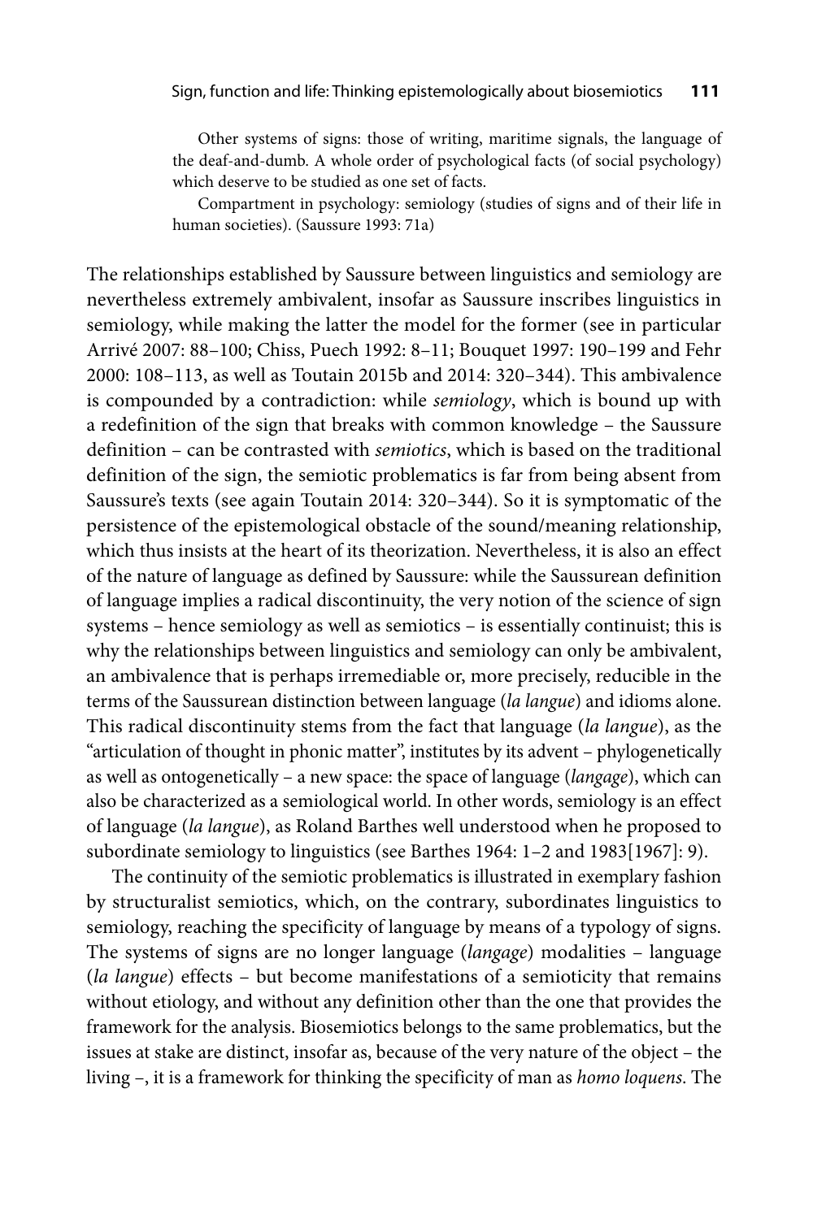> Other systems of signs: those of writing, maritime signals, the language of the deaf-and-dumb. A whole order of psychological facts (of social psychology) which deserve to be studied as one set of facts.
>
> Compartment in psychology: semiology (studies of signs and of their life in human societies). (Saussure 1993: 71a)

The relationships established by Saussure between linguistics and semiology are nevertheless extremely ambivalent, insofar as Saussure inscribes linguistics in semiology, while making the latter the model for the former (see in particular Arrivé 2007: 88–100; Chiss, Puech 1992: 8–11; Bouquet 1997: 190–199 and Fehr 2000: 108–113, as well as Toutain 2015b and 2014: 320–344). This ambivalence is compounded by a contradiction: while *semiology*, which is bound up with a redefinition of the sign that breaks with common knowledge – the Saussure definition – can be contrasted with *semiotics*, which is based on the traditional definition of the sign, the semiotic problematics is far from being absent from Saussure's texts (see again Toutain 2014: 320–344). So it is symptomatic of the persistence of the epistemological obstacle of the sound/meaning relationship, which thus insists at the heart of its theorization. Nevertheless, it is also an effect of the nature of language as defined by Saussure: while the Saussurean definition of language implies a radical discontinuity, the very notion of the science of sign systems – hence semiology as well as semiotics – is essentially continuist; this is why the relationships between linguistics and semiology can only be ambivalent, an ambivalence that is perhaps irremediable or, more precisely, reducible in the terms of the Saussurean distinction between language (*la langue*) and idioms alone. This radical discontinuity stems from the fact that language (*la langue*), as the "articulation of thought in phonic matter", institutes by its advent – phylogenetically as well as ontogenetically – a new space: the space of language (*langage*), which can also be characterized as a semiological world. In other words, semiology is an effect of language (*la langue*), as Roland Barthes well understood when he proposed to subordinate semiology to linguistics (see Barthes 1964: 1–2 and 1983[1967]: 9).

The continuity of the semiotic problematics is illustrated in exemplary fashion by structuralist semiotics, which, on the contrary, subordinates linguistics to semiology, reaching the specificity of language by means of a typology of signs. The systems of signs are no longer language (*langage*) modalities – language (*la langue*) effects – but become manifestations of a semioticity that remains without etiology, and without any definition other than the one that provides the framework for the analysis. Biosemiotics belongs to the same problematics, but the issues at stake are distinct, insofar as, because of the very nature of the object – the living –, it is a framework for thinking the specificity of man as *homo loquens*. The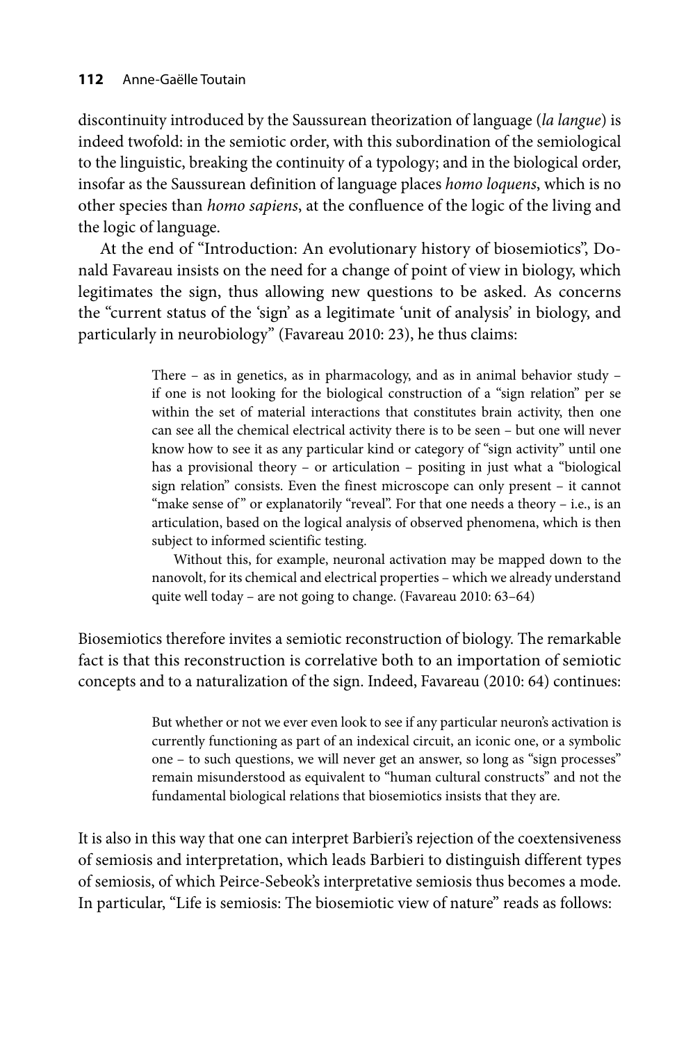discontinuity introduced by the Saussurean theorization of language (*la langue*) is indeed twofold: in the semiotic order, with this subordination of the semiological to the linguistic, breaking the continuity of a typology; and in the biological order, insofar as the Saussurean definition of language places *homo loquens*, which is no other species than *homo sapiens*, at the confluence of the logic of the living and the logic of language.

At the end of "Introduction: An evolutionary history of biosemiotics", Donald Favareau insists on the need for a change of point of view in biology, which legitimates the sign, thus allowing new questions to be asked. As concerns the "current status of the 'sign' as a legitimate 'unit of analysis' in biology, and particularly in neurobiology" (Favareau 2010: 23), he thus claims:

> There – as in genetics, as in pharmacology, and as in animal behavior study – if one is not looking for the biological construction of a "sign relation" per se within the set of material interactions that constitutes brain activity, then one can see all the chemical electrical activity there is to be seen – but one will never know how to see it as any particular kind or category of "sign activity" until one has a provisional theory – or articulation – positing in just what a "biological sign relation" consists. Even the finest microscope can only present – it cannot "make sense of" or explanatorily "reveal". For that one needs a theory – i.e., is an articulation, based on the logical analysis of observed phenomena, which is then subject to informed scientific testing.
>
> Without this, for example, neuronal activation may be mapped down to the nanovolt, for its chemical and electrical properties – which we already understand quite well today – are not going to change. (Favareau 2010: 63–64)

Biosemiotics therefore invites a semiotic reconstruction of biology. The remarkable fact is that this reconstruction is correlative both to an importation of semiotic concepts and to a naturalization of the sign. Indeed, Favareau (2010: 64) continues:

> But whether or not we ever even look to see if any particular neuron's activation is currently functioning as part of an indexical circuit, an iconic one, or a symbolic one – to such questions, we will never get an answer, so long as "sign processes" remain misunderstood as equivalent to "human cultural constructs" and not the fundamental biological relations that biosemiotics insists that they are.

It is also in this way that one can interpret Barbieri's rejection of the coextensiveness of semiosis and interpretation, which leads Barbieri to distinguish different types of semiosis, of which Peirce-Sebeok's interpretative semiosis thus becomes a mode. In particular, "Life is semiosis: The biosemiotic view of nature" reads as follows: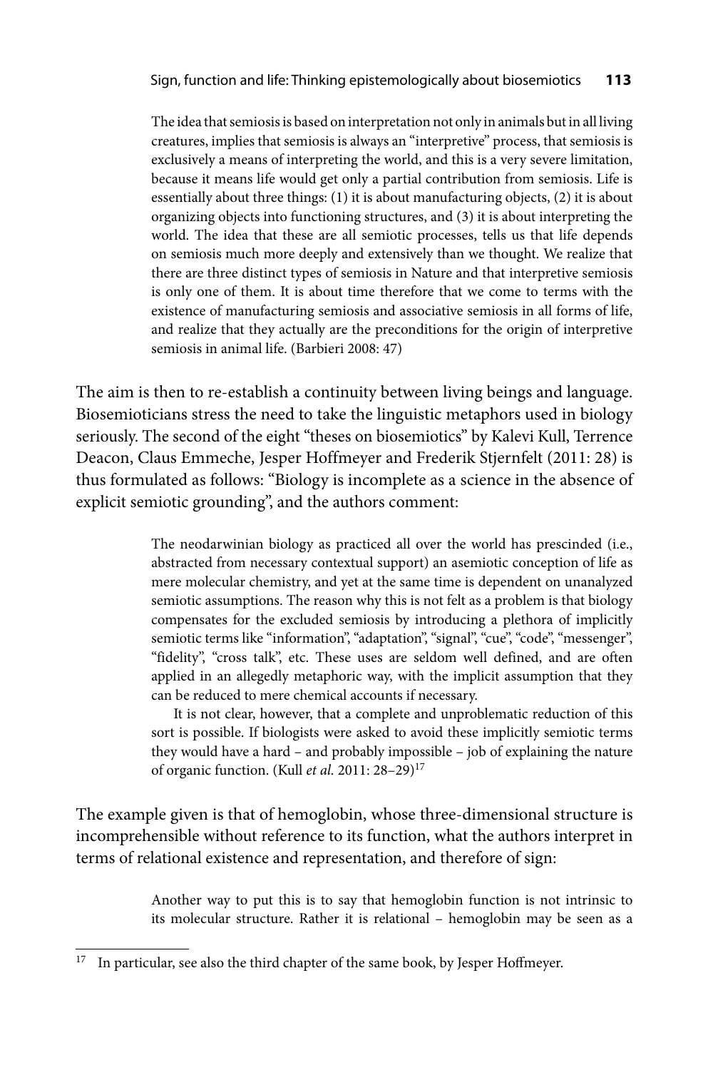> The idea that semiosis is based on interpretation not only in animals but in all living creatures, implies that semiosis is always an "interpretive" process, that semiosis is exclusively a means of interpreting the world, and this is a very severe limitation, because it means life would get only a partial contribution from semiosis. Life is essentially about three things: (1) it is about manufacturing objects, (2) it is about organizing objects into functioning structures, and (3) it is about interpreting the world. The idea that these are all semiotic processes, tells us that life depends on semiosis much more deeply and extensively than we thought. We realize that there are three distinct types of semiosis in Nature and that interpretive semiosis is only one of them. It is about time therefore that we come to terms with the existence of manufacturing semiosis and associative semiosis in all forms of life, and realize that they actually are the preconditions for the origin of interpretive semiosis in animal life. (Barbieri 2008: 47)

The aim is then to re-establish a continuity between living beings and language. Biosemioticians stress the need to take the linguistic metaphors used in biology seriously. The second of the eight "theses on biosemiotics" by Kalevi Kull, Terrence Deacon, Claus Emmeche, Jesper Hoffmeyer and Frederik Stjernfelt (2011: 28) is thus formulated as follows: "Biology is incomplete as a science in the absence of explicit semiotic grounding", and the authors comment:

> The neodarwinian biology as practiced all over the world has prescinded (i.e., abstracted from necessary contextual support) an asemiotic conception of life as mere molecular chemistry, and yet at the same time is dependent on unanalyzed semiotic assumptions. The reason why this is not felt as a problem is that biology compensates for the excluded semiosis by introducing a plethora of implicitly semiotic terms like "information", "adaptation", "signal", "cue", "code", "messenger", "fidelity", "cross talk", etc. These uses are seldom well defined, and are often applied in an allegedly metaphoric way, with the implicit assumption that they can be reduced to mere chemical accounts if necessary.
>
> It is not clear, however, that a complete and unproblematic reduction of this sort is possible. If biologists were asked to avoid these implicitly semiotic terms they would have a hard – and probably impossible – job of explaining the nature of organic function. (Kull *et al.* 2011: 28–29)[17]

The example given is that of hemoglobin, whose three-dimensional structure is incomprehensible without reference to its function, what the authors interpret in terms of relational existence and representation, and therefore of sign:

> Another way to put this is to say that hemoglobin function is not intrinsic to its molecular structure. Rather it is relational – hemoglobin may be seen as a

[17] In particular, see also the third chapter of the same book, by Jesper Hoffmeyer.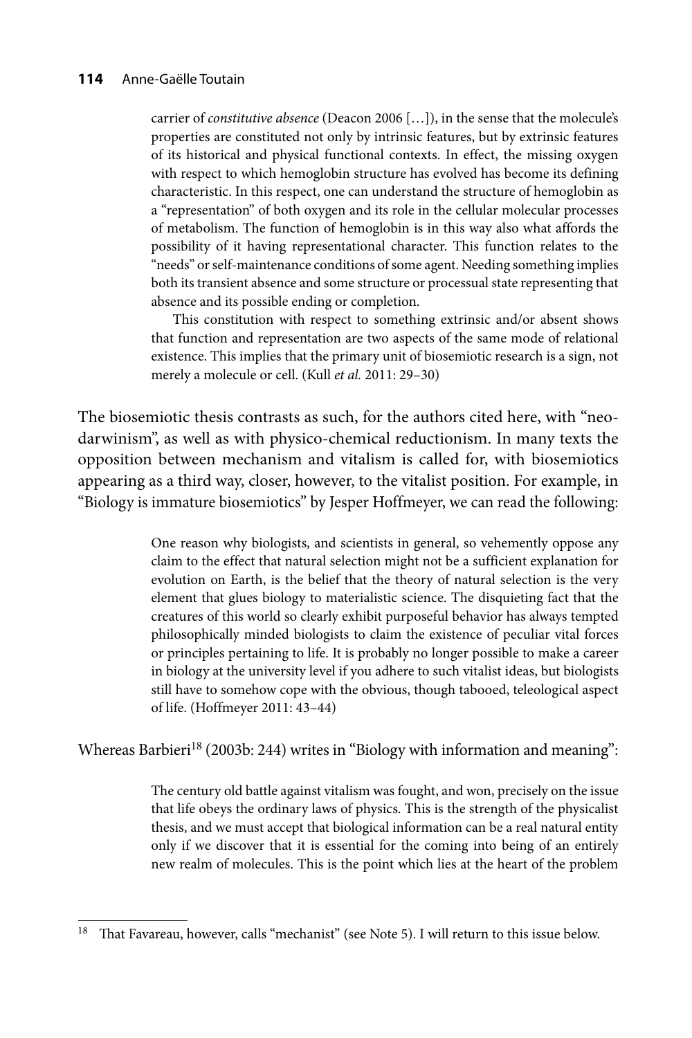> carrier of *constitutive absence* (Deacon 2006 […]), in the sense that the molecule's properties are constituted not only by intrinsic features, but by extrinsic features of its historical and physical functional contexts. In effect, the missing oxygen with respect to which hemoglobin structure has evolved has become its defining characteristic. In this respect, one can understand the structure of hemoglobin as a "representation" of both oxygen and its role in the cellular molecular processes of metabolism. The function of hemoglobin is in this way also what affords the possibility of it having representational character. This function relates to the "needs" or self-maintenance conditions of some agent. Needing something implies both its transient absence and some structure or processual state representing that absence and its possible ending or completion.
>
> This constitution with respect to something extrinsic and/or absent shows that function and representation are two aspects of the same mode of relational existence. This implies that the primary unit of biosemiotic research is a sign, not merely a molecule or cell. (Kull *et al.* 2011: 29–30)

The biosemiotic thesis contrasts as such, for the authors cited here, with "neo-darwinism", as well as with physico-chemical reductionism. In many texts the opposition between mechanism and vitalism is called for, with biosemiotics appearing as a third way, closer, however, to the vitalist position. For example, in "Biology is immature biosemiotics" by Jesper Hoffmeyer, we can read the following:

> One reason why biologists, and scientists in general, so vehemently oppose any claim to the effect that natural selection might not be a sufficient explanation for evolution on Earth, is the belief that the theory of natural selection is the very element that glues biology to materialistic science. The disquieting fact that the creatures of this world so clearly exhibit purposeful behavior has always tempted philosophically minded biologists to claim the existence of peculiar vital forces or principles pertaining to life. It is probably no longer possible to make a career in biology at the university level if you adhere to such vitalist ideas, but biologists still have to somehow cope with the obvious, though tabooed, teleological aspect of life. (Hoffmeyer 2011: 43–44)

Whereas Barbieri[18] (2003b: 244) writes in "Biology with information and meaning":

> The century old battle against vitalism was fought, and won, precisely on the issue that life obeys the ordinary laws of physics. This is the strength of the physicalist thesis, and we must accept that biological information can be a real natural entity only if we discover that it is essential for the coming into being of an entirely new realm of molecules. This is the point which lies at the heart of the problem

[18] That Favareau, however, calls "mechanist" (see Note 5). I will return to this issue below.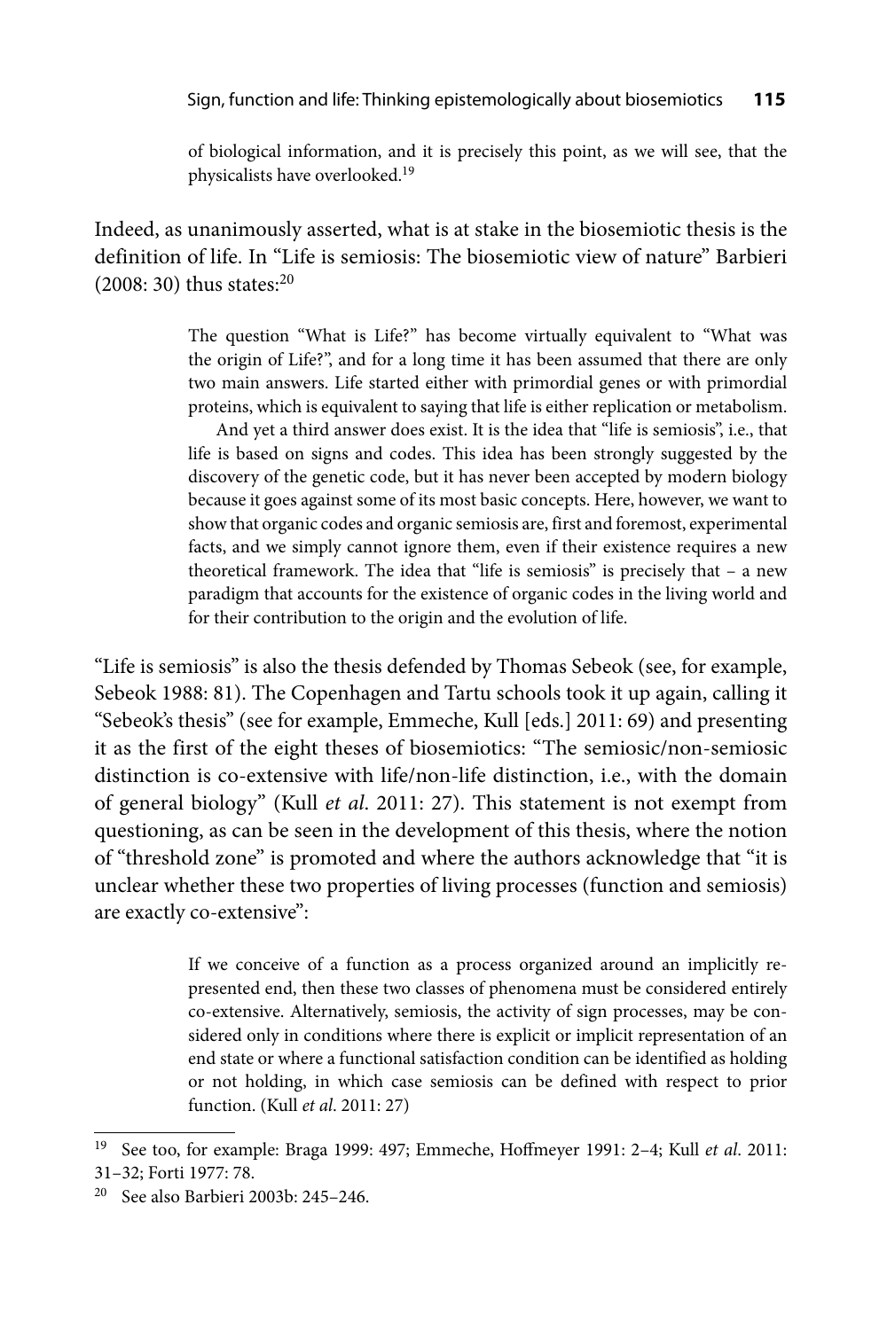> of biological information, and it is precisely this point, as we will see, that the physicalists have overlooked.[19]

Indeed, as unanimously asserted, what is at stake in the biosemiotic thesis is the definition of life. In "Life is semiosis: The biosemiotic view of nature" Barbieri (2008: 30) thus states:[20]

> The question "What is Life?" has become virtually equivalent to "What was the origin of Life?", and for a long time it has been assumed that there are only two main answers. Life started either with primordial genes or with primordial proteins, which is equivalent to saying that life is either replication or metabolism.
>
> And yet a third answer does exist. It is the idea that "life is semiosis", i.e., that life is based on signs and codes. This idea has been strongly suggested by the discovery of the genetic code, but it has never been accepted by modern biology because it goes against some of its most basic concepts. Here, however, we want to show that organic codes and organic semiosis are, first and foremost, experimental facts, and we simply cannot ignore them, even if their existence requires a new theoretical framework. The idea that "life is semiosis" is precisely that – a new paradigm that accounts for the existence of organic codes in the living world and for their contribution to the origin and the evolution of life.

"Life is semiosis" is also the thesis defended by Thomas Sebeok (see, for example, Sebeok 1988: 81). The Copenhagen and Tartu schools took it up again, calling it "Sebeok's thesis" (see for example, Emmeche, Kull [eds.] 2011: 69) and presenting it as the first of the eight theses of biosemiotics: "The semiosic/non-semiosic distinction is co-extensive with life/non-life distinction, i.e., with the domain of general biology" (Kull *et al*. 2011: 27). This statement is not exempt from questioning, as can be seen in the development of this thesis, where the notion of "threshold zone" is promoted and where the authors acknowledge that "it is unclear whether these two properties of living processes (function and semiosis) are exactly co-extensive":

> If we conceive of a function as a process organized around an implicitly represented end, then these two classes of phenomena must be considered entirely co-extensive. Alternatively, semiosis, the activity of sign processes, may be considered only in conditions where there is explicit or implicit representation of an end state or where a functional satisfaction condition can be identified as holding or not holding, in which case semiosis can be defined with respect to prior function. (Kull *et al*. 2011: 27)

---

[19] See too, for example: Braga 1999: 497; Emmeche, Hoffmeyer 1991: 2–4; Kull *et al*. 2011: 31–32; Forti 1977: 78.

[20] See also Barbieri 2003b: 245–246.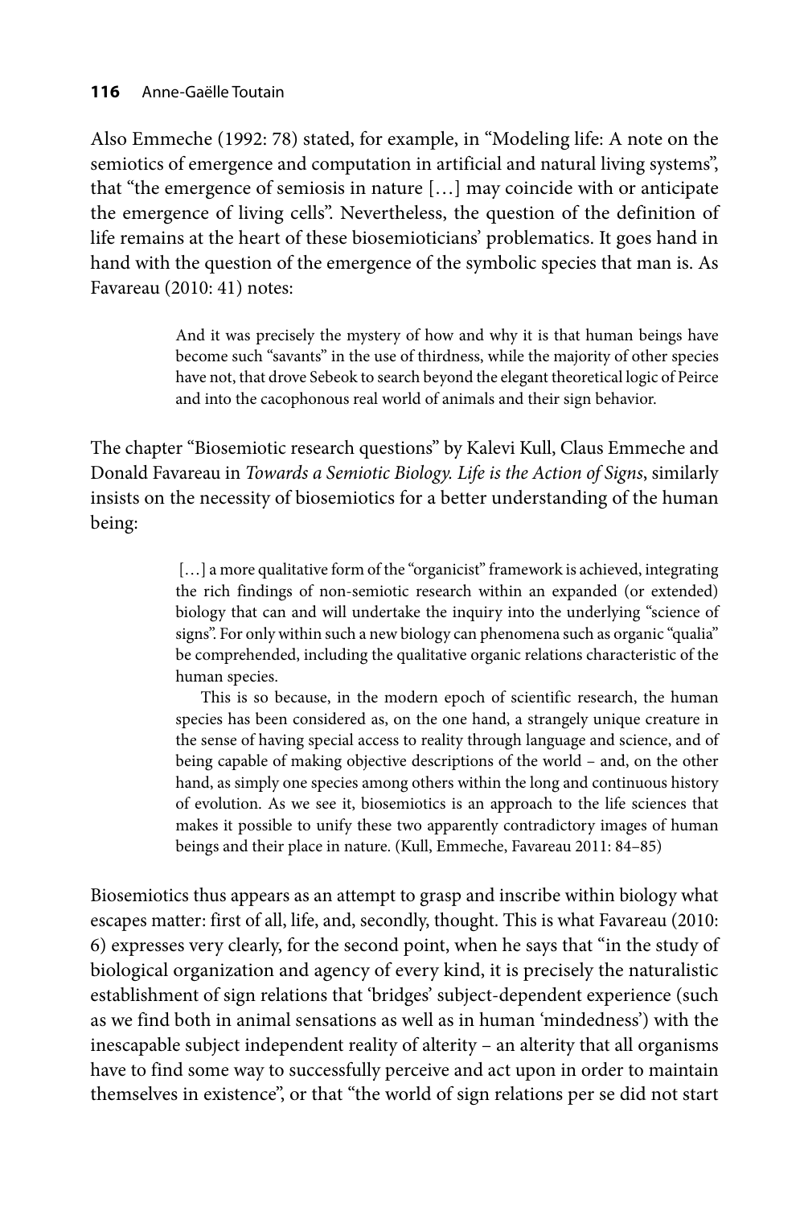Also Emmeche (1992: 78) stated, for example, in "Modeling life: A note on the semiotics of emergence and computation in artificial and natural living systems", that "the emergence of semiosis in nature […] may coincide with or anticipate the emergence of living cells". Nevertheless, the question of the definition of life remains at the heart of these biosemioticians' problematics. It goes hand in hand with the question of the emergence of the symbolic species that man is. As Favareau (2010: 41) notes:

> And it was precisely the mystery of how and why it is that human beings have become such "savants" in the use of thirdness, while the majority of other species have not, that drove Sebeok to search beyond the elegant theoretical logic of Peirce and into the cacophonous real world of animals and their sign behavior.

The chapter "Biosemiotic research questions" by Kalevi Kull, Claus Emmeche and Donald Favareau in *Towards a Semiotic Biology. Life is the Action of Signs*, similarly insists on the necessity of biosemiotics for a better understanding of the human being:

> […] a more qualitative form of the "organicist" framework is achieved, integrating the rich findings of non-semiotic research within an expanded (or extended) biology that can and will undertake the inquiry into the underlying "science of signs". For only within such a new biology can phenomena such as organic "qualia" be comprehended, including the qualitative organic relations characteristic of the human species.
>
> This is so because, in the modern epoch of scientific research, the human species has been considered as, on the one hand, a strangely unique creature in the sense of having special access to reality through language and science, and of being capable of making objective descriptions of the world – and, on the other hand, as simply one species among others within the long and continuous history of evolution. As we see it, biosemiotics is an approach to the life sciences that makes it possible to unify these two apparently contradictory images of human beings and their place in nature. (Kull, Emmeche, Favareau 2011: 84–85)

Biosemiotics thus appears as an attempt to grasp and inscribe within biology what escapes matter: first of all, life, and, secondly, thought. This is what Favareau (2010: 6) expresses very clearly, for the second point, when he says that "in the study of biological organization and agency of every kind, it is precisely the naturalistic establishment of sign relations that 'bridges' subject-dependent experience (such as we find both in animal sensations as well as in human 'mindedness') with the inescapable subject independent reality of alterity – an alterity that all organisms have to find some way to successfully perceive and act upon in order to maintain themselves in existence", or that "the world of sign relations per se did not start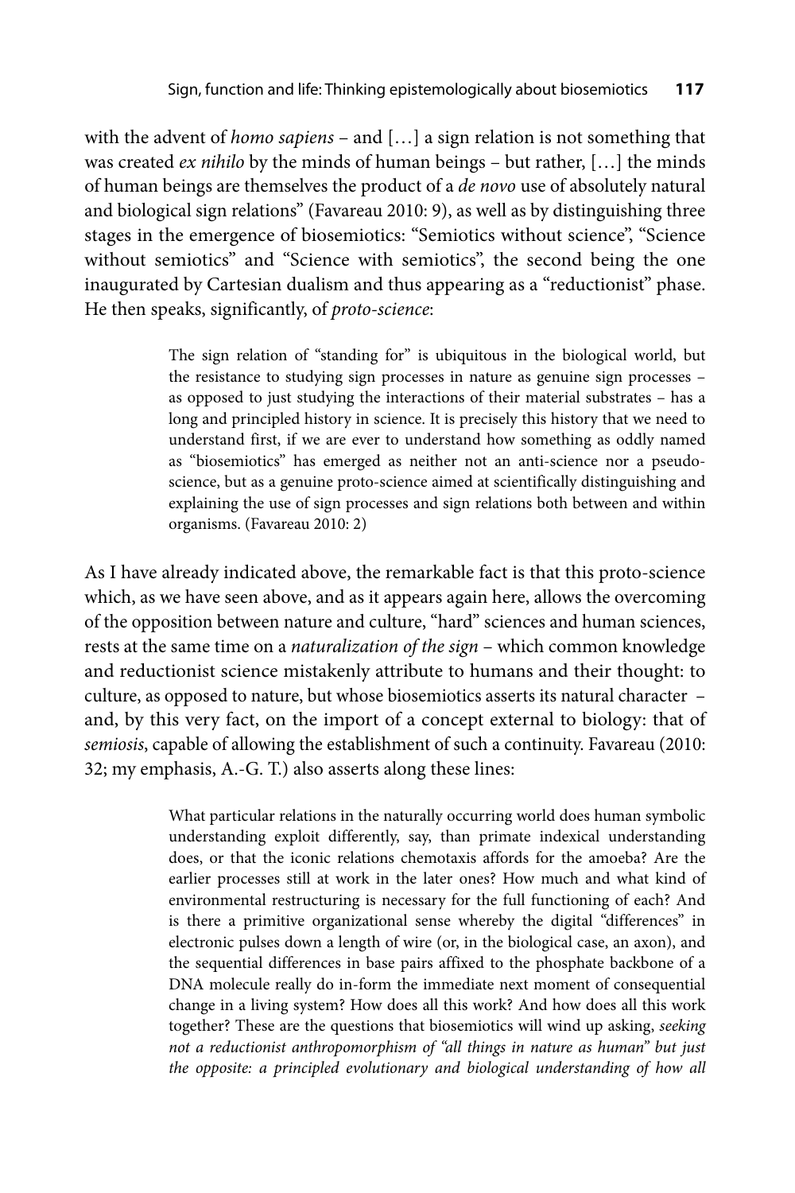with the advent of *homo sapiens* – and […] a sign relation is not something that was created *ex nihilo* by the minds of human beings – but rather, […] the minds of human beings are themselves the product of a *de novo* use of absolutely natural and biological sign relations" (Favareau 2010: 9), as well as by distinguishing three stages in the emergence of biosemiotics: "Semiotics without science", "Science without semiotics" and "Science with semiotics", the second being the one inaugurated by Cartesian dualism and thus appearing as a "reductionist" phase. He then speaks, significantly, of *proto-science*:

> The sign relation of "standing for" is ubiquitous in the biological world, but the resistance to studying sign processes in nature as genuine sign processes – as opposed to just studying the interactions of their material substrates – has a long and principled history in science. It is precisely this history that we need to understand first, if we are ever to understand how something as oddly named as "biosemiotics" has emerged as neither not an anti-science nor a pseudo-science, but as a genuine proto-science aimed at scientifically distinguishing and explaining the use of sign processes and sign relations both between and within organisms. (Favareau 2010: 2)

As I have already indicated above, the remarkable fact is that this proto-science which, as we have seen above, and as it appears again here, allows the overcoming of the opposition between nature and culture, "hard" sciences and human sciences, rests at the same time on a *naturalization of the sign* – which common knowledge and reductionist science mistakenly attribute to humans and their thought: to culture, as opposed to nature, but whose biosemiotics asserts its natural character – and, by this very fact, on the import of a concept external to biology: that of *semiosis*, capable of allowing the establishment of such a continuity. Favareau (2010: 32; my emphasis, A.-G. T.) also asserts along these lines:

> What particular relations in the naturally occurring world does human symbolic understanding exploit differently, say, than primate indexical understanding does, or that the iconic relations chemotaxis affords for the amoeba? Are the earlier processes still at work in the later ones? How much and what kind of environmental restructuring is necessary for the full functioning of each? And is there a primitive organizational sense whereby the digital "differences" in electronic pulses down a length of wire (or, in the biological case, an axon), and the sequential differences in base pairs affixed to the phosphate backbone of a DNA molecule really do in-form the immediate next moment of consequential change in a living system? How does all this work? And how does all this work together? These are the questions that biosemiotics will wind up asking, *seeking not a reductionist anthropomorphism of "all things in nature as human" but just the opposite: a principled evolutionary and biological understanding of how all*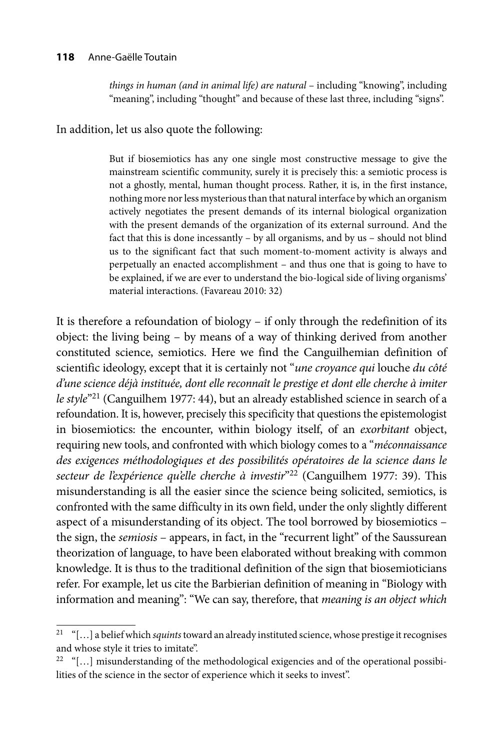> *things in human (and in animal life) are natural* – including "knowing", including "meaning", including "thought" and because of these last three, including "signs".

In addition, let us also quote the following:

> But if biosemiotics has any one single most constructive message to give the mainstream scientific community, surely it is precisely this: a semiotic process is not a ghostly, mental, human thought process. Rather, it is, in the first instance, nothing more nor less mysterious than that natural interface by which an organism actively negotiates the present demands of its internal biological organization with the present demands of the organization of its external surround. And the fact that this is done incessantly – by all organisms, and by us – should not blind us to the significant fact that such moment-to-moment activity is always and perpetually an enacted accomplishment – and thus one that is going to have to be explained, if we are ever to understand the bio-logical side of living organisms' material interactions. (Favareau 2010: 32)

It is therefore a refoundation of biology – if only through the redefinition of its object: the living being – by means of a way of thinking derived from another constituted science, semiotics. Here we find the Canguilhemian definition of scientific ideology, except that it is certainly not "*une croyance qui* louche *du côté d'une science déjà instituée, dont elle reconnaît le prestige et dont elle cherche à imiter le style*"[21] (Canguilhem 1977: 44), but an already established science in search of a refoundation. It is, however, precisely this specificity that questions the epistemologist in biosemiotics: the encounter, within biology itself, of an *exorbitant* object, requiring new tools, and confronted with which biology comes to a "*méconnaissance des exigences méthodologiques et des possibilités opératoires de la science dans le secteur de l'expérience qu'elle cherche à investir*"[22] (Canguilhem 1977: 39). This misunderstanding is all the easier since the science being solicited, semiotics, is confronted with the same difficulty in its own field, under the only slightly different aspect of a misunderstanding of its object. The tool borrowed by biosemiotics – the sign, the *semiosis* – appears, in fact, in the "recurrent light" of the Saussurean theorization of language, to have been elaborated without breaking with common knowledge. It is thus to the traditional definition of the sign that biosemioticians refer. For example, let us cite the Barbierian definition of meaning in "Biology with information and meaning": "We can say, therefore, that *meaning is an object which*

---

[21] "[…] a belief which *squints* toward an already instituted science, whose prestige it recognises and whose style it tries to imitate".

[22] "[…] misunderstanding of the methodological exigencies and of the operational possibilities of the science in the sector of experience which it seeks to invest".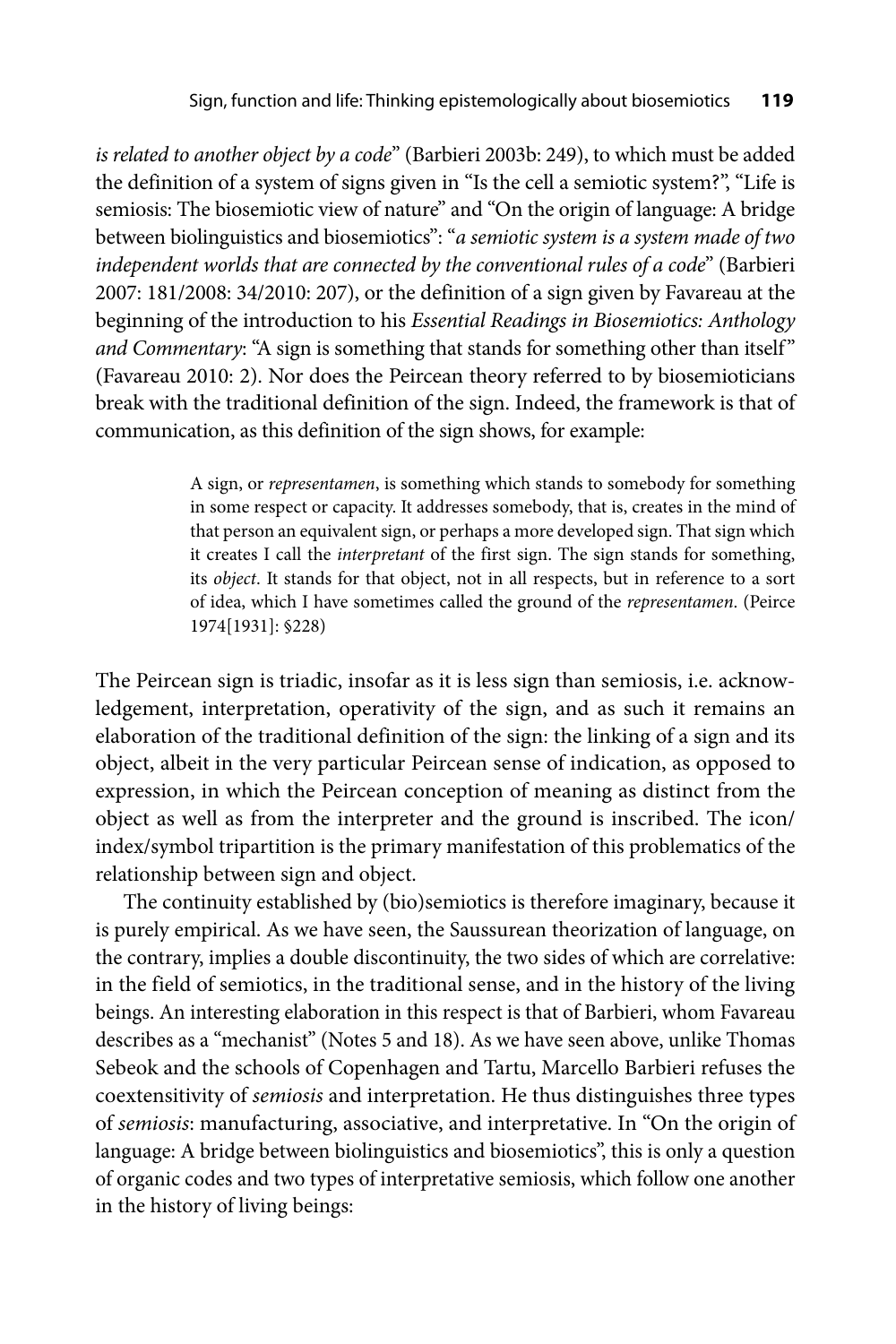*is related to another object by a code*" (Barbieri 2003b: 249), to which must be added the definition of a system of signs given in "Is the cell a semiotic system?", "Life is semiosis: The biosemiotic view of nature" and "On the origin of language: A bridge between biolinguistics and biosemiotics": "*a semiotic system is a system made of two independent worlds that are connected by the conventional rules of a code*" (Barbieri 2007: 181/2008: 34/2010: 207), or the definition of a sign given by Favareau at the beginning of the introduction to his *Essential Readings in Biosemiotics: Anthology and Commentary*: "A sign is something that stands for something other than itself" (Favareau 2010: 2). Nor does the Peircean theory referred to by biosemioticians break with the traditional definition of the sign. Indeed, the framework is that of communication, as this definition of the sign shows, for example:

> A sign, or *representamen*, is something which stands to somebody for something in some respect or capacity. It addresses somebody, that is, creates in the mind of that person an equivalent sign, or perhaps a more developed sign. That sign which it creates I call the *interpretant* of the first sign. The sign stands for something, its *object*. It stands for that object, not in all respects, but in reference to a sort of idea, which I have sometimes called the ground of the *representamen*. (Peirce 1974[1931]: §228)

The Peircean sign is triadic, insofar as it is less sign than semiosis, i.e. acknowledgement, interpretation, operativity of the sign, and as such it remains an elaboration of the traditional definition of the sign: the linking of a sign and its object, albeit in the very particular Peircean sense of indication, as opposed to expression, in which the Peircean conception of meaning as distinct from the object as well as from the interpreter and the ground is inscribed. The icon/index/symbol tripartition is the primary manifestation of this problematics of the relationship between sign and object.

The continuity established by (bio)semiotics is therefore imaginary, because it is purely empirical. As we have seen, the Saussurean theorization of language, on the contrary, implies a double discontinuity, the two sides of which are correlative: in the field of semiotics, in the traditional sense, and in the history of the living beings. An interesting elaboration in this respect is that of Barbieri, whom Favareau describes as a "mechanist" (Notes 5 and 18). As we have seen above, unlike Thomas Sebeok and the schools of Copenhagen and Tartu, Marcello Barbieri refuses the coextensitivity of *semiosis* and interpretation. He thus distinguishes three types of *semiosis*: manufacturing, associative, and interpretative. In "On the origin of language: A bridge between biolinguistics and biosemiotics", this is only a question of organic codes and two types of interpretative semiosis, which follow one another in the history of living beings: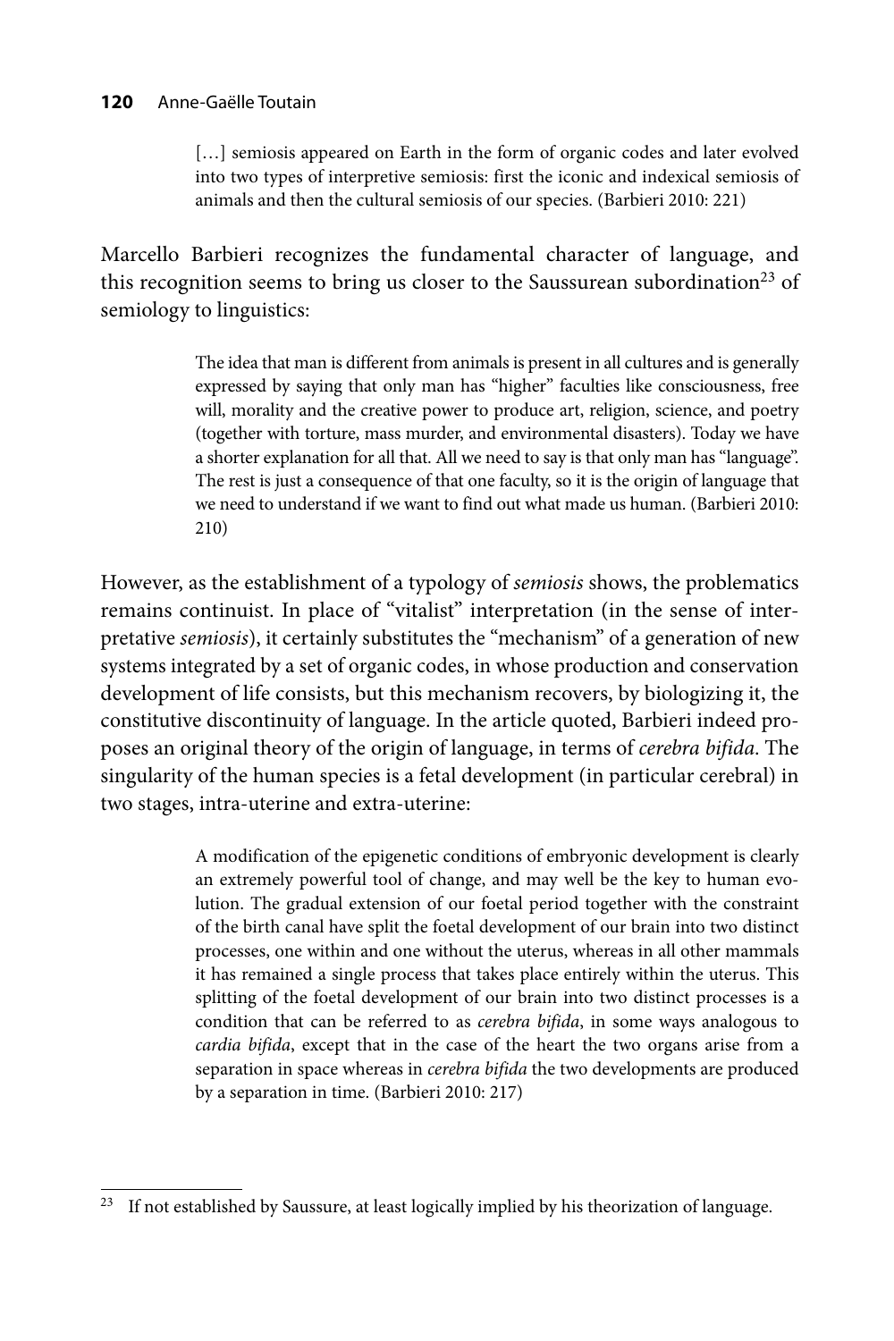> […] semiosis appeared on Earth in the form of organic codes and later evolved into two types of interpretive semiosis: first the iconic and indexical semiosis of animals and then the cultural semiosis of our species. (Barbieri 2010: 221)

Marcello Barbieri recognizes the fundamental character of language, and this recognition seems to bring us closer to the Saussurean subordination[23] of semiology to linguistics:

> The idea that man is different from animals is present in all cultures and is generally expressed by saying that only man has "higher" faculties like consciousness, free will, morality and the creative power to produce art, religion, science, and poetry (together with torture, mass murder, and environmental disasters). Today we have a shorter explanation for all that. All we need to say is that only man has "language". The rest is just a consequence of that one faculty, so it is the origin of language that we need to understand if we want to find out what made us human. (Barbieri 2010: 210)

However, as the establishment of a typology of *semiosis* shows, the problematics remains continuist. In place of "vitalist" interpretation (in the sense of interpretative *semiosis*), it certainly substitutes the "mechanism" of a generation of new systems integrated by a set of organic codes, in whose production and conservation development of life consists, but this mechanism recovers, by biologizing it, the constitutive discontinuity of language. In the article quoted, Barbieri indeed proposes an original theory of the origin of language, in terms of *cerebra bifida*. The singularity of the human species is a fetal development (in particular cerebral) in two stages, intra-uterine and extra-uterine:

> A modification of the epigenetic conditions of embryonic development is clearly an extremely powerful tool of change, and may well be the key to human evolution. The gradual extension of our foetal period together with the constraint of the birth canal have split the foetal development of our brain into two distinct processes, one within and one without the uterus, whereas in all other mammals it has remained a single process that takes place entirely within the uterus. This splitting of the foetal development of our brain into two distinct processes is a condition that can be referred to as *cerebra bifida*, in some ways analogous to *cardia bifida*, except that in the case of the heart the two organs arise from a separation in space whereas in *cerebra bifida* the two developments are produced by a separation in time. (Barbieri 2010: 217)

---

[23] If not established by Saussure, at least logically implied by his theorization of language.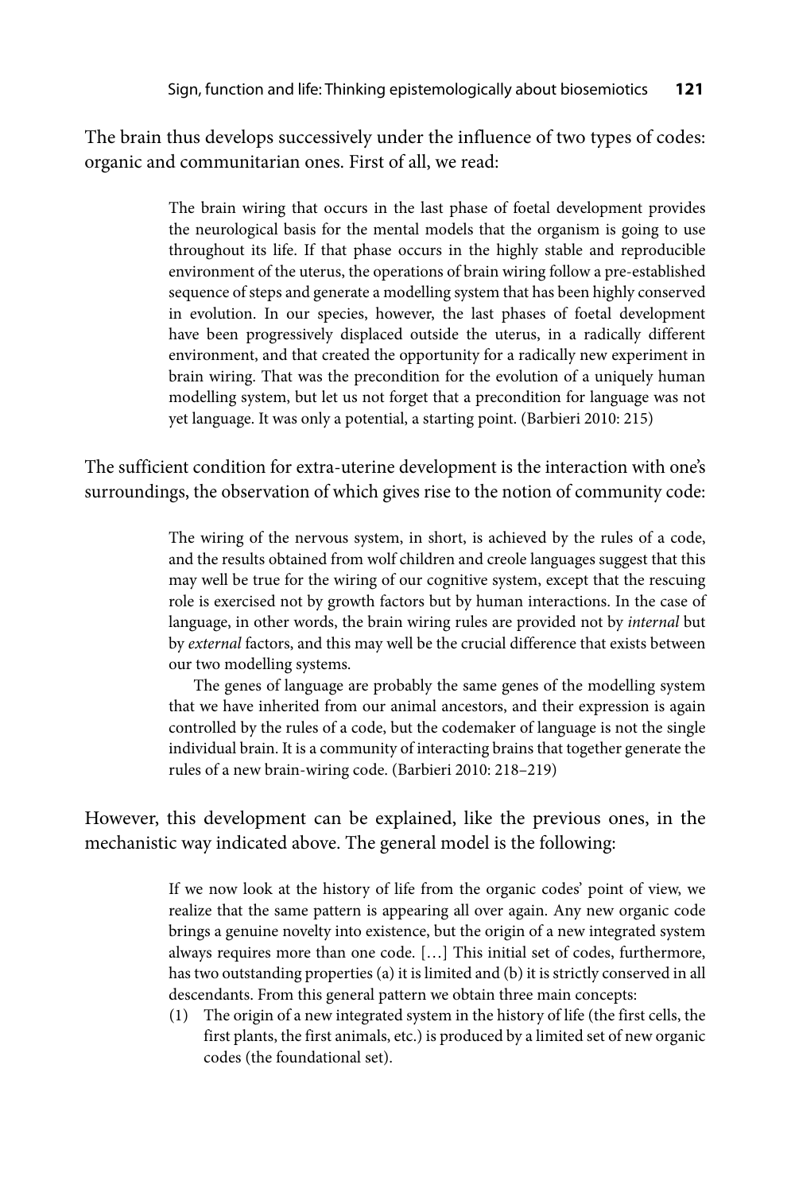The brain thus develops successively under the influence of two types of codes: organic and communitarian ones. First of all, we read:

> The brain wiring that occurs in the last phase of foetal development provides the neurological basis for the mental models that the organism is going to use throughout its life. If that phase occurs in the highly stable and reproducible environment of the uterus, the operations of brain wiring follow a pre-established sequence of steps and generate a modelling system that has been highly conserved in evolution. In our species, however, the last phases of foetal development have been progressively displaced outside the uterus, in a radically different environment, and that created the opportunity for a radically new experiment in brain wiring. That was the precondition for the evolution of a uniquely human modelling system, but let us not forget that a precondition for language was not yet language. It was only a potential, a starting point. (Barbieri 2010: 215)

The sufficient condition for extra-uterine development is the interaction with one's surroundings, the observation of which gives rise to the notion of community code:

> The wiring of the nervous system, in short, is achieved by the rules of a code, and the results obtained from wolf children and creole languages suggest that this may well be true for the wiring of our cognitive system, except that the rescuing role is exercised not by growth factors but by human interactions. In the case of language, in other words, the brain wiring rules are provided not by *internal* but by *external* factors, and this may well be the crucial difference that exists between our two modelling systems.
>
> The genes of language are probably the same genes of the modelling system that we have inherited from our animal ancestors, and their expression is again controlled by the rules of a code, but the codemaker of language is not the single individual brain. It is a community of interacting brains that together generate the rules of a new brain-wiring code. (Barbieri 2010: 218–219)

However, this development can be explained, like the previous ones, in the mechanistic way indicated above. The general model is the following:

> If we now look at the history of life from the organic codes' point of view, we realize that the same pattern is appearing all over again. Any new organic code brings a genuine novelty into existence, but the origin of a new integrated system always requires more than one code. […] This initial set of codes, furthermore, has two outstanding properties (a) it is limited and (b) it is strictly conserved in all descendants. From this general pattern we obtain three main concepts:
>
> (1) The origin of a new integrated system in the history of life (the first cells, the first plants, the first animals, etc.) is produced by a limited set of new organic codes (the foundational set).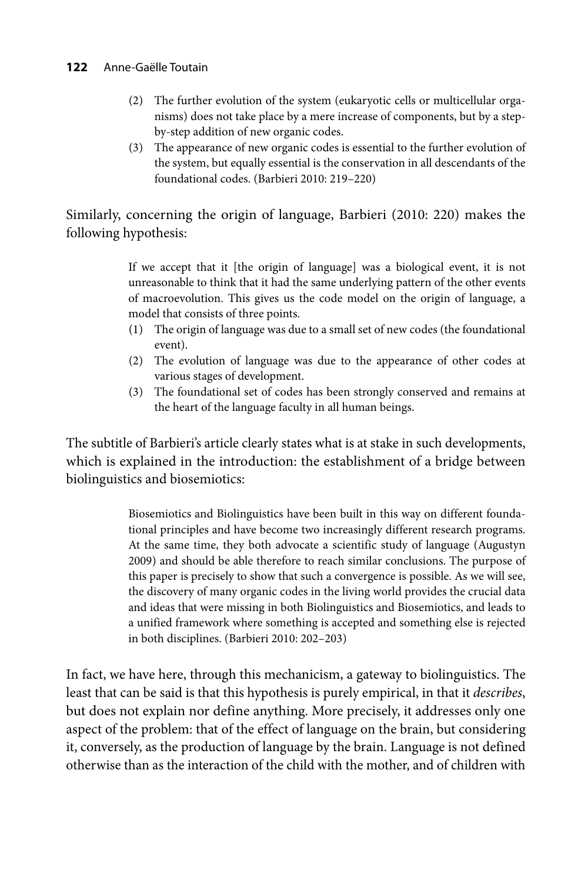(2) The further evolution of the system (eukaryotic cells or multicellular organisms) does not take place by a mere increase of components, but by a step-by-step addition of new organic codes.

(3) The appearance of new organic codes is essential to the further evolution of the system, but equally essential is the conservation in all descendants of the foundational codes. (Barbieri 2010: 219–220)

Similarly, concerning the origin of language, Barbieri (2010: 220) makes the following hypothesis:

> If we accept that it [the origin of language] was a biological event, it is not unreasonable to think that it had the same underlying pattern of the other events of macroevolution. This gives us the code model on the origin of language, a model that consists of three points.
>
> (1) The origin of language was due to a small set of new codes (the foundational event).
>
> (2) The evolution of language was due to the appearance of other codes at various stages of development.
>
> (3) The foundational set of codes has been strongly conserved and remains at the heart of the language faculty in all human beings.

The subtitle of Barbieri's article clearly states what is at stake in such developments, which is explained in the introduction: the establishment of a bridge between biolinguistics and biosemiotics:

> Biosemiotics and Biolinguistics have been built in this way on different foundational principles and have become two increasingly different research programs. At the same time, they both advocate a scientific study of language (Augustyn 2009) and should be able therefore to reach similar conclusions. The purpose of this paper is precisely to show that such a convergence is possible. As we will see, the discovery of many organic codes in the living world provides the crucial data and ideas that were missing in both Biolinguistics and Biosemiotics, and leads to a unified framework where something is accepted and something else is rejected in both disciplines. (Barbieri 2010: 202–203)

In fact, we have here, through this mechanicism, a gateway to biolinguistics. The least that can be said is that this hypothesis is purely empirical, in that it *describes*, but does not explain nor define anything. More precisely, it addresses only one aspect of the problem: that of the effect of language on the brain, but considering it, conversely, as the production of language by the brain. Language is not defined otherwise than as the interaction of the child with the mother, and of children with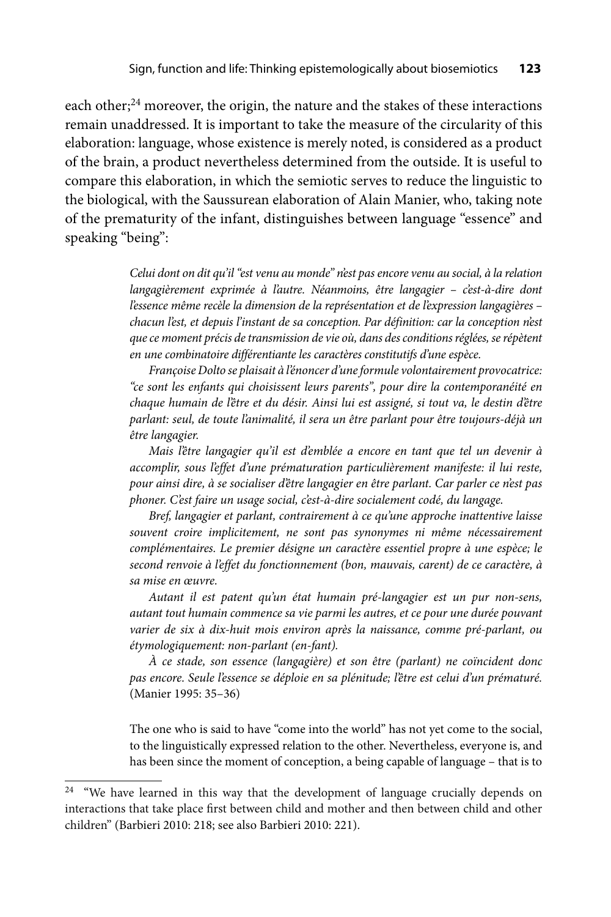each other;[24] moreover, the origin, the nature and the stakes of these interactions remain unaddressed. It is important to take the measure of the circularity of this elaboration: language, whose existence is merely noted, is considered as a product of the brain, a product nevertheless determined from the outside. It is useful to compare this elaboration, in which the semiotic serves to reduce the linguistic to the biological, with the Saussurean elaboration of Alain Manier, who, taking note of the prematurity of the infant, distinguishes between language "essence" and speaking "being":

> *Celui dont on dit qu'il "est venu au monde" n'est pas encore venu au social, à la relation langagièrement exprimée à l'autre. Néanmoins, être langagier – c'est-à-dire dont l'essence même recèle la dimension de la représentation et de l'expression langagières – chacun l'est, et depuis l'instant de sa conception. Par définition: car la conception n'est que ce moment précis de transmission de vie où, dans des conditions réglées, se répètent en une combinatoire différentiante les caractères constitutifs d'une espèce.*
>
> *Françoise Dolto se plaisait à l'énoncer d'une formule volontairement provocatrice: "ce sont les enfants qui choisissent leurs parents", pour dire la contemporanéité en chaque humain de l'être et du désir. Ainsi lui est assigné, si tout va, le destin d'être parlant: seul, de toute l'animalité, il sera un être parlant pour être toujours-déjà un être langagier.*
>
> *Mais l'être langagier qu'il est d'emblée a encore en tant que tel un devenir à accomplir, sous l'effet d'une prématuration particulièrement manifeste: il lui reste, pour ainsi dire, à se socialiser d'être langagier en être parlant. Car parler ce n'est pas phoner. C'est faire un usage social, c'est-à-dire socialement codé, du langage.*
>
> *Bref, langagier et parlant, contrairement à ce qu'une approche inattentive laisse souvent croire implicitement, ne sont pas synonymes ni même nécessairement complémentaires. Le premier désigne un caractère essentiel propre à une espèce; le second renvoie à l'effet du fonctionnement (bon, mauvais, carent) de ce caractère, à sa mise en œuvre.*
>
> *Autant il est patent qu'un état humain pré-langagier est un pur non-sens, autant tout humain commence sa vie parmi les autres, et ce pour une durée pouvant varier de six à dix-huit mois environ après la naissance, comme pré-parlant, ou étymologiquement: non-parlant (en-fant).*
>
> *À ce stade, son essence (langagière) et son être (parlant) ne coïncident donc pas encore. Seule l'essence se déploie en sa plénitude; l'être est celui d'un prématuré.* (Manier 1995: 35–36)

> The one who is said to have "come into the world" has not yet come to the social, to the linguistically expressed relation to the other. Nevertheless, everyone is, and has been since the moment of conception, a being capable of language – that is to

[24] "We have learned in this way that the development of language crucially depends on interactions that take place first between child and mother and then between child and other children" (Barbieri 2010: 218; see also Barbieri 2010: 221).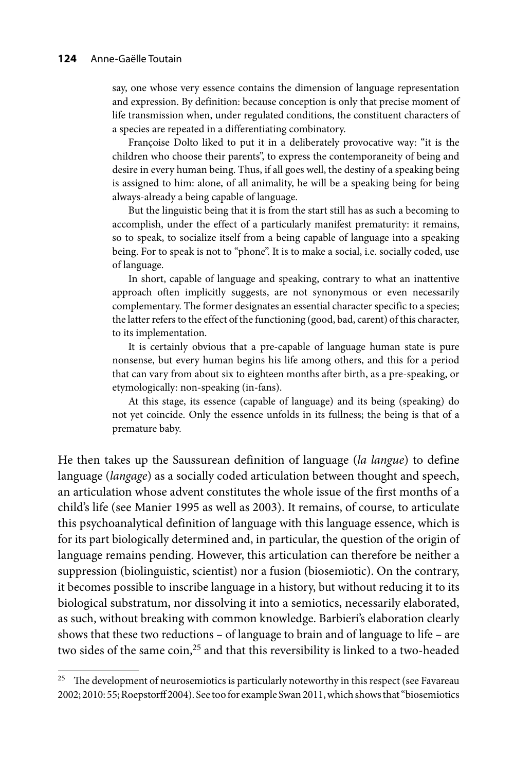> say, one whose very essence contains the dimension of language representation and expression. By definition: because conception is only that precise moment of life transmission when, under regulated conditions, the constituent characters of a species are repeated in a differentiating combinatory.
>
> Françoise Dolto liked to put it in a deliberately provocative way: "it is the children who choose their parents", to express the contemporaneity of being and desire in every human being. Thus, if all goes well, the destiny of a speaking being is assigned to him: alone, of all animality, he will be a speaking being for being always-already a being capable of language.
>
> But the linguistic being that it is from the start still has as such a becoming to accomplish, under the effect of a particularly manifest prematurity: it remains, so to speak, to socialize itself from a being capable of language into a speaking being. For to speak is not to "phone". It is to make a social, i.e. socially coded, use of language.
>
> In short, capable of language and speaking, contrary to what an inattentive approach often implicitly suggests, are not synonymous or even necessarily complementary. The former designates an essential character specific to a species; the latter refers to the effect of the functioning (good, bad, carent) of this character, to its implementation.
>
> It is certainly obvious that a pre-capable of language human state is pure nonsense, but every human begins his life among others, and this for a period that can vary from about six to eighteen months after birth, as a pre-speaking, or etymologically: non-speaking (in-fans).
>
> At this stage, its essence (capable of language) and its being (speaking) do not yet coincide. Only the essence unfolds in its fullness; the being is that of a premature baby.

He then takes up the Saussurean definition of language (*la langue*) to define language (*langage*) as a socially coded articulation between thought and speech, an articulation whose advent constitutes the whole issue of the first months of a child's life (see Manier 1995 as well as 2003). It remains, of course, to articulate this psychoanalytical definition of language with this language essence, which is for its part biologically determined and, in particular, the question of the origin of language remains pending. However, this articulation can therefore be neither a suppression (biolinguistic, scientist) nor a fusion (biosemiotic). On the contrary, it becomes possible to inscribe language in a history, but without reducing it to its biological substratum, nor dissolving it into a semiotics, necessarily elaborated, as such, without breaking with common knowledge. Barbieri's elaboration clearly shows that these two reductions – of language to brain and of language to life – are two sides of the same coin,[25] and that this reversibility is linked to a two-headed

[25] The development of neurosemiotics is particularly noteworthy in this respect (see Favareau 2002; 2010: 55; Roepstorff 2004). See too for example Swan 2011, which shows that "biosemiotics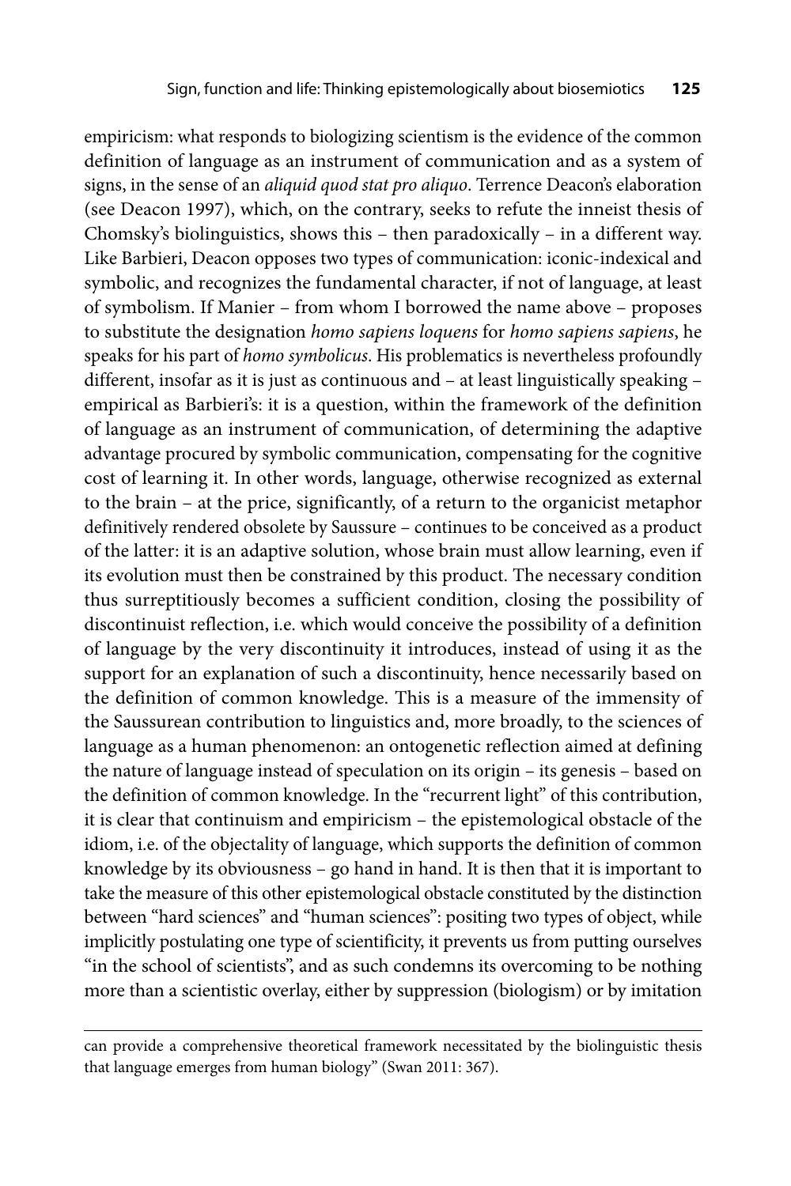empiricism: what responds to biologizing scientism is the evidence of the common definition of language as an instrument of communication and as a system of signs, in the sense of an *aliquid quod stat pro aliquo*. Terrence Deacon's elaboration (see Deacon 1997), which, on the contrary, seeks to refute the inneist thesis of Chomsky's biolinguistics, shows this – then paradoxically – in a different way. Like Barbieri, Deacon opposes two types of communication: iconic-indexical and symbolic, and recognizes the fundamental character, if not of language, at least of symbolism. If Manier – from whom I borrowed the name above – proposes to substitute the designation *homo sapiens loquens* for *homo sapiens sapiens*, he speaks for his part of *homo symbolicus*. His problematics is nevertheless profoundly different, insofar as it is just as continuous and – at least linguistically speaking – empirical as Barbieri's: it is a question, within the framework of the definition of language as an instrument of communication, of determining the adaptive advantage procured by symbolic communication, compensating for the cognitive cost of learning it. In other words, language, otherwise recognized as external to the brain – at the price, significantly, of a return to the organicist metaphor definitively rendered obsolete by Saussure – continues to be conceived as a product of the latter: it is an adaptive solution, whose brain must allow learning, even if its evolution must then be constrained by this product. The necessary condition thus surreptitiously becomes a sufficient condition, closing the possibility of discontinuist reflection, i.e. which would conceive the possibility of a definition of language by the very discontinuity it introduces, instead of using it as the support for an explanation of such a discontinuity, hence necessarily based on the definition of common knowledge. This is a measure of the immensity of the Saussurean contribution to linguistics and, more broadly, to the sciences of language as a human phenomenon: an ontogenetic reflection aimed at defining the nature of language instead of speculation on its origin – its genesis – based on the definition of common knowledge. In the "recurrent light" of this contribution, it is clear that continuism and empiricism – the epistemological obstacle of the idiom, i.e. of the objectality of language, which supports the definition of common knowledge by its obviousness – go hand in hand. It is then that it is important to take the measure of this other epistemological obstacle constituted by the distinction between "hard sciences" and "human sciences": positing two types of object, while implicitly postulating one type of scientificity, it prevents us from putting ourselves "in the school of scientists", and as such condemns its overcoming to be nothing more than a scientistic overlay, either by suppression (biologism) or by imitation

---

can provide a comprehensive theoretical framework necessitated by the biolinguistic thesis that language emerges from human biology" (Swan 2011: 367).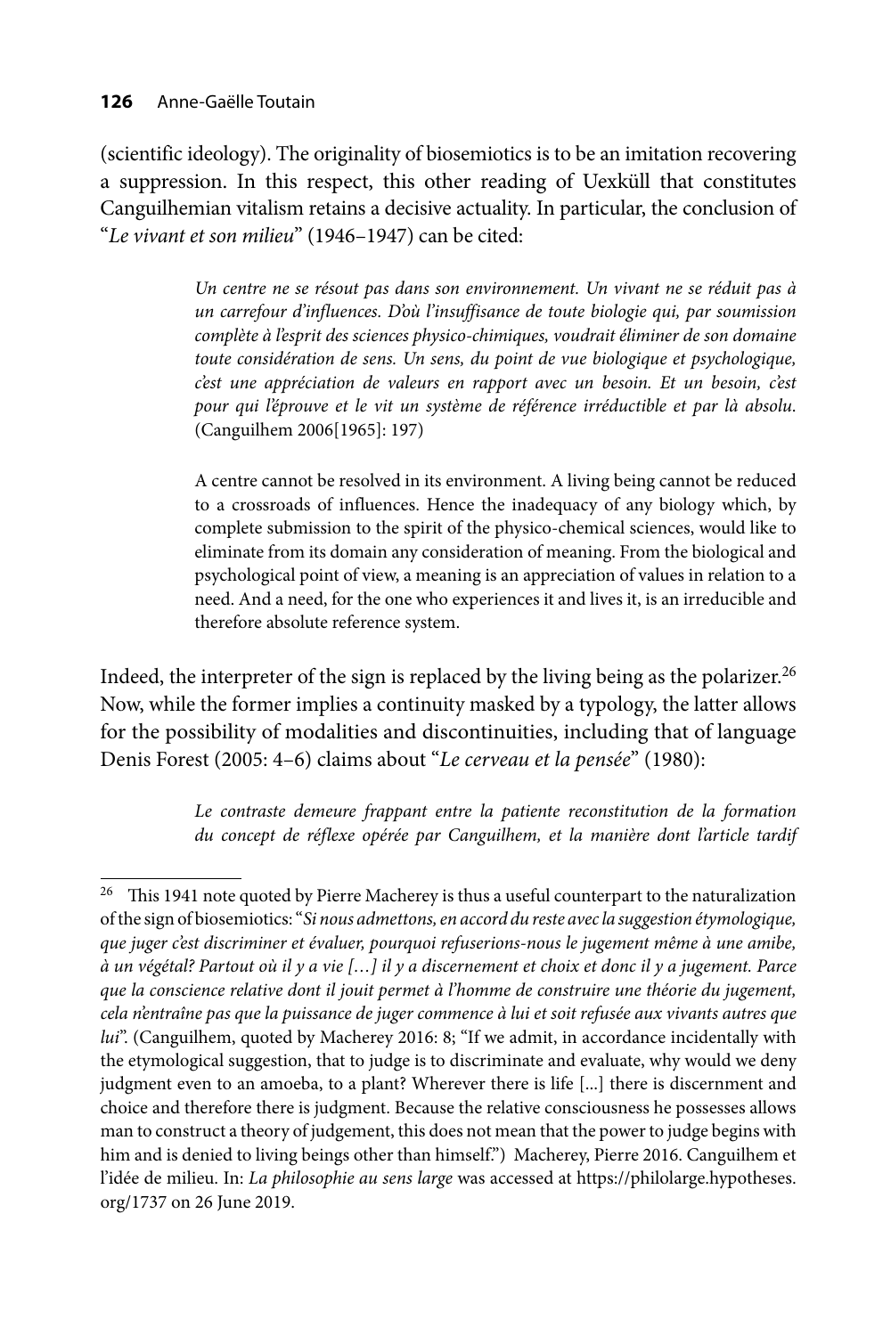(scientific ideology). The originality of biosemiotics is to be an imitation recovering a suppression. In this respect, this other reading of Uexküll that constitutes Canguilhemian vitalism retains a decisive actuality. In particular, the conclusion of "*Le vivant et son milieu*" (1946–1947) can be cited:

> *Un centre ne se résout pas dans son environnement. Un vivant ne se réduit pas à un carrefour d'influences. D'où l'insuffisance de toute biologie qui, par soumission complète à l'esprit des sciences physico-chimiques, voudrait éliminer de son domaine toute considération de sens. Un sens, du point de vue biologique et psychologique, c'est une appréciation de valeurs en rapport avec un besoin. Et un besoin, c'est pour qui l'éprouve et le vit un système de référence irréductible et par là absolu.* (Canguilhem 2006[1965]: 197)
>
> A centre cannot be resolved in its environment. A living being cannot be reduced to a crossroads of influences. Hence the inadequacy of any biology which, by complete submission to the spirit of the physico-chemical sciences, would like to eliminate from its domain any consideration of meaning. From the biological and psychological point of view, a meaning is an appreciation of values in relation to a need. And a need, for the one who experiences it and lives it, is an irreducible and therefore absolute reference system.

Indeed, the interpreter of the sign is replaced by the living being as the polarizer.[26] Now, while the former implies a continuity masked by a typology, the latter allows for the possibility of modalities and discontinuities, including that of language Denis Forest (2005: 4–6) claims about "*Le cerveau et la pensée*" (1980):

> *Le contraste demeure frappant entre la patiente reconstitution de la formation du concept de réflexe opérée par Canguilhem, et la manière dont l'article tardif*

[26] This 1941 note quoted by Pierre Macherey is thus a useful counterpart to the naturalization of the sign of biosemiotics: "*Si nous admettons, en accord du reste avec la suggestion étymologique, que juger c'est discriminer et évaluer, pourquoi refuserions-nous le jugement même à une amibe, à un végétal? Partout où il y a vie […] il y a discernement et choix et donc il y a jugement. Parce que la conscience relative dont il jouit permet à l'homme de construire une théorie du jugement, cela n'entraîne pas que la puissance de juger commence à lui et soit refusée aux vivants autres que lui*". (Canguilhem, quoted by Macherey 2016: 8; "If we admit, in accordance incidentally with the etymological suggestion, that to judge is to discriminate and evaluate, why would we deny judgment even to an amoeba, to a plant? Wherever there is life [...] there is discernment and choice and therefore there is judgment. Because the relative consciousness he possesses allows man to construct a theory of judgement, this does not mean that the power to judge begins with him and is denied to living beings other than himself.") Macherey, Pierre 2016. Canguilhem et l'idée de milieu. In: *La philosophie au sens large* was accessed at https://philolarge.hypotheses.org/1737 on 26 June 2019.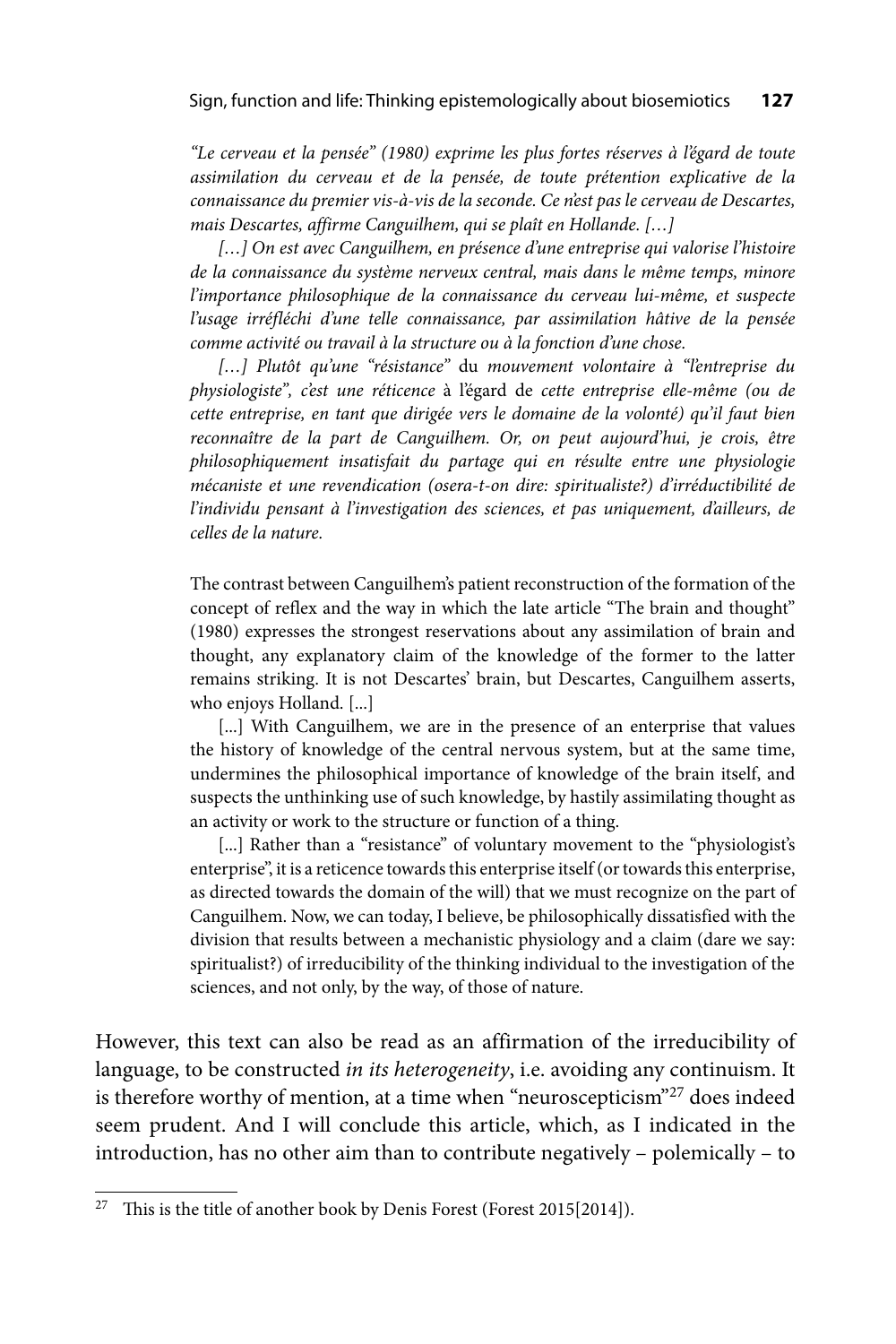*"Le cerveau et la pensée" (1980) exprime les plus fortes réserves à l'égard de toute assimilation du cerveau et de la pensée, de toute prétention explicative de la connaissance du premier vis-à-vis de la seconde. Ce n'est pas le cerveau de Descartes, mais Descartes, affirme Canguilhem, qui se plaît en Hollande. […]*

> *[…] On est avec Canguilhem, en présence d'une entreprise qui valorise l'histoire de la connaissance du système nerveux central, mais dans le même temps, minore l'importance philosophique de la connaissance du cerveau lui-même, et suspecte l'usage irréfléchi d'une telle connaissance, par assimilation hâtive de la pensée comme activité ou travail à la structure ou à la fonction d'une chose.*
>
> *[…] Plutôt qu'une "résistance"* du *mouvement volontaire à "l'entreprise du physiologiste", c'est une réticence* à l'égard de *cette entreprise elle-même (ou de cette entreprise, en tant que dirigée vers le domaine de la volonté) qu'il faut bien reconnaître de la part de Canguilhem. Or, on peut aujourd'hui, je crois, être philosophiquement insatisfait du partage qui en résulte entre une physiologie mécaniste et une revendication (osera-t-on dire: spiritualiste?) d'irréductibilité de l'individu pensant à l'investigation des sciences, et pas uniquement, d'ailleurs, de celles de la nature.*
>
> The contrast between Canguilhem's patient reconstruction of the formation of the concept of reflex and the way in which the late article "The brain and thought" (1980) expresses the strongest reservations about any assimilation of brain and thought, any explanatory claim of the knowledge of the former to the latter remains striking. It is not Descartes' brain, but Descartes, Canguilhem asserts, who enjoys Holland. [...]
>
> [...] With Canguilhem, we are in the presence of an enterprise that values the history of knowledge of the central nervous system, but at the same time, undermines the philosophical importance of knowledge of the brain itself, and suspects the unthinking use of such knowledge, by hastily assimilating thought as an activity or work to the structure or function of a thing.
>
> [...] Rather than a "resistance" of voluntary movement to the "physiologist's enterprise", it is a reticence towards this enterprise itself (or towards this enterprise, as directed towards the domain of the will) that we must recognize on the part of Canguilhem. Now, we can today, I believe, be philosophically dissatisfied with the division that results between a mechanistic physiology and a claim (dare we say: spiritualist?) of irreducibility of the thinking individual to the investigation of the sciences, and not only, by the way, of those of nature.

However, this text can also be read as an affirmation of the irreducibility of language, to be constructed *in its heterogeneity*, i.e. avoiding any continuism. It is therefore worthy of mention, at a time when "neuroscepticism"[27] does indeed seem prudent. And I will conclude this article, which, as I indicated in the introduction, has no other aim than to contribute negatively – polemically – to

---

[27] This is the title of another book by Denis Forest (Forest 2015[2014]).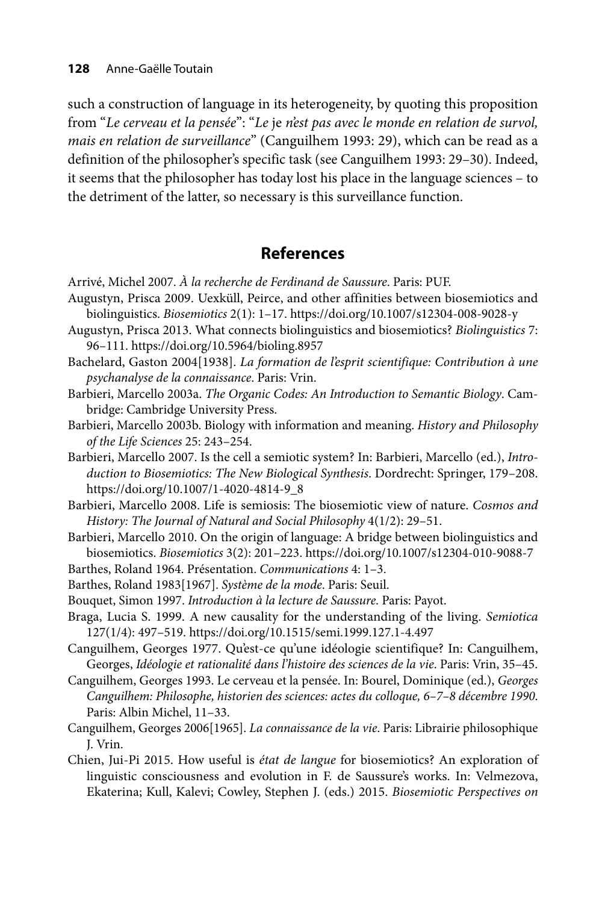such a construction of language in its heterogeneity, by quoting this proposition from "*Le cerveau et la pensée*": "*Le* je *n'est pas avec le monde en relation de survol, mais en relation de surveillance*" (Canguilhem 1993: 29), which can be read as a definition of the philosopher's specific task (see Canguilhem 1993: 29–30). Indeed, it seems that the philosopher has today lost his place in the language sciences – to the detriment of the latter, so necessary is this surveillance function.

## References

Arrivé, Michel 2007. *À la recherche de Ferdinand de Saussure*. Paris: PUF.

Augustyn, Prisca 2009. Uexküll, Peirce, and other affinities between biosemiotics and biolinguistics. *Biosemiotics* 2(1): 1–17. https://doi.org/10.1007/s12304-008-9028-y

Augustyn, Prisca 2013. What connects biolinguistics and biosemiotics? *Biolinguistics* 7: 96–111. https://doi.org/10.5964/bioling.8957

Bachelard, Gaston 2004[1938]. *La formation de l'esprit scientifique: Contribution à une psychanalyse de la connaissance*. Paris: Vrin.

Barbieri, Marcello 2003a. *The Organic Codes: An Introduction to Semantic Biology*. Cambridge: Cambridge University Press.

Barbieri, Marcello 2003b. Biology with information and meaning. *History and Philosophy of the Life Sciences* 25: 243–254.

Barbieri, Marcello 2007. Is the cell a semiotic system? In: Barbieri, Marcello (ed.), *Introduction to Biosemiotics: The New Biological Synthesis*. Dordrecht: Springer, 179–208. https://doi.org/10.1007/1-4020-4814-9_8

Barbieri, Marcello 2008. Life is semiosis: The biosemiotic view of nature. *Cosmos and History: The Journal of Natural and Social Philosophy* 4(1/2): 29–51.

Barbieri, Marcello 2010. On the origin of language: A bridge between biolinguistics and biosemiotics. *Biosemiotics* 3(2): 201–223. https://doi.org/10.1007/s12304-010-9088-7

Barthes, Roland 1964. Présentation. *Communications* 4: 1–3.

Barthes, Roland 1983[1967]. *Système de la mode*. Paris: Seuil.

Bouquet, Simon 1997. *Introduction à la lecture de Saussure*. Paris: Payot.

Braga, Lucia S. 1999. A new causality for the understanding of the living. *Semiotica* 127(1/4): 497–519. https://doi.org/10.1515/semi.1999.127.1-4.497

Canguilhem, Georges 1977. Qu'est-ce qu'une idéologie scientifique? In: Canguilhem, Georges, *Idéologie et rationalité dans l'histoire des sciences de la vie*. Paris: Vrin, 35–45.

Canguilhem, Georges 1993. Le cerveau et la pensée. In: Bourel, Dominique (ed.), *Georges Canguilhem: Philosophe, historien des sciences: actes du colloque, 6–7–8 décembre 1990*. Paris: Albin Michel, 11–33.

Canguilhem, Georges 2006[1965]. *La connaissance de la vie*. Paris: Librairie philosophique J. Vrin.

Chien, Jui-Pi 2015. How useful is *état de langue* for biosemiotics? An exploration of linguistic consciousness and evolution in F. de Saussure's works. In: Velmezova, Ekaterina; Kull, Kalevi; Cowley, Stephen J. (eds.) 2015. *Biosemiotic Perspectives on*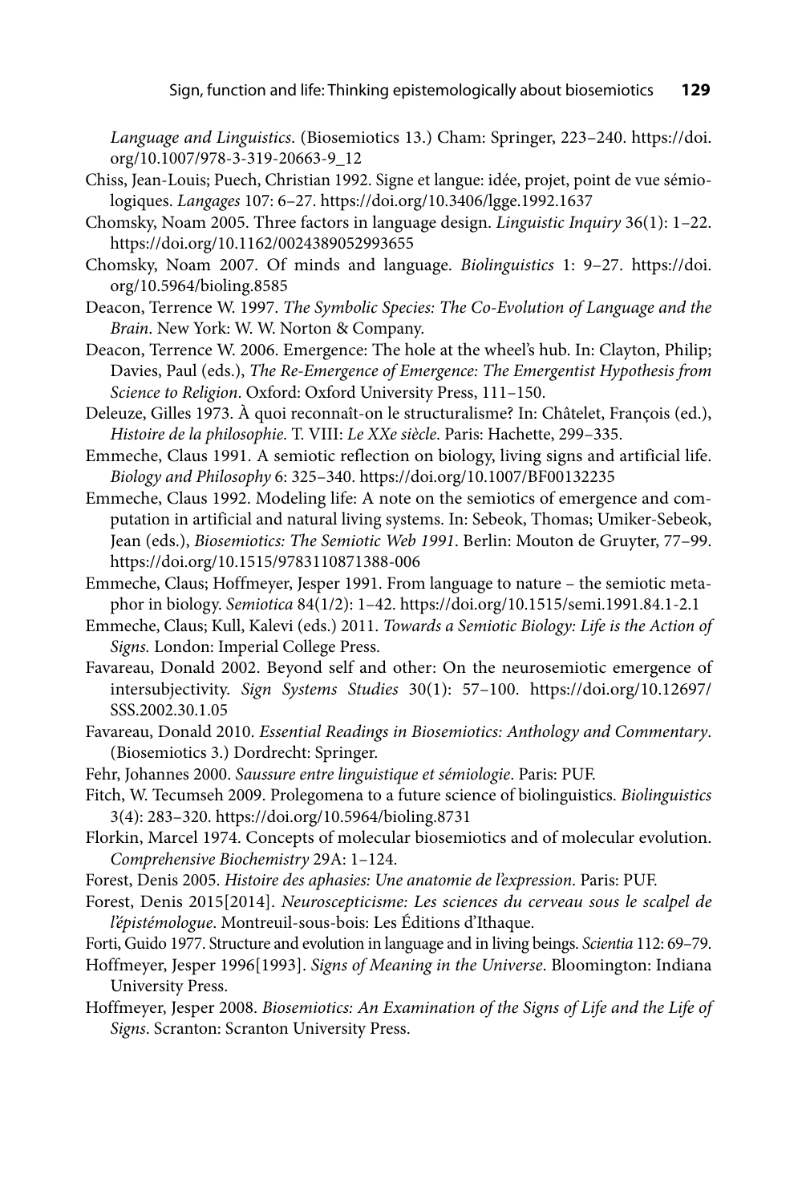*Language and Linguistics*. (Biosemiotics 13.) Cham: Springer, 223–240. https://doi.org/10.1007/978-3-319-20663-9_12

Chiss, Jean-Louis; Puech, Christian 1992. Signe et langue: idée, projet, point de vue sémiologiques. *Langages* 107: 6–27. https://doi.org/10.3406/lgge.1992.1637

Chomsky, Noam 2005. Three factors in language design. *Linguistic Inquiry* 36(1): 1–22. https://doi.org/10.1162/0024389052993655

Chomsky, Noam 2007. Of minds and language. *Biolinguistics* 1: 9–27. https://doi.org/10.5964/bioling.8585

Deacon, Terrence W. 1997. *The Symbolic Species: The Co-Evolution of Language and the Brain*. New York: W. W. Norton & Company.

Deacon, Terrence W. 2006. Emergence: The hole at the wheel's hub. In: Clayton, Philip; Davies, Paul (eds.), *The Re-Emergence of Emergence: The Emergentist Hypothesis from Science to Religion*. Oxford: Oxford University Press, 111–150.

Deleuze, Gilles 1973. À quoi reconnaît-on le structuralisme? In: Châtelet, François (ed.), *Histoire de la philosophie*. T. VIII: *Le XXe siècle*. Paris: Hachette, 299–335.

Emmeche, Claus 1991. A semiotic reflection on biology, living signs and artificial life. *Biology and Philosophy* 6: 325–340. https://doi.org/10.1007/BF00132235

Emmeche, Claus 1992. Modeling life: A note on the semiotics of emergence and computation in artificial and natural living systems. In: Sebeok, Thomas; Umiker-Sebeok, Jean (eds.), *Biosemiotics: The Semiotic Web 1991*. Berlin: Mouton de Gruyter, 77–99. https://doi.org/10.1515/9783110871388-006

Emmeche, Claus; Hoffmeyer, Jesper 1991. From language to nature – the semiotic metaphor in biology. *Semiotica* 84(1/2): 1–42. https://doi.org/10.1515/semi.1991.84.1-2.1

Emmeche, Claus; Kull, Kalevi (eds.) 2011. *Towards a Semiotic Biology: Life is the Action of Signs.* London: Imperial College Press.

Favareau, Donald 2002. Beyond self and other: On the neurosemiotic emergence of intersubjectivity. *Sign Systems Studies* 30(1): 57–100. https://doi.org/10.12697/SSS.2002.30.1.05

Favareau, Donald 2010. *Essential Readings in Biosemiotics: Anthology and Commentary*. (Biosemiotics 3.) Dordrecht: Springer.

Fehr, Johannes 2000. *Saussure entre linguistique et sémiologie*. Paris: PUF.

Fitch, W. Tecumseh 2009. Prolegomena to a future science of biolinguistics. *Biolinguistics* 3(4): 283–320. https://doi.org/10.5964/bioling.8731

Florkin, Marcel 1974. Concepts of molecular biosemiotics and of molecular evolution. *Comprehensive Biochemistry* 29A: 1–124.

Forest, Denis 2005. *Histoire des aphasies: Une anatomie de l'expression*. Paris: PUF.

Forest, Denis 2015[2014]. *Neuroscepticisme: Les sciences du cerveau sous le scalpel de l'épistémologue*. Montreuil-sous-bois: Les Éditions d'Ithaque.

Forti, Guido 1977. Structure and evolution in language and in living beings. *Scientia* 112: 69–79.

Hoffmeyer, Jesper 1996[1993]. *Signs of Meaning in the Universe*. Bloomington: Indiana University Press.

Hoffmeyer, Jesper 2008. *Biosemiotics: An Examination of the Signs of Life and the Life of Signs*. Scranton: Scranton University Press.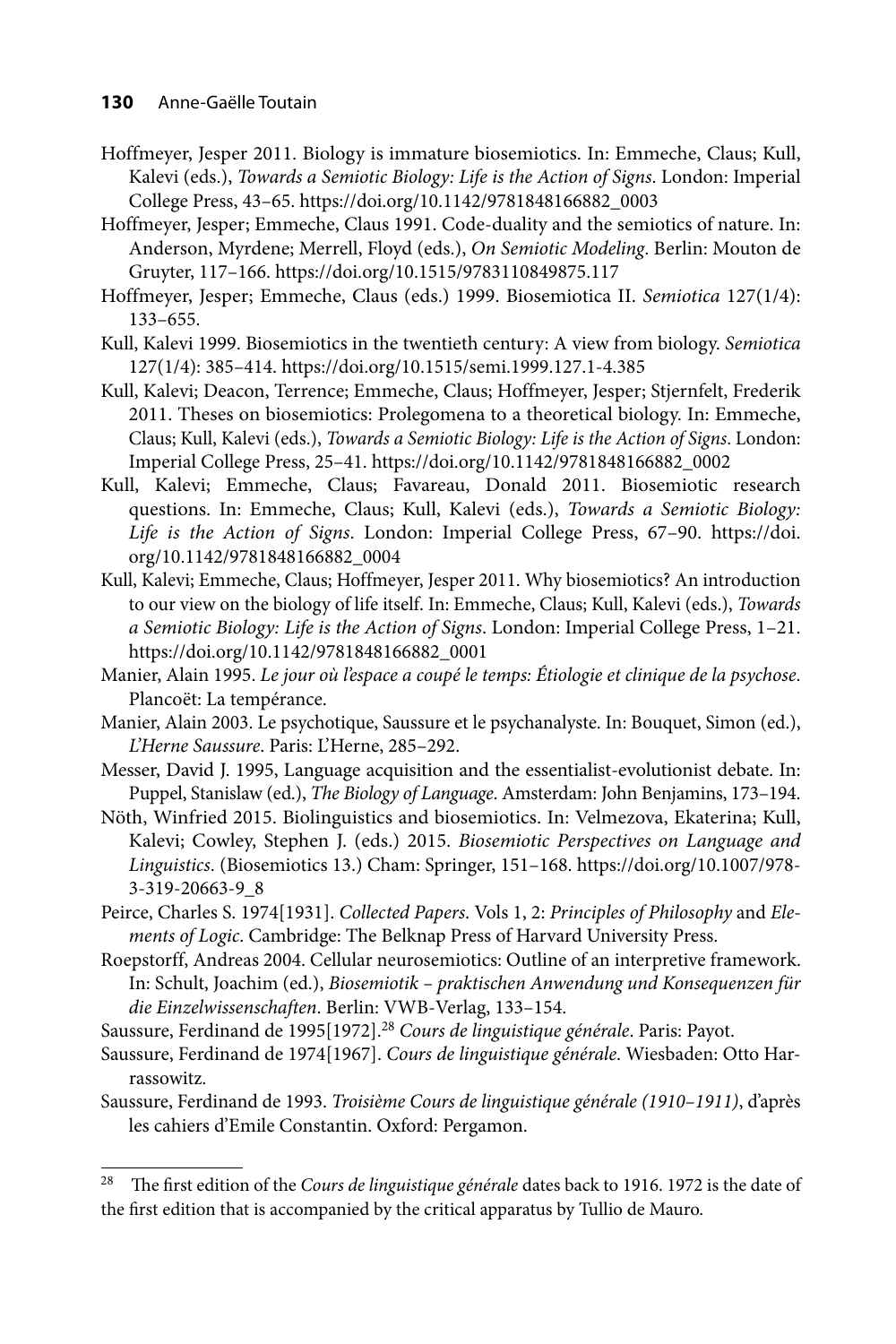Hoffmeyer, Jesper 2011. Biology is immature biosemiotics. In: Emmeche, Claus; Kull, Kalevi (eds.), *Towards a Semiotic Biology: Life is the Action of Signs*. London: Imperial College Press, 43–65. https://doi.org/10.1142/9781848166882_0003

Hoffmeyer, Jesper; Emmeche, Claus 1991. Code-duality and the semiotics of nature. In: Anderson, Myrdene; Merrell, Floyd (eds.), *On Semiotic Modeling*. Berlin: Mouton de Gruyter, 117–166. https://doi.org/10.1515/9783110849875.117

Hoffmeyer, Jesper; Emmeche, Claus (eds.) 1999. Biosemiotica II. *Semiotica* 127(1/4): 133–655.

Kull, Kalevi 1999. Biosemiotics in the twentieth century: A view from biology. *Semiotica* 127(1/4): 385–414. https://doi.org/10.1515/semi.1999.127.1-4.385

Kull, Kalevi; Deacon, Terrence; Emmeche, Claus; Hoffmeyer, Jesper; Stjernfelt, Frederik 2011. Theses on biosemiotics: Prolegomena to a theoretical biology. In: Emmeche, Claus; Kull, Kalevi (eds.), *Towards a Semiotic Biology: Life is the Action of Signs*. London: Imperial College Press, 25–41. https://doi.org/10.1142/9781848166882_0002

Kull, Kalevi; Emmeche, Claus; Favareau, Donald 2011. Biosemiotic research questions. In: Emmeche, Claus; Kull, Kalevi (eds.), *Towards a Semiotic Biology: Life is the Action of Signs*. London: Imperial College Press, 67–90. https://doi.org/10.1142/9781848166882_0004

Kull, Kalevi; Emmeche, Claus; Hoffmeyer, Jesper 2011. Why biosemiotics? An introduction to our view on the biology of life itself. In: Emmeche, Claus; Kull, Kalevi (eds.), *Towards a Semiotic Biology: Life is the Action of Signs*. London: Imperial College Press, 1–21. https://doi.org/10.1142/9781848166882_0001

Manier, Alain 1995. *Le jour où l'espace a coupé le temps: Étiologie et clinique de la psychose*. Plancoët: La tempérance.

Manier, Alain 2003. Le psychotique, Saussure et le psychanalyste. In: Bouquet, Simon (ed.), *L'Herne Saussure*. Paris: L'Herne, 285–292.

Messer, David J. 1995, Language acquisition and the essentialist-evolutionist debate. In: Puppel, Stanislaw (ed.), *The Biology of Language*. Amsterdam: John Benjamins, 173–194.

Nöth, Winfried 2015. Biolinguistics and biosemiotics. In: Velmezova, Ekaterina; Kull, Kalevi; Cowley, Stephen J. (eds.) 2015. *Biosemiotic Perspectives on Language and Linguistics*. (Biosemiotics 13.) Cham: Springer, 151–168. https://doi.org/10.1007/978-3-319-20663-9_8

Peirce, Charles S. 1974[1931]. *Collected Papers*. Vols 1, 2: *Principles of Philosophy* and *Elements of Logic*. Cambridge: The Belknap Press of Harvard University Press.

Roepstorff, Andreas 2004. Cellular neurosemiotics: Outline of an interpretive framework. In: Schult, Joachim (ed.), *Biosemiotik – praktischen Anwendung und Konsequenzen für die Einzelwissenschaften*. Berlin: VWB-Verlag, 133–154.

Saussure, Ferdinand de 1995[1972].[28] *Cours de linguistique générale*. Paris: Payot.

Saussure, Ferdinand de 1974[1967]. *Cours de linguistique générale*. Wiesbaden: Otto Harrassowitz.

Saussure, Ferdinand de 1993. *Troisième Cours de linguistique générale (1910–1911)*, d'après les cahiers d'Emile Constantin. Oxford: Pergamon.

---

[28] The first edition of the *Cours de linguistique générale* dates back to 1916. 1972 is the date of the first edition that is accompanied by the critical apparatus by Tullio de Mauro.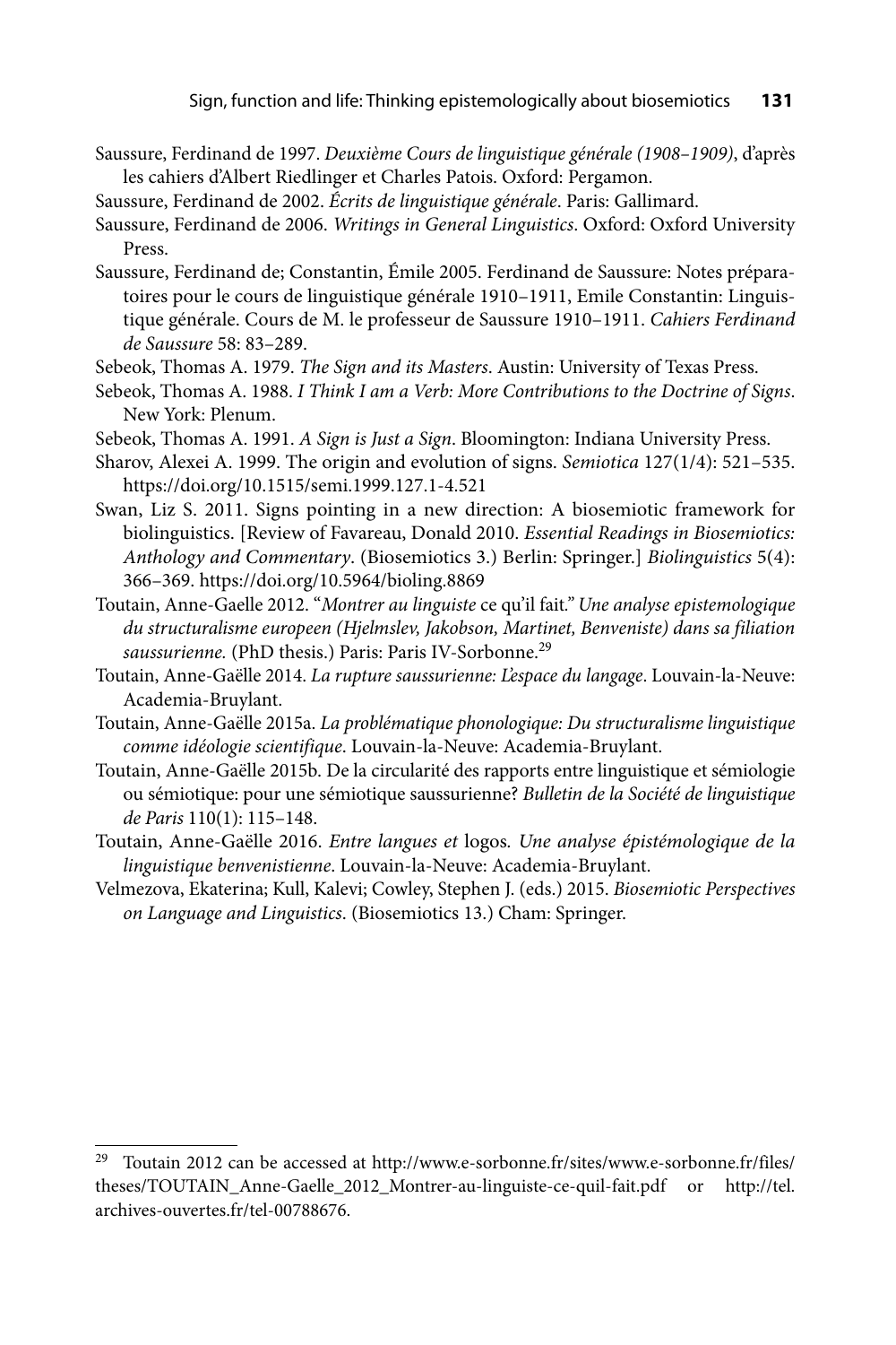Saussure, Ferdinand de 1997. *Deuxième Cours de linguistique générale (1908–1909)*, d'après les cahiers d'Albert Riedlinger and Charles Patois. Oxford: Pergamon.

Saussure, Ferdinand de 2002. *Écrits de linguistique générale*. Paris: Gallimard.

Saussure, Ferdinand de 2006. *Writings in General Linguistics*. Oxford: Oxford University Press.

Saussure, Ferdinand de; Constantin, Émile 2005. Ferdinand de Saussure: Notes préparatoires pour le cours de linguistique générale 1910–1911, Emile Constantin: Linguistique générale. Cours de M. le professeur de Saussure 1910–1911. *Cahiers Ferdinand de Saussure* 58: 83–289.

Sebeok, Thomas A. 1979. *The Sign and its Masters*. Austin: University of Texas Press.

Sebeok, Thomas A. 1988. *I Think I am a Verb: More Contributions to the Doctrine of Signs*. New York: Plenum.

Sebeok, Thomas A. 1991. *A Sign is Just a Sign*. Bloomington: Indiana University Press.

Sharov, Alexei A. 1999. The origin and evolution of signs. *Semiotica* 127(1/4): 521–535. https://doi.org/10.1515/semi.1999.127.1-4.521

Swan, Liz S. 2011. Signs pointing in a new direction: A biosemiotic framework for biolinguistics. [Review of Favareau, Donald 2010. *Essential Readings in Biosemiotics: Anthology and Commentary*. (Biosemiotics 3.) Berlin: Springer.] *Biolinguistics* 5(4): 366–369. https://doi.org/10.5964/bioling.8869

Toutain, Anne-Gaelle 2012. "*Montrer au linguiste* ce qu'il fait." *Une analyse epistemologique du structuralisme europeen (Hjelmslev, Jakobson, Martinet, Benveniste) dans sa filiation saussurienne.* (PhD thesis.) Paris: Paris IV-Sorbonne.[29]

Toutain, Anne-Gaëlle 2014. *La rupture saussurienne: L'espace du langage*. Louvain-la-Neuve: Academia-Bruylant.

Toutain, Anne-Gaëlle 2015a. *La problématique phonologique: Du structuralisme linguistique comme idéologie scientifique*. Louvain-la-Neuve: Academia-Bruylant.

Toutain, Anne-Gaëlle 2015b. De la circularité des rapports entre linguistique et sémiologie ou sémiotique: pour une sémiotique saussurienne? *Bulletin de la Société de linguistique de Paris* 110(1): 115–148.

Toutain, Anne-Gaëlle 2016. *Entre langues et* logos*. Une analyse épistémologique de la linguistique benvenistienne*. Louvain-la-Neuve: Academia-Bruylant.

Velmezova, Ekaterina; Kull, Kalevi; Cowley, Stephen J. (eds.) 2015. *Biosemiotic Perspectives on Language and Linguistics*. (Biosemiotics 13.) Cham: Springer.

---

[29] Toutain 2012 can be accessed at http://www.e-sorbonne.fr/sites/www.e-sorbonne.fr/files/theses/TOUTAIN_Anne-Gaelle_2012_Montrer-au-linguiste-ce-quil-fait.pdf or http://tel.archives-ouvertes.fr/tel-00788676.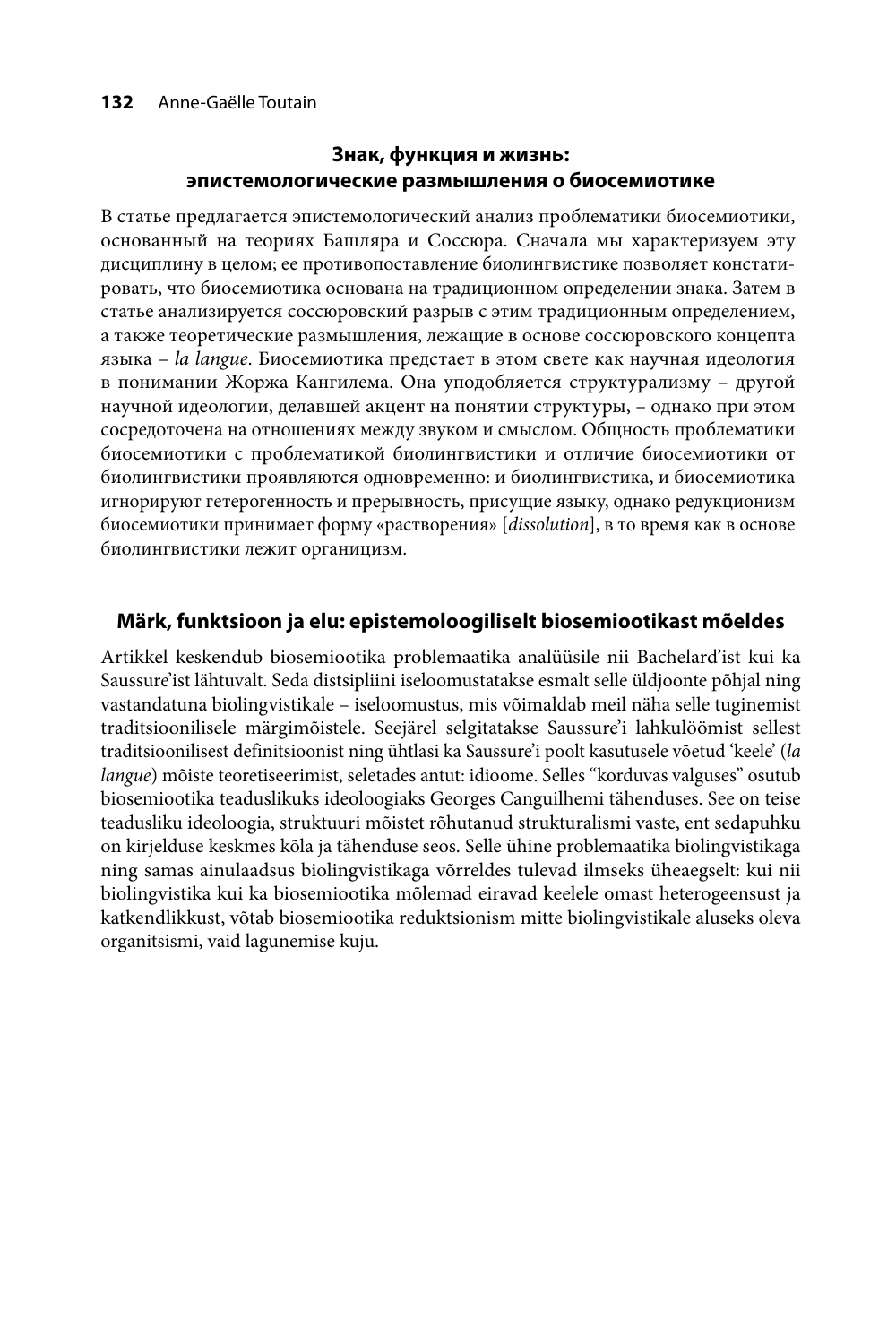## Знак, функция и жизнь: эпистемологические размышления о биосемиотике

В статье предлагается эпистемологический анализ проблематики биосемиотики, основанный на теориях Башляра и Соссюра. Сначала мы характеризуем эту дисциплину в целом; ее противопоставление биолингвистике позволяет констатировать, что биосемиотика основана на традиционном определении знака. Затем в статье анализируется соссюровский разрыв с этим традиционным определением, а также теоретические размышления, лежащие в основе соссюровского концепта языка – *la langue*. Биосемиотика предстает в этом свете как научная идеология в понимании Жоржа Кангилема. Она уподобляется структурализму – другой научной идеологии, делавшей акцент на понятии структуры, – однако при этом сосредоточена на отношениях между звуком и смыслом. Общность проблематики биосемиотики с проблематикой биолингвистики и отличие биосемиотики от биолингвистики проявляются одновременно: и биолингвистика, и биосемиотика игнорируют гетерогенность и прерывность, присущие языку, однако редукционизм биосемиотики принимает форму «растворения» [*dissolution*], в то время как в основе биолингвистики лежит органицизм.

## Märk, funktsioon ja elu: epistemoloogiliselt biosemiootikast mõeldes

Artikkel keskendub biosemiootika problemaatika analüüsile nii Bachelard'ist kui ka Saussure'ist lähtuvalt. Seda distsipliini iseloomustatakse esmalt selle üldjoonte põhjal ning vastandatuna biolingvistikale – iseloomustus, mis võimaldab meil näha selle tuginemist traditsioonilisele märgimõistele. Seejärel selgitatakse Saussure'i lahkulöömist sellest traditsioonilisest definitsioonist ning ühtlasi ka Saussure'i poolt kasutusele võetud 'keele' (*la langue*) mõiste teoretiseerimist, seletades antut: idioome. Selles "korduvas valguses" osutub biosemiootika teaduslikuks ideoloogiaks Georges Canguilhemi tähenduses. See on teise teadusliku ideoloogia, struktuuri mõistet rõhutanud strukturalismi vaste, ent sedapuhku on kirjelduse keskmes kõla ja tähenduse seos. Selle ühine problemaatika biolingvistikaga ning samas ainulaadsus biolingvistikaga võrreldes tulevad ilmseks üheaegselt: kui nii biolingvistika kui ka biosemiootika mõlemad eiravad keelele omast heterogeensust ja katkendlikkust, võtab biosemiootika reduktsionism mitte biolingvistikale aluseks oleva organitsismi, vaid lagunemise kuju.